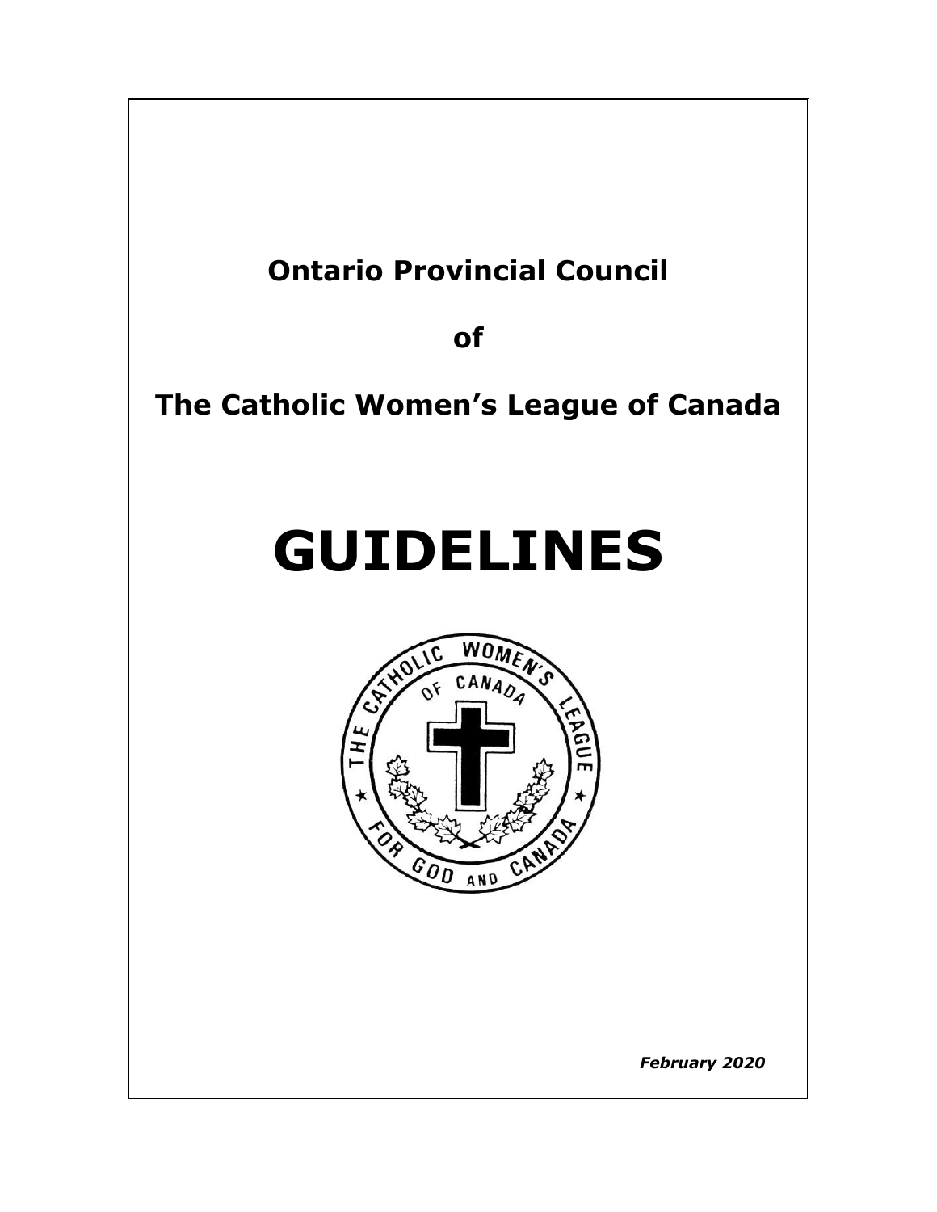# Ontario Provincial Council

# of

# The Catholic Women's League of Canada

# GUIDELINES

*February 2020*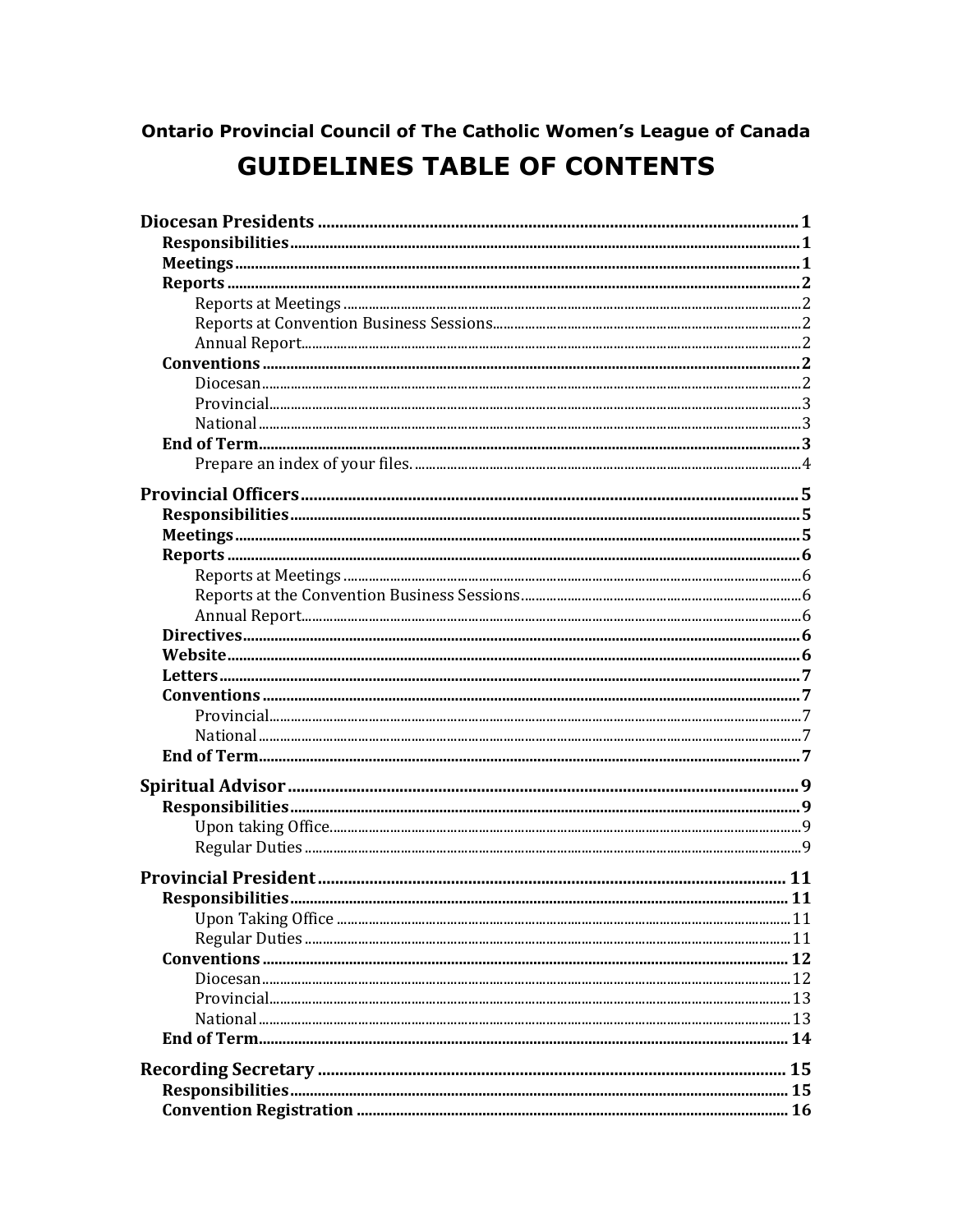**Ontario Provincial Council of The Catholic Women's League of Canada**

# GUIDELINES TABLE OF CONTENTS

**Diocesan Presidents** ..... **1**
- **Responsibilities** ..... **1**
- **Meetings** ..... **1**
- **Reports** ..... **2**
  - Reports at Meetings ..... 2
  - Reports at Convention Business Sessions ..... 2
  - Annual Report ..... 2
- **Conventions** ..... **2**
  - Diocesan ..... 2
  - Provincial ..... 3
  - National ..... 3
- **End of Term** ..... **3**
  - Prepare an index of your files. ..... 4

**Provincial Officers** ..... **5**
- **Responsibilities** ..... **5**
- **Meetings** ..... **5**
- **Reports** ..... **6**
  - Reports at Meetings ..... 6
  - Reports at the Convention Business Sessions ..... 6
  - Annual Report ..... 6
- **Directives** ..... **6**
- **Website** ..... **6**
- **Letters** ..... **7**
- **Conventions** ..... **7**
  - Provincial ..... 7
  - National ..... 7
- **End of Term** ..... **7**

**Spiritual Advisor** ..... **9**
- **Responsibilities** ..... **9**
  - Upon taking Office ..... 9
  - Regular Duties ..... 9

**Provincial President** ..... **11**
- **Responsibilities** ..... **11**
  - Upon Taking Office ..... 11
  - Regular Duties ..... 11
- **Conventions** ..... **12**
  - Diocesan ..... 12
  - Provincial ..... 13
  - National ..... 13
- **End of Term** ..... **14**

**Recording Secretary** ..... **15**
- **Responsibilities** ..... **15**
- **Convention Registration** ..... **16**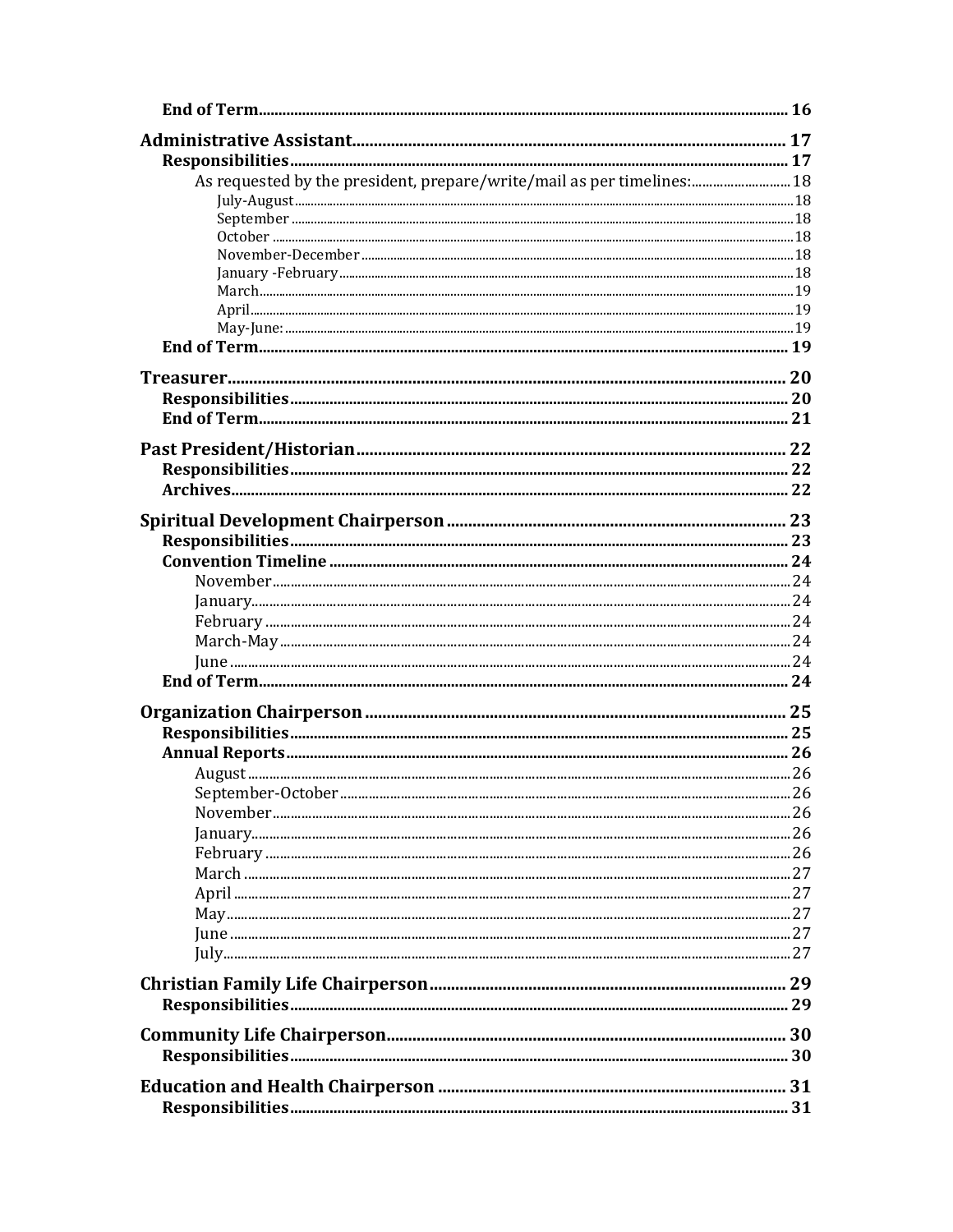- **End of Term** ... 16

**Administrative Assistant** ... 17

- **Responsibilities** ... 17
  - As requested by the president, prepare/write/mail as per timelines: ... 18
    - July-August ... 18
    - September ... 18
    - October ... 18
    - November-December ... 18
    - January -February ... 18
    - March ... 19
    - April ... 19
    - May-June: ... 19
- **End of Term** ... 19

**Treasurer** ... 20

- **Responsibilities** ... 20
- **End of Term** ... 21

**Past President/Historian** ... 22

- **Responsibilities** ... 22
- **Archives** ... 22

**Spiritual Development Chairperson** ... 23

- **Responsibilities** ... 23
- **Convention Timeline** ... 24
  - November ... 24
  - January ... 24
  - February ... 24
  - March-May ... 24
  - June ... 24
- **End of Term** ... 24

**Organization Chairperson** ... 25

- **Responsibilities** ... 25
- **Annual Reports** ... 26
  - August ... 26
  - September-October ... 26
  - November ... 26
  - January ... 26
  - February ... 26
  - March ... 27
  - April ... 27
  - May ... 27
  - June ... 27
  - July ... 27

**Christian Family Life Chairperson** ... 29

- **Responsibilities** ... 29

**Community Life Chairperson** ... 30

- **Responsibilities** ... 30

**Education and Health Chairperson** ... 31

- **Responsibilities** ... 31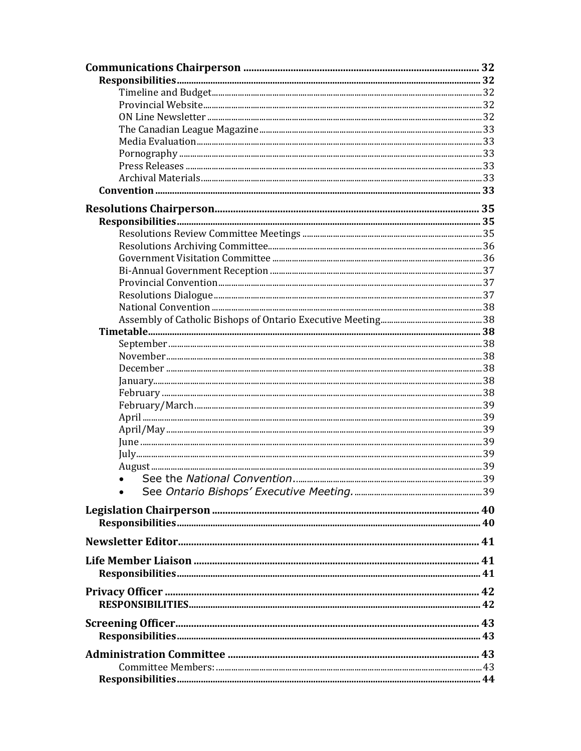**Communications Chairperson** .......... 32
- **Responsibilities** .......... 32
  - Timeline and Budget .......... 32
  - Provincial Website .......... 32
  - ON Line Newsletter .......... 32
  - The Canadian League Magazine .......... 33
  - Media Evaluation .......... 33
  - Pornography .......... 33
  - Press Releases .......... 33
  - Archival Materials .......... 33
- **Convention** .......... 33

**Resolutions Chairperson** .......... 35
- **Responsibilities** .......... 35
  - Resolutions Review Committee Meetings .......... 35
  - Resolutions Archiving Committee .......... 36
  - Government Visitation Committee .......... 36
  - Bi-Annual Government Reception .......... 37
  - Provincial Convention .......... 37
  - Resolutions Dialogue .......... 37
  - National Convention .......... 38
  - Assembly of Catholic Bishops of Ontario Executive Meeting .......... 38
- **Timetable** .......... 38
  - September .......... 38
  - November .......... 38
  - December .......... 38
  - January .......... 38
  - February .......... 38
  - February/March .......... 39
  - April .......... 39
  - April/May .......... 39
  - June .......... 39
  - July .......... 39
  - August .......... 39
    - See the *National Convention*. .......... 39
    - See *Ontario Bishops' Executive Meeting.* .......... 39

**Legislation Chairperson** .......... 40
- **Responsibilities** .......... 40

**Newsletter Editor** .......... 41

**Life Member Liaison** .......... 41
- **Responsibilities** .......... 41

**Privacy Officer** .......... 42
- **RESPONSIBILITIES** .......... 42

**Screening Officer** .......... 43
- **Responsibilities** .......... 43

**Administration Committee** .......... 43
  - Committee Members: .......... 43
- **Responsibilities** .......... 44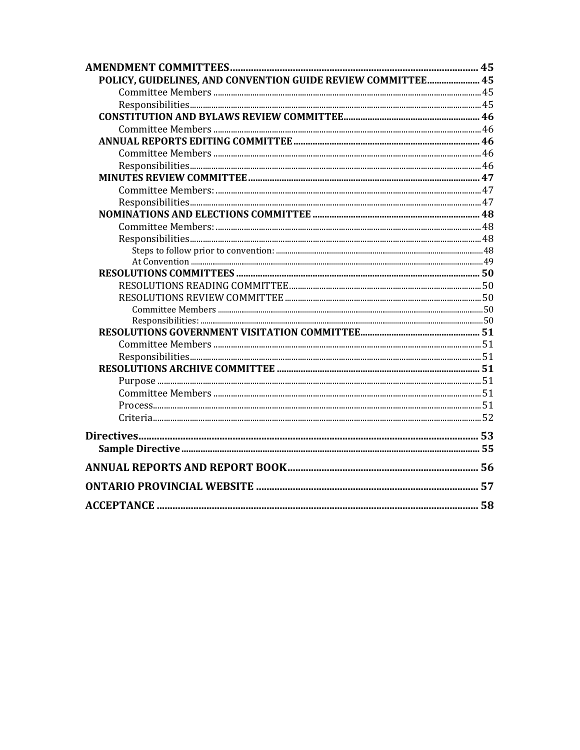- **AMENDMENT COMMITTEES** ........ 45
  - **POLICY, GUIDELINES, AND CONVENTION GUIDE REVIEW COMMITTEE** ........ 45
    - Committee Members ........ 45
    - Responsibilities ........ 45
  - **CONSTITUTION AND BYLAWS REVIEW COMMITTEE** ........ 46
    - Committee Members ........ 46
  - **ANNUAL REPORTS EDITING COMMITTEE** ........ 46
    - Committee Members ........ 46
    - Responsibilities ........ 46
  - **MINUTES REVIEW COMMITTEE** ........ 47
    - Committee Members: ........ 47
    - Responsibilities ........ 47
  - **NOMINATIONS AND ELECTIONS COMMITTEE** ........ 48
    - Committee Members: ........ 48
    - Responsibilities ........ 48
      - Steps to follow prior to convention: ........ 48
      - At Convention ........ 49
  - **RESOLUTIONS COMMITTEES** ........ 50
    - RESOLUTIONS READING COMMITTEE ........ 50
    - RESOLUTIONS REVIEW COMMITTEE ........ 50
      - Committee Members ........ 50
      - Responsibilities: ........ 50
  - **RESOLUTIONS GOVERNMENT VISITATION COMMITTEE** ........ 51
    - Committee Members ........ 51
    - Responsibilities ........ 51
  - **RESOLUTIONS ARCHIVE COMMITTEE** ........ 51
    - Purpose ........ 51
    - Committee Members ........ 51
    - Process ........ 51
    - Criteria ........ 52
- **Directives** ........ 53
  - **Sample Directive** ........ 55
- **ANNUAL REPORTS AND REPORT BOOK** ........ 56
- **ONTARIO PROVINCIAL WEBSITE** ........ 57
- **ACCEPTANCE** ........ 58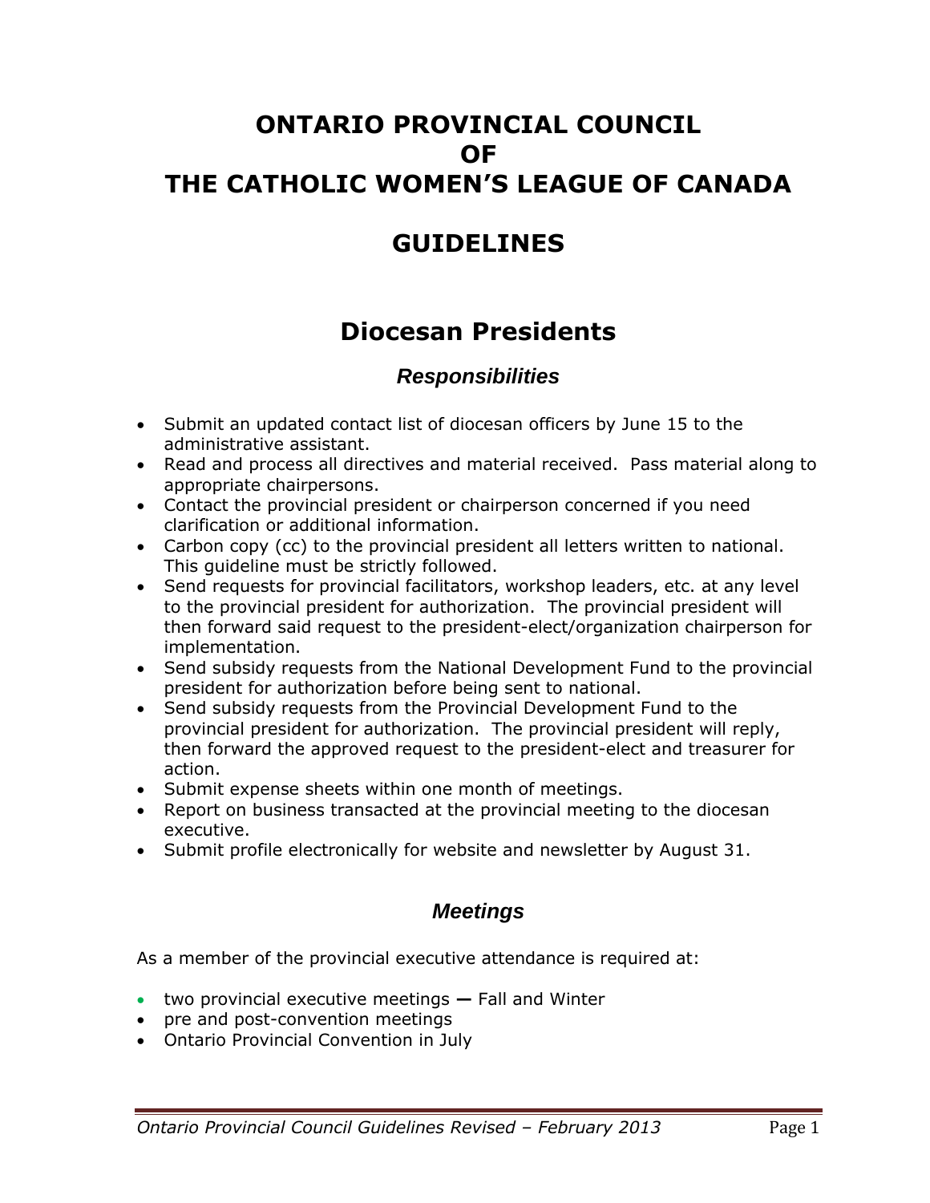# ONTARIO PROVINCIAL COUNCIL OF THE CATHOLIC WOMEN'S LEAGUE OF CANADA

# GUIDELINES

## Diocesan Presidents

### *Responsibilities*

- Submit an updated contact list of diocesan officers by June 15 to the administrative assistant.
- Read and process all directives and material received. Pass material along to appropriate chairpersons.
- Contact the provincial president or chairperson concerned if you need clarification or additional information.
- Carbon copy (cc) to the provincial president all letters written to national. This guideline must be strictly followed.
- Send requests for provincial facilitators, workshop leaders, etc. at any level to the provincial president for authorization. The provincial president will then forward said request to the president-elect/organization chairperson for implementation.
- Send subsidy requests from the National Development Fund to the provincial president for authorization before being sent to national.
- Send subsidy requests from the Provincial Development Fund to the provincial president for authorization. The provincial president will reply, then forward the approved request to the president-elect and treasurer for action.
- Submit expense sheets within one month of meetings.
- Report on business transacted at the provincial meeting to the diocesan executive.
- Submit profile electronically for website and newsletter by August 31.

### *Meetings*

As a member of the provincial executive attendance is required at:

- two provincial executive meetings — Fall and Winter
- pre and post-convention meetings
- Ontario Provincial Convention in July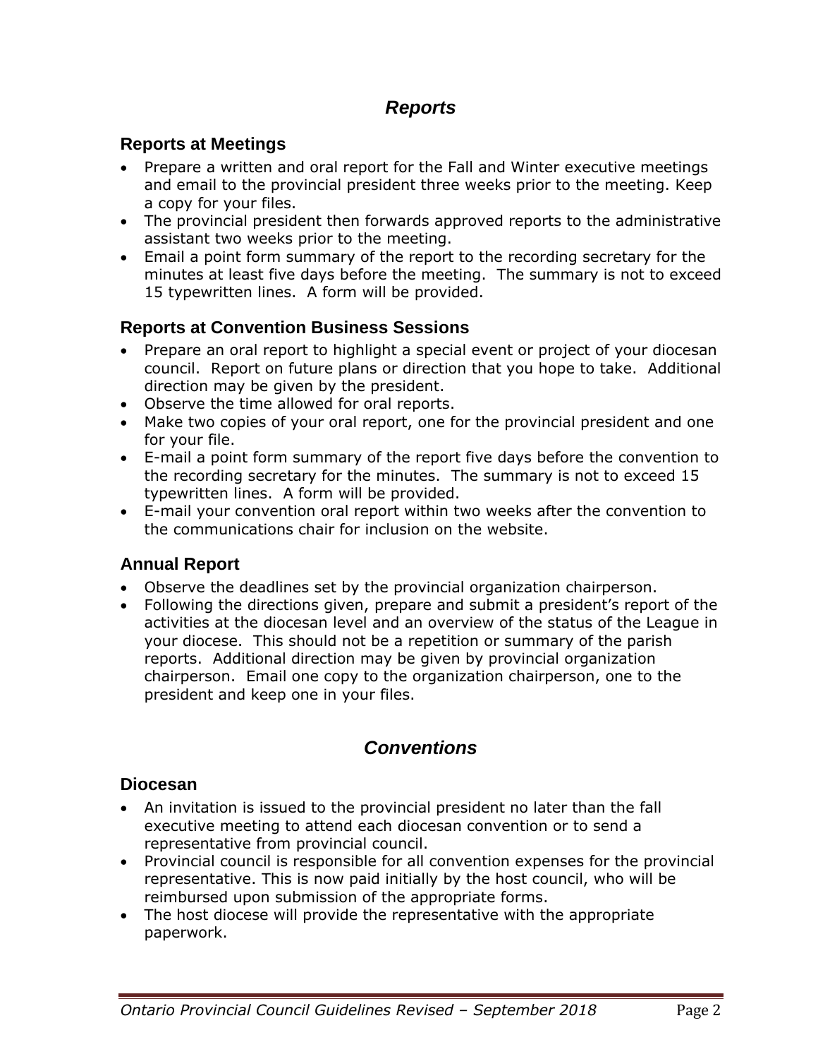## *Reports*

### Reports at Meetings

- Prepare a written and oral report for the Fall and Winter executive meetings and email to the provincial president three weeks prior to the meeting. Keep a copy for your files.
- The provincial president then forwards approved reports to the administrative assistant two weeks prior to the meeting.
- Email a point form summary of the report to the recording secretary for the minutes at least five days before the meeting. The summary is not to exceed 15 typewritten lines. A form will be provided.

### Reports at Convention Business Sessions

- Prepare an oral report to highlight a special event or project of your diocesan council. Report on future plans or direction that you hope to take. Additional direction may be given by the president.
- Observe the time allowed for oral reports.
- Make two copies of your oral report, one for the provincial president and one for your file.
- E-mail a point form summary of the report five days before the convention to the recording secretary for the minutes. The summary is not to exceed 15 typewritten lines. A form will be provided.
- E-mail your convention oral report within two weeks after the convention to the communications chair for inclusion on the website.

### Annual Report

- Observe the deadlines set by the provincial organization chairperson.
- Following the directions given, prepare and submit a president's report of the activities at the diocesan level and an overview of the status of the League in your diocese. This should not be a repetition or summary of the parish reports. Additional direction may be given by provincial organization chairperson. Email one copy to the organization chairperson, one to the president and keep one in your files.

## *Conventions*

### Diocesan

- An invitation is issued to the provincial president no later than the fall executive meeting to attend each diocesan convention or to send a representative from provincial council.
- Provincial council is responsible for all convention expenses for the provincial representative. This is now paid initially by the host council, who will be reimbursed upon submission of the appropriate forms.
- The host diocese will provide the representative with the appropriate paperwork.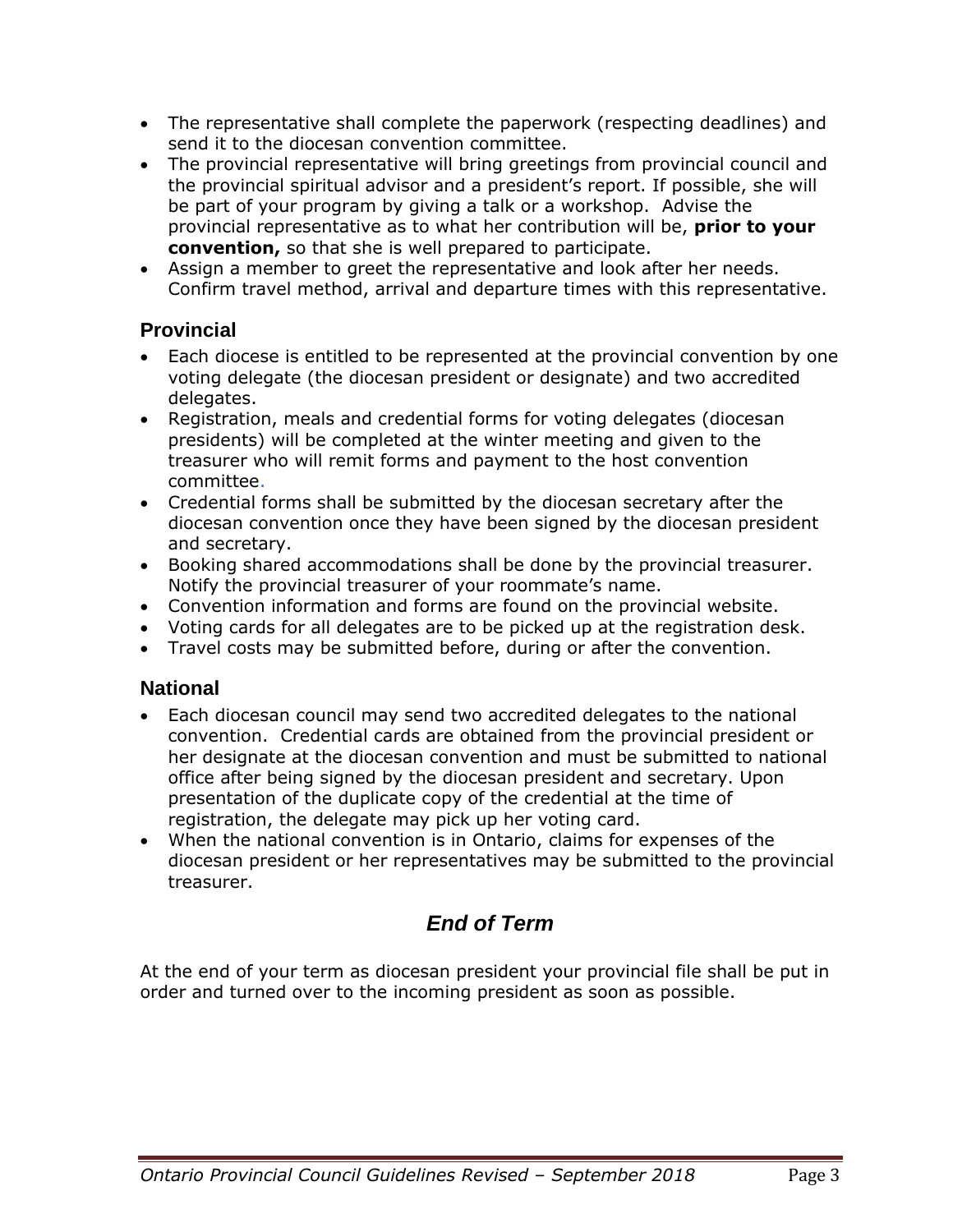- The representative shall complete the paperwork (respecting deadlines) and send it to the diocesan convention committee.
- The provincial representative will bring greetings from provincial council and the provincial spiritual advisor and a president's report. If possible, she will be part of your program by giving a talk or a workshop. Advise the provincial representative as to what her contribution will be, **prior to your convention,** so that she is well prepared to participate.
- Assign a member to greet the representative and look after her needs. Confirm travel method, arrival and departure times with this representative.

### Provincial

- Each diocese is entitled to be represented at the provincial convention by one voting delegate (the diocesan president or designate) and two accredited delegates.
- Registration, meals and credential forms for voting delegates (diocesan presidents) will be completed at the winter meeting and given to the treasurer who will remit forms and payment to the host convention committee.
- Credential forms shall be submitted by the diocesan secretary after the diocesan convention once they have been signed by the diocesan president and secretary.
- Booking shared accommodations shall be done by the provincial treasurer. Notify the provincial treasurer of your roommate's name.
- Convention information and forms are found on the provincial website.
- Voting cards for all delegates are to be picked up at the registration desk.
- Travel costs may be submitted before, during or after the convention.

### National

- Each diocesan council may send two accredited delegates to the national convention. Credential cards are obtained from the provincial president or her designate at the diocesan convention and must be submitted to national office after being signed by the diocesan president and secretary. Upon presentation of the duplicate copy of the credential at the time of registration, the delegate may pick up her voting card.
- When the national convention is in Ontario, claims for expenses of the diocesan president or her representatives may be submitted to the provincial treasurer.

## *End of Term*

At the end of your term as diocesan president your provincial file shall be put in order and turned over to the incoming president as soon as possible.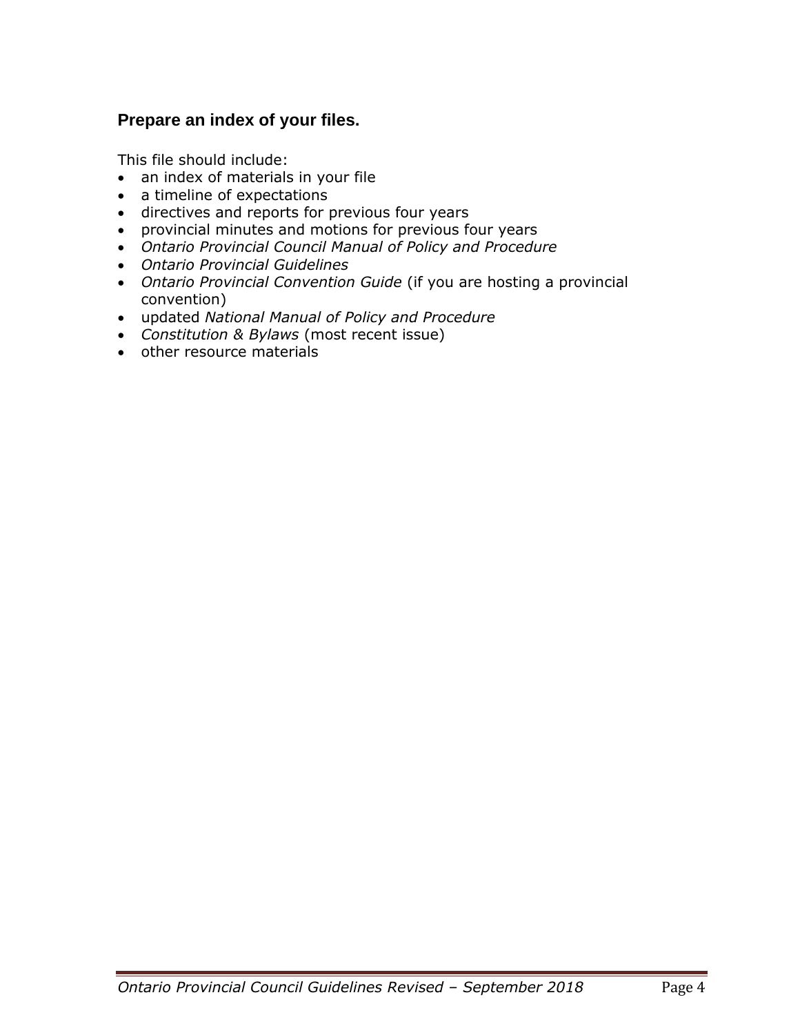### Prepare an index of your files.

This file should include:

- an index of materials in your file
- a timeline of expectations
- directives and reports for previous four years
- provincial minutes and motions for previous four years
- *Ontario Provincial Council Manual of Policy and Procedure*
- *Ontario Provincial Guidelines*
- *Ontario Provincial Convention Guide* (if you are hosting a provincial convention)
- updated *National Manual of Policy and Procedure*
- *Constitution & Bylaws* (most recent issue)
- other resource materials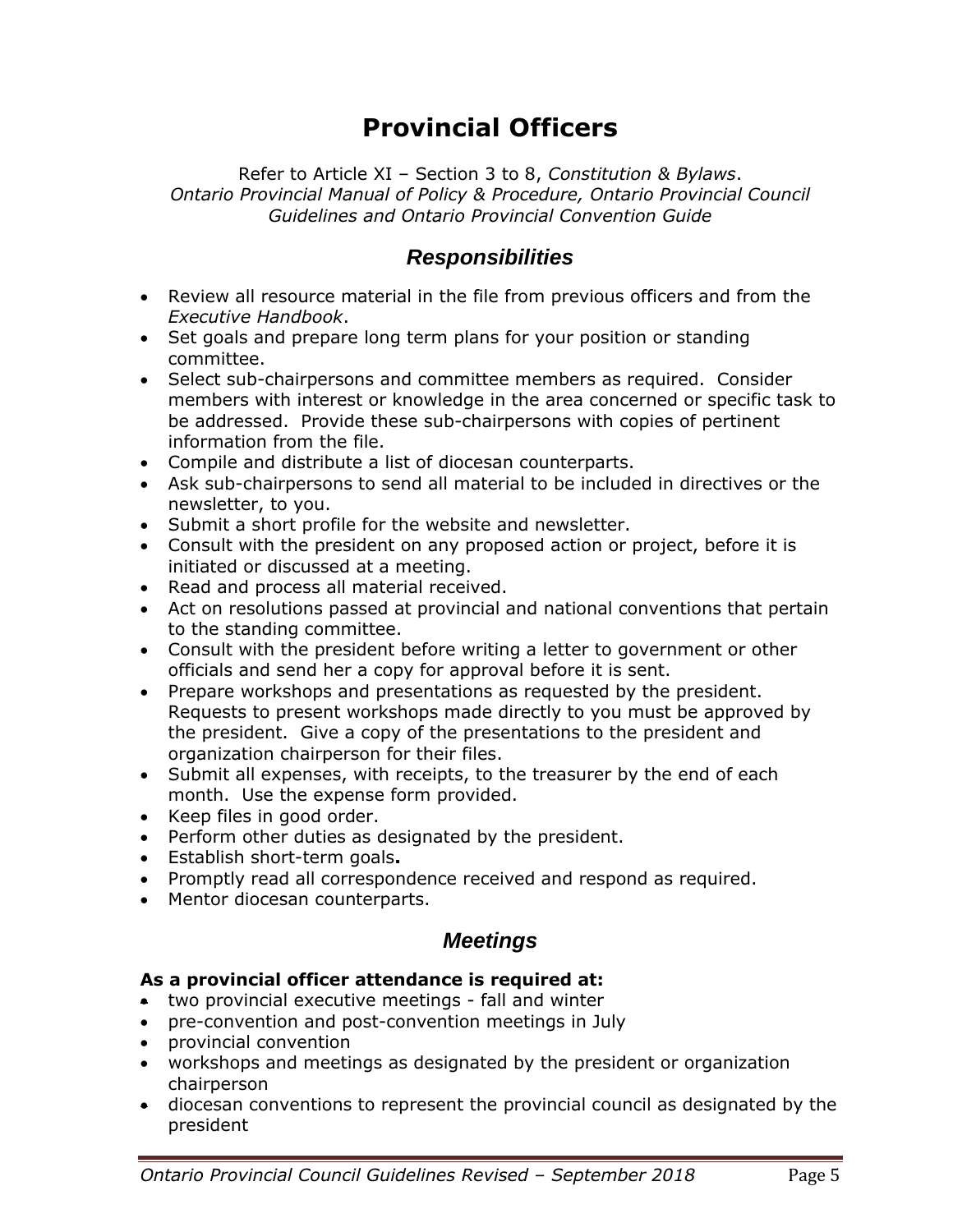# Provincial Officers

Refer to Article XI – Section 3 to 8, *Constitution & Bylaws*.
*Ontario Provincial Manual of Policy & Procedure, Ontario Provincial Council Guidelines and Ontario Provincial Convention Guide*

## *Responsibilities*

- Review all resource material in the file from previous officers and from the *Executive Handbook*.
- Set goals and prepare long term plans for your position or standing committee.
- Select sub-chairpersons and committee members as required. Consider members with interest or knowledge in the area concerned or specific task to be addressed. Provide these sub-chairpersons with copies of pertinent information from the file.
- Compile and distribute a list of diocesan counterparts.
- Ask sub-chairpersons to send all material to be included in directives or the newsletter, to you.
- Submit a short profile for the website and newsletter.
- Consult with the president on any proposed action or project, before it is initiated or discussed at a meeting.
- Read and process all material received.
- Act on resolutions passed at provincial and national conventions that pertain to the standing committee.
- Consult with the president before writing a letter to government or other officials and send her a copy for approval before it is sent.
- Prepare workshops and presentations as requested by the president. Requests to present workshops made directly to you must be approved by the president. Give a copy of the presentations to the president and organization chairperson for their files.
- Submit all expenses, with receipts, to the treasurer by the end of each month. Use the expense form provided.
- Keep files in good order.
- Perform other duties as designated by the president.
- Establish short-term goals**.**
- Promptly read all correspondence received and respond as required.
- Mentor diocesan counterparts.

## *Meetings*

**As a provincial officer attendance is required at:**

- two provincial executive meetings - fall and winter
- pre-convention and post-convention meetings in July
- provincial convention
- workshops and meetings as designated by the president or organization chairperson
- diocesan conventions to represent the provincial council as designated by the president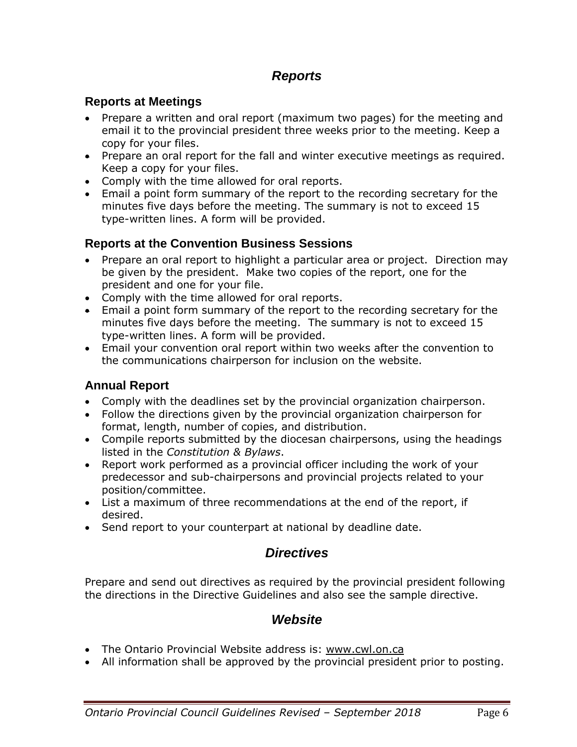## *Reports*

### Reports at Meetings

- Prepare a written and oral report (maximum two pages) for the meeting and email it to the provincial president three weeks prior to the meeting. Keep a copy for your files.
- Prepare an oral report for the fall and winter executive meetings as required. Keep a copy for your files.
- Comply with the time allowed for oral reports.
- Email a point form summary of the report to the recording secretary for the minutes five days before the meeting. The summary is not to exceed 15 type-written lines. A form will be provided.

### Reports at the Convention Business Sessions

- Prepare an oral report to highlight a particular area or project. Direction may be given by the president. Make two copies of the report, one for the president and one for your file.
- Comply with the time allowed for oral reports.
- Email a point form summary of the report to the recording secretary for the minutes five days before the meeting. The summary is not to exceed 15 type-written lines. A form will be provided.
- Email your convention oral report within two weeks after the convention to the communications chairperson for inclusion on the website.

### Annual Report

- Comply with the deadlines set by the provincial organization chairperson.
- Follow the directions given by the provincial organization chairperson for format, length, number of copies, and distribution.
- Compile reports submitted by the diocesan chairpersons, using the headings listed in the *Constitution & Bylaws*.
- Report work performed as a provincial officer including the work of your predecessor and sub-chairpersons and provincial projects related to your position/committee.
- List a maximum of three recommendations at the end of the report, if desired.
- Send report to your counterpart at national by deadline date.

## *Directives*

Prepare and send out directives as required by the provincial president following the directions in the Directive Guidelines and also see the sample directive.

## *Website*

- The Ontario Provincial Website address is: www.cwl.on.ca
- All information shall be approved by the provincial president prior to posting.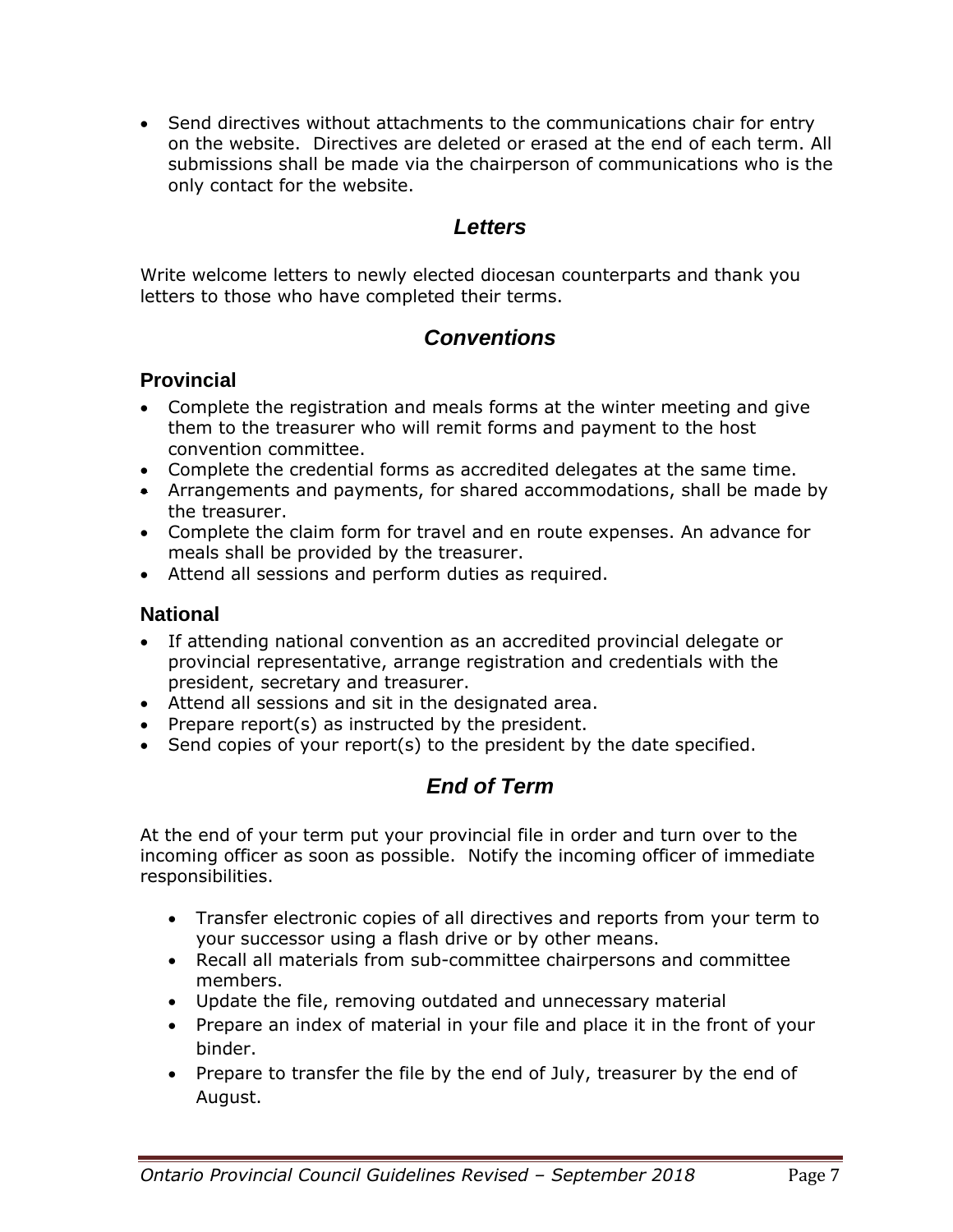- Send directives without attachments to the communications chair for entry on the website. Directives are deleted or erased at the end of each term. All submissions shall be made via the chairperson of communications who is the only contact for the website.

## *Letters*

Write welcome letters to newly elected diocesan counterparts and thank you letters to those who have completed their terms.

## *Conventions*

### Provincial

- Complete the registration and meals forms at the winter meeting and give them to the treasurer who will remit forms and payment to the host convention committee.
- Complete the credential forms as accredited delegates at the same time.
- Arrangements and payments, for shared accommodations, shall be made by the treasurer.
- Complete the claim form for travel and en route expenses. An advance for meals shall be provided by the treasurer.
- Attend all sessions and perform duties as required.

### National

- If attending national convention as an accredited provincial delegate or provincial representative, arrange registration and credentials with the president, secretary and treasurer.
- Attend all sessions and sit in the designated area.
- Prepare report(s) as instructed by the president.
- Send copies of your report(s) to the president by the date specified.

## *End of Term*

At the end of your term put your provincial file in order and turn over to the incoming officer as soon as possible. Notify the incoming officer of immediate responsibilities.

- Transfer electronic copies of all directives and reports from your term to your successor using a flash drive or by other means.
- Recall all materials from sub-committee chairpersons and committee members.
- Update the file, removing outdated and unnecessary material
- Prepare an index of material in your file and place it in the front of your binder.
- Prepare to transfer the file by the end of July, treasurer by the end of August.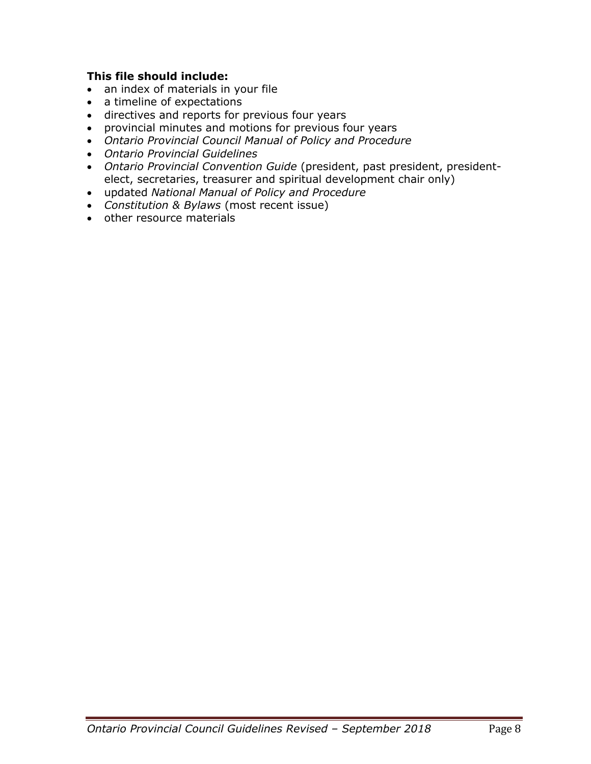**This file should include:**

- an index of materials in your file
- a timeline of expectations
- directives and reports for previous four years
- provincial minutes and motions for previous four years
- *Ontario Provincial Council Manual of Policy and Procedure*
- *Ontario Provincial Guidelines*
- *Ontario Provincial Convention Guide* (president, past president, president-elect, secretaries, treasurer and spiritual development chair only)
- updated *National Manual of Policy and Procedure*
- *Constitution & Bylaws* (most recent issue)
- other resource materials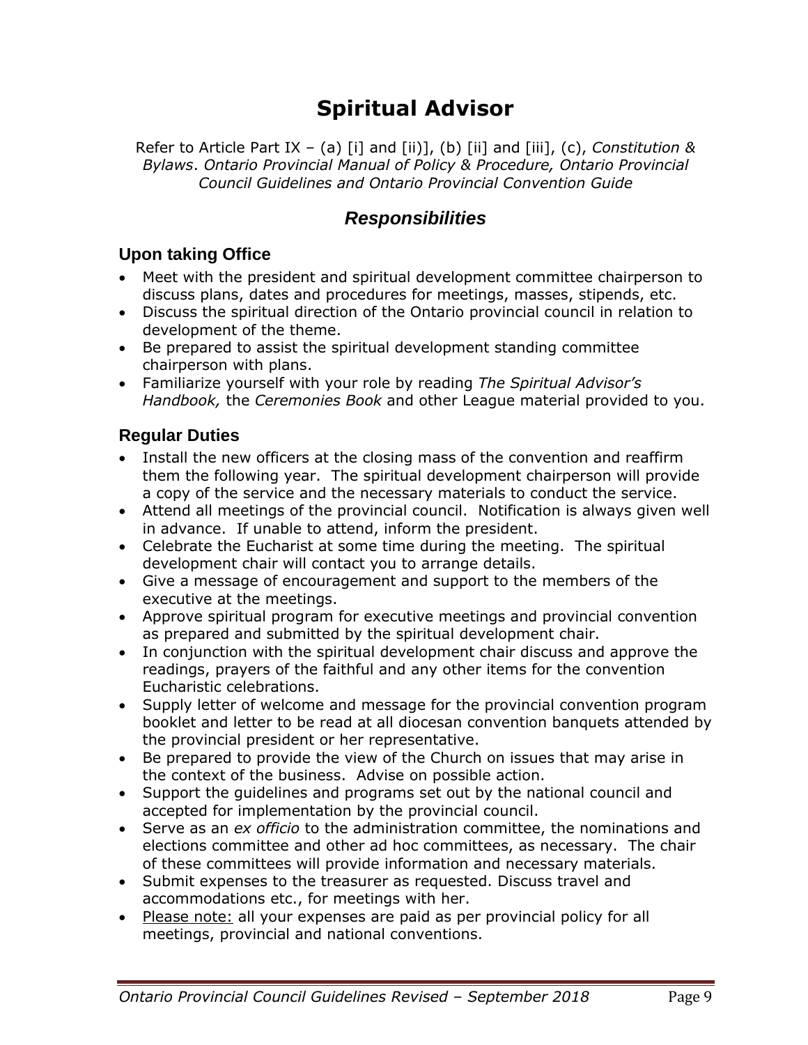# Spiritual Advisor

Refer to Article Part IX – (a) [i] and [ii)], (b) [ii] and [iii], (c), *Constitution & Bylaws*. *Ontario Provincial Manual of Policy & Procedure, Ontario Provincial Council Guidelines and Ontario Provincial Convention Guide*

## *Responsibilities*

### Upon taking Office

- Meet with the president and spiritual development committee chairperson to discuss plans, dates and procedures for meetings, masses, stipends, etc.
- Discuss the spiritual direction of the Ontario provincial council in relation to development of the theme.
- Be prepared to assist the spiritual development standing committee chairperson with plans.
- Familiarize yourself with your role by reading *The Spiritual Advisor's Handbook,* the *Ceremonies Book* and other League material provided to you.

### Regular Duties

- Install the new officers at the closing mass of the convention and reaffirm them the following year. The spiritual development chairperson will provide a copy of the service and the necessary materials to conduct the service.
- Attend all meetings of the provincial council. Notification is always given well in advance. If unable to attend, inform the president.
- Celebrate the Eucharist at some time during the meeting. The spiritual development chair will contact you to arrange details.
- Give a message of encouragement and support to the members of the executive at the meetings.
- Approve spiritual program for executive meetings and provincial convention as prepared and submitted by the spiritual development chair.
- In conjunction with the spiritual development chair discuss and approve the readings, prayers of the faithful and any other items for the convention Eucharistic celebrations.
- Supply letter of welcome and message for the provincial convention program booklet and letter to be read at all diocesan convention banquets attended by the provincial president or her representative.
- Be prepared to provide the view of the Church on issues that may arise in the context of the business. Advise on possible action.
- Support the guidelines and programs set out by the national council and accepted for implementation by the provincial council.
- Serve as an *ex officio* to the administration committee, the nominations and elections committee and other ad hoc committees, as necessary. The chair of these committees will provide information and necessary materials.
- Submit expenses to the treasurer as requested. Discuss travel and accommodations etc., for meetings with her.
- <u>Please note:</u> all your expenses are paid as per provincial policy for all meetings, provincial and national conventions.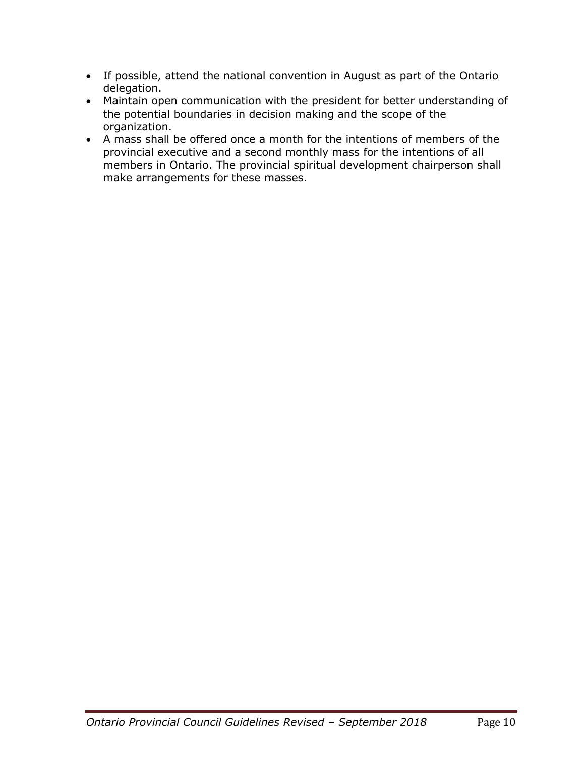- If possible, attend the national convention in August as part of the Ontario delegation.
- Maintain open communication with the president for better understanding of the potential boundaries in decision making and the scope of the organization.
- A mass shall be offered once a month for the intentions of members of the provincial executive and a second monthly mass for the intentions of all members in Ontario. The provincial spiritual development chairperson shall make arrangements for these masses.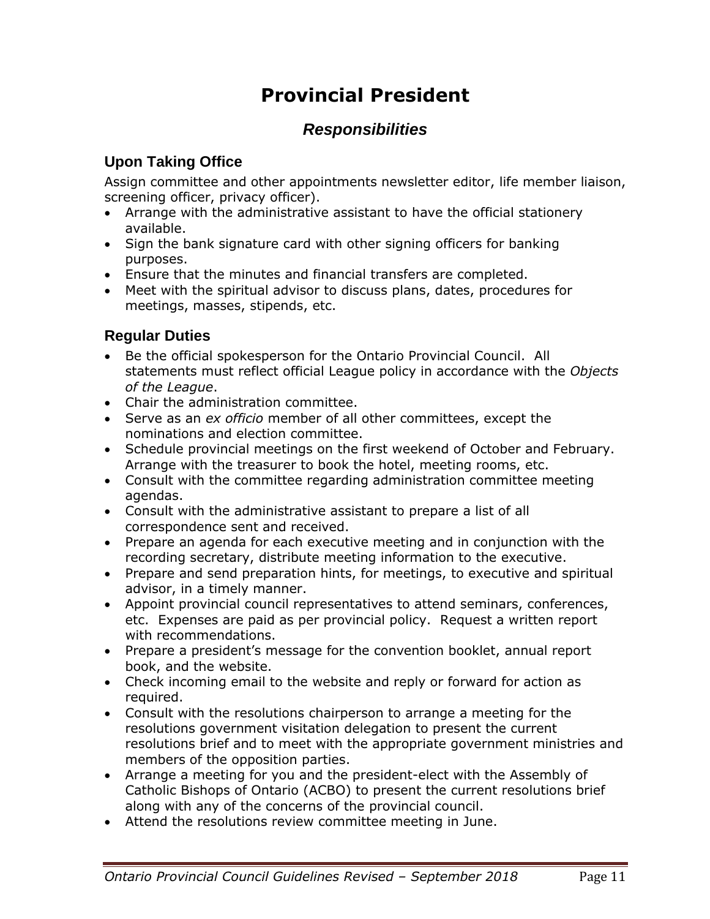# Provincial President

## *Responsibilities*

### Upon Taking Office

Assign committee and other appointments newsletter editor, life member liaison, screening officer, privacy officer).

- Arrange with the administrative assistant to have the official stationery available.
- Sign the bank signature card with other signing officers for banking purposes.
- Ensure that the minutes and financial transfers are completed.
- Meet with the spiritual advisor to discuss plans, dates, procedures for meetings, masses, stipends, etc.

### Regular Duties

- Be the official spokesperson for the Ontario Provincial Council. All statements must reflect official League policy in accordance with the *Objects of the League*.
- Chair the administration committee.
- Serve as an *ex officio* member of all other committees, except the nominations and election committee.
- Schedule provincial meetings on the first weekend of October and February. Arrange with the treasurer to book the hotel, meeting rooms, etc.
- Consult with the committee regarding administration committee meeting agendas.
- Consult with the administrative assistant to prepare a list of all correspondence sent and received.
- Prepare an agenda for each executive meeting and in conjunction with the recording secretary, distribute meeting information to the executive.
- Prepare and send preparation hints, for meetings, to executive and spiritual advisor, in a timely manner.
- Appoint provincial council representatives to attend seminars, conferences, etc. Expenses are paid as per provincial policy. Request a written report with recommendations.
- Prepare a president's message for the convention booklet, annual report book, and the website.
- Check incoming email to the website and reply or forward for action as required.
- Consult with the resolutions chairperson to arrange a meeting for the resolutions government visitation delegation to present the current resolutions brief and to meet with the appropriate government ministries and members of the opposition parties.
- Arrange a meeting for you and the president-elect with the Assembly of Catholic Bishops of Ontario (ACBO) to present the current resolutions brief along with any of the concerns of the provincial council.
- Attend the resolutions review committee meeting in June.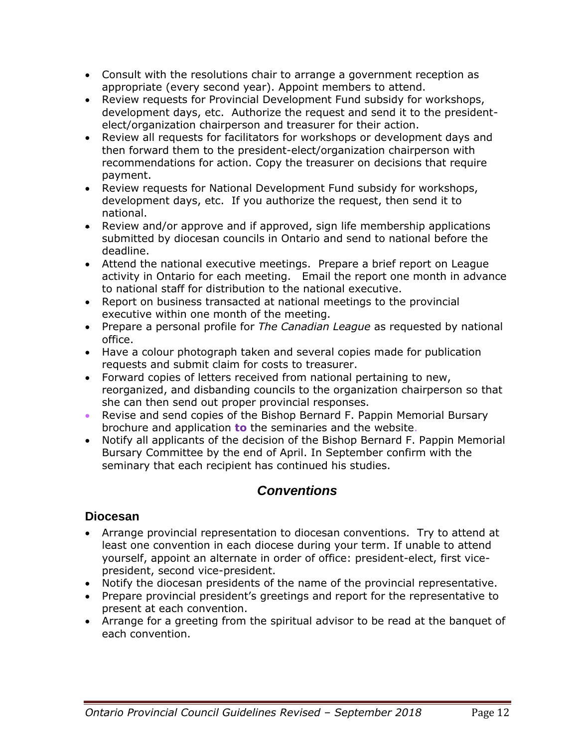- Consult with the resolutions chair to arrange a government reception as appropriate (every second year). Appoint members to attend.
- Review requests for Provincial Development Fund subsidy for workshops, development days, etc. Authorize the request and send it to the president-elect/organization chairperson and treasurer for their action.
- Review all requests for facilitators for workshops or development days and then forward them to the president-elect/organization chairperson with recommendations for action. Copy the treasurer on decisions that require payment.
- Review requests for National Development Fund subsidy for workshops, development days, etc. If you authorize the request, then send it to national.
- Review and/or approve and if approved, sign life membership applications submitted by diocesan councils in Ontario and send to national before the deadline.
- Attend the national executive meetings. Prepare a brief report on League activity in Ontario for each meeting. Email the report one month in advance to national staff for distribution to the national executive.
- Report on business transacted at national meetings to the provincial executive within one month of the meeting.
- Prepare a personal profile for *The Canadian League* as requested by national office.
- Have a colour photograph taken and several copies made for publication requests and submit claim for costs to treasurer.
- Forward copies of letters received from national pertaining to new, reorganized, and disbanding councils to the organization chairperson so that she can then send out proper provincial responses.
- Revise and send copies of the Bishop Bernard F. Pappin Memorial Bursary brochure and application **to** the seminaries and the website.
- Notify all applicants of the decision of the Bishop Bernard F. Pappin Memorial Bursary Committee by the end of April. In September confirm with the seminary that each recipient has continued his studies.

## *Conventions*

### Diocesan

- Arrange provincial representation to diocesan conventions. Try to attend at least one convention in each diocese during your term. If unable to attend yourself, appoint an alternate in order of office: president-elect, first vice-president, second vice-president.
- Notify the diocesan presidents of the name of the provincial representative.
- Prepare provincial president's greetings and report for the representative to present at each convention.
- Arrange for a greeting from the spiritual advisor to be read at the banquet of each convention.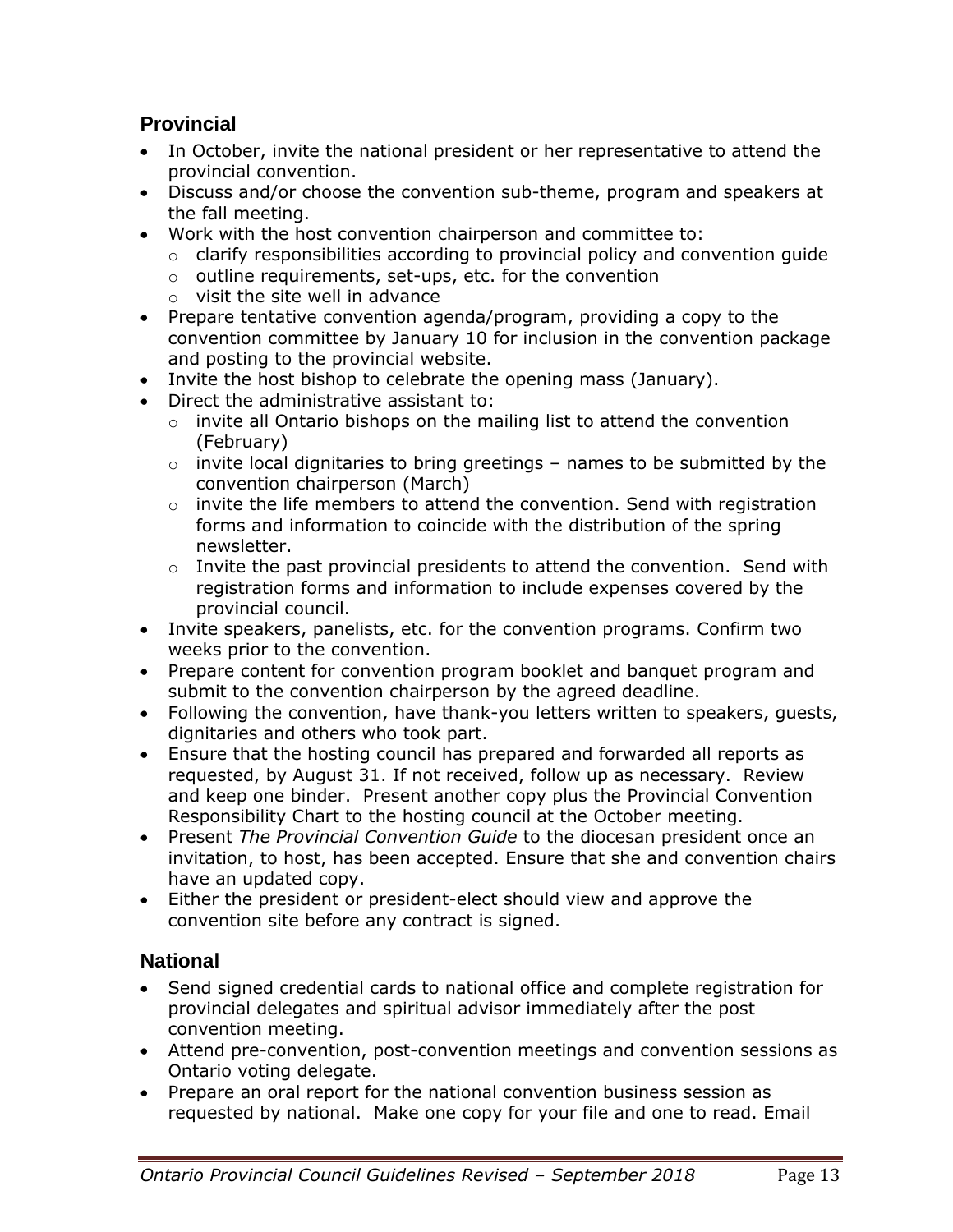## Provincial

- In October, invite the national president or her representative to attend the provincial convention.
- Discuss and/or choose the convention sub-theme, program and speakers at the fall meeting.
- Work with the host convention chairperson and committee to:
  - clarify responsibilities according to provincial policy and convention guide
  - outline requirements, set-ups, etc. for the convention
  - visit the site well in advance
- Prepare tentative convention agenda/program, providing a copy to the convention committee by January 10 for inclusion in the convention package and posting to the provincial website.
- Invite the host bishop to celebrate the opening mass (January).
- Direct the administrative assistant to:
  - invite all Ontario bishops on the mailing list to attend the convention (February)
  - invite local dignitaries to bring greetings – names to be submitted by the convention chairperson (March)
  - invite the life members to attend the convention. Send with registration forms and information to coincide with the distribution of the spring newsletter.
  - Invite the past provincial presidents to attend the convention. Send with registration forms and information to include expenses covered by the provincial council.
- Invite speakers, panelists, etc. for the convention programs. Confirm two weeks prior to the convention.
- Prepare content for convention program booklet and banquet program and submit to the convention chairperson by the agreed deadline.
- Following the convention, have thank-you letters written to speakers, guests, dignitaries and others who took part.
- Ensure that the hosting council has prepared and forwarded all reports as requested, by August 31. If not received, follow up as necessary. Review and keep one binder. Present another copy plus the Provincial Convention Responsibility Chart to the hosting council at the October meeting.
- Present *The Provincial Convention Guide* to the diocesan president once an invitation, to host, has been accepted. Ensure that she and convention chairs have an updated copy.
- Either the president or president-elect should view and approve the convention site before any contract is signed.

## National

- Send signed credential cards to national office and complete registration for provincial delegates and spiritual advisor immediately after the post convention meeting.
- Attend pre-convention, post-convention meetings and convention sessions as Ontario voting delegate.
- Prepare an oral report for the national convention business session as requested by national. Make one copy for your file and one to read. Email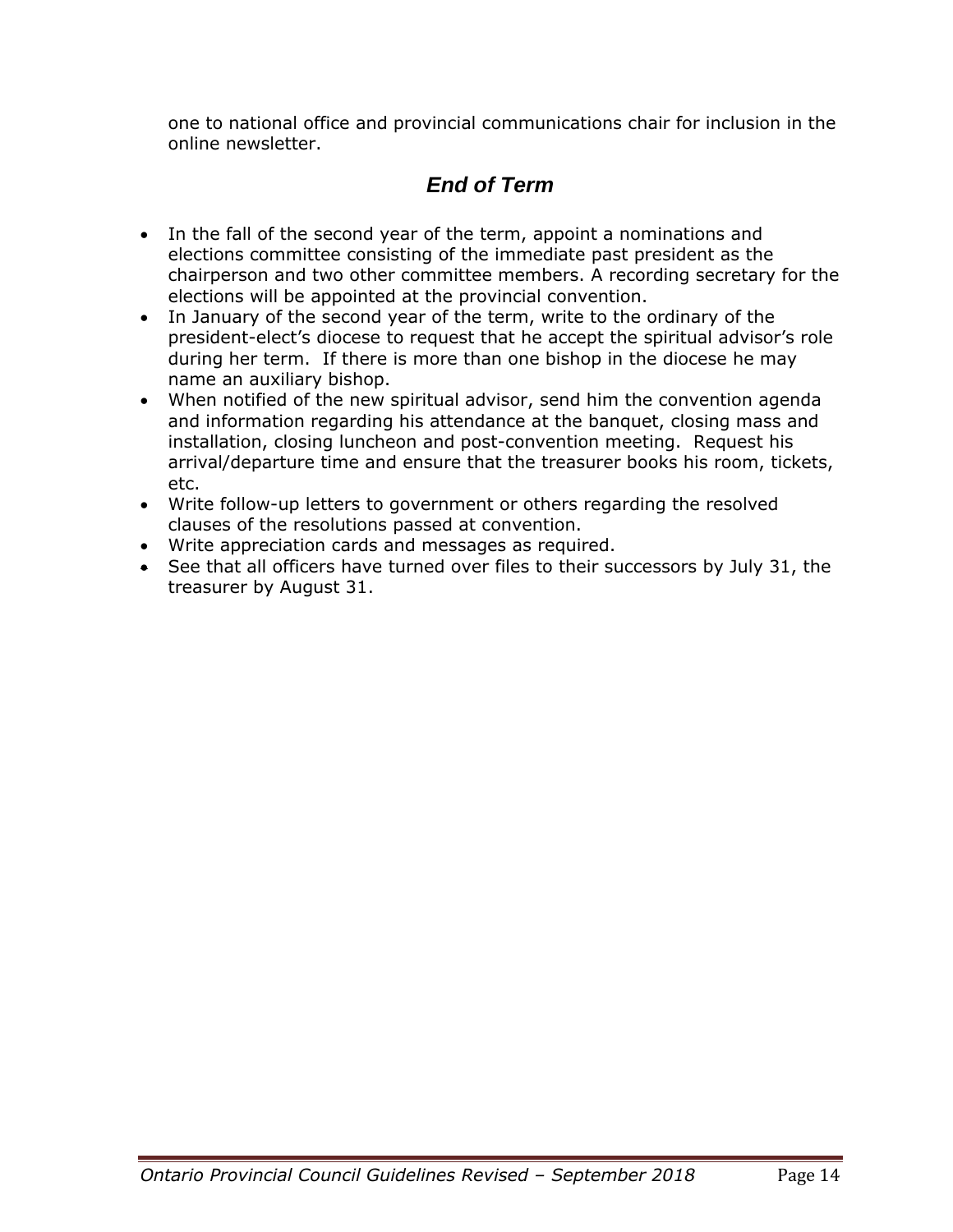one to national office and provincial communications chair for inclusion in the online newsletter.

## *End of Term*

- In the fall of the second year of the term, appoint a nominations and elections committee consisting of the immediate past president as the chairperson and two other committee members. A recording secretary for the elections will be appointed at the provincial convention.
- In January of the second year of the term, write to the ordinary of the president-elect's diocese to request that he accept the spiritual advisor's role during her term. If there is more than one bishop in the diocese he may name an auxiliary bishop.
- When notified of the new spiritual advisor, send him the convention agenda and information regarding his attendance at the banquet, closing mass and installation, closing luncheon and post-convention meeting. Request his arrival/departure time and ensure that the treasurer books his room, tickets, etc.
- Write follow-up letters to government or others regarding the resolved clauses of the resolutions passed at convention.
- Write appreciation cards and messages as required.
- See that all officers have turned over files to their successors by July 31, the treasurer by August 31.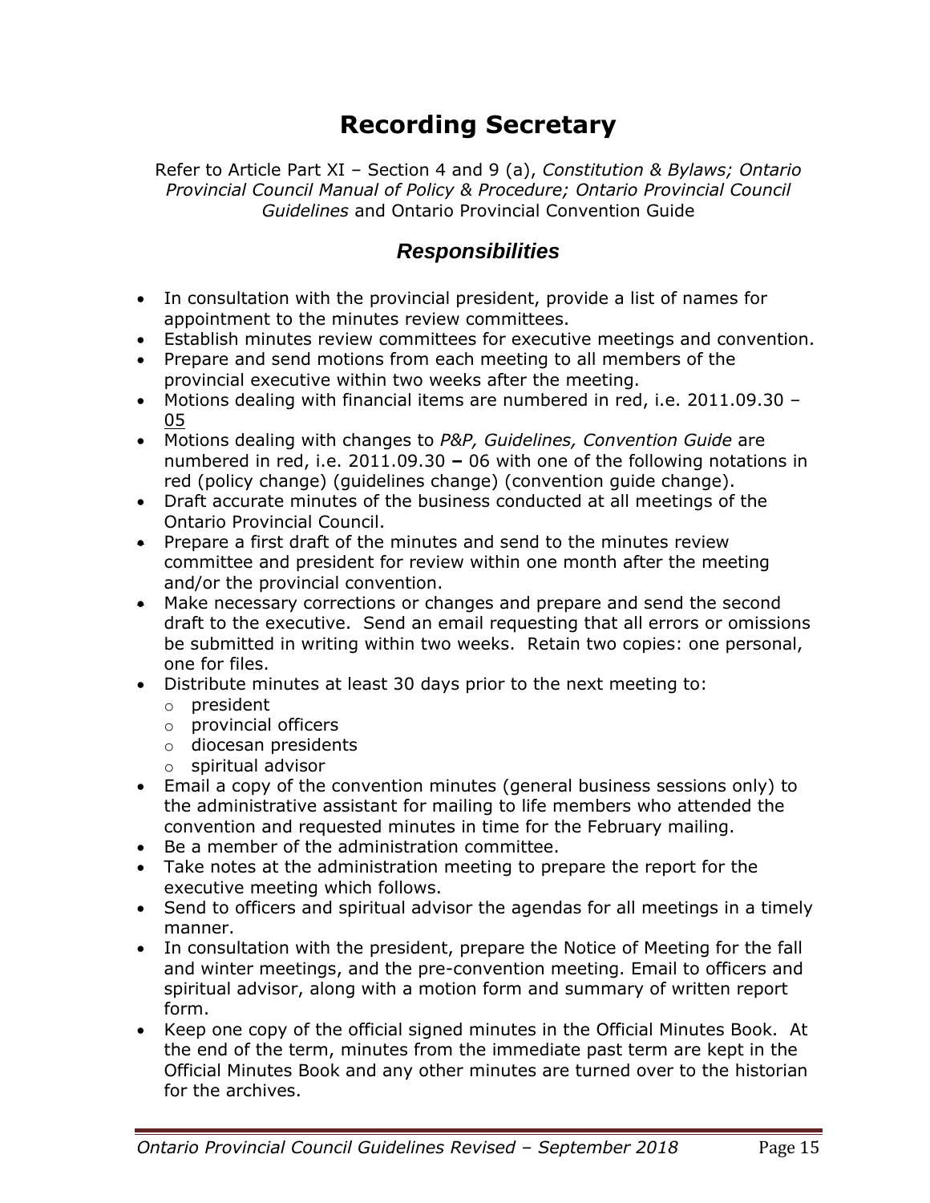# Recording Secretary

Refer to Article Part XI – Section 4 and 9 (a), *Constitution & Bylaws; Ontario Provincial Council Manual of Policy & Procedure; Ontario Provincial Council Guidelines* and Ontario Provincial Convention Guide

## *Responsibilities*

- In consultation with the provincial president, provide a list of names for appointment to the minutes review committees.
- Establish minutes review committees for executive meetings and convention.
- Prepare and send motions from each meeting to all members of the provincial executive within two weeks after the meeting.
- Motions dealing with financial items are numbered in red, i.e. 2011.09.30 – 05
- Motions dealing with changes to *P&P, Guidelines, Convention Guide* are numbered in red, i.e. 2011.09.30 **–** 06 with one of the following notations in red (policy change) (guidelines change) (convention guide change).
- Draft accurate minutes of the business conducted at all meetings of the Ontario Provincial Council.
- Prepare a first draft of the minutes and send to the minutes review committee and president for review within one month after the meeting and/or the provincial convention.
- Make necessary corrections or changes and prepare and send the second draft to the executive. Send an email requesting that all errors or omissions be submitted in writing within two weeks. Retain two copies: one personal, one for files.
- Distribute minutes at least 30 days prior to the next meeting to:
  - president
  - provincial officers
  - diocesan presidents
  - spiritual advisor
- Email a copy of the convention minutes (general business sessions only) to the administrative assistant for mailing to life members who attended the convention and requested minutes in time for the February mailing.
- Be a member of the administration committee.
- Take notes at the administration meeting to prepare the report for the executive meeting which follows.
- Send to officers and spiritual advisor the agendas for all meetings in a timely manner.
- In consultation with the president, prepare the Notice of Meeting for the fall and winter meetings, and the pre-convention meeting. Email to officers and spiritual advisor, along with a motion form and summary of written report form.
- Keep one copy of the official signed minutes in the Official Minutes Book. At the end of the term, minutes from the immediate past term are kept in the Official Minutes Book and any other minutes are turned over to the historian for the archives.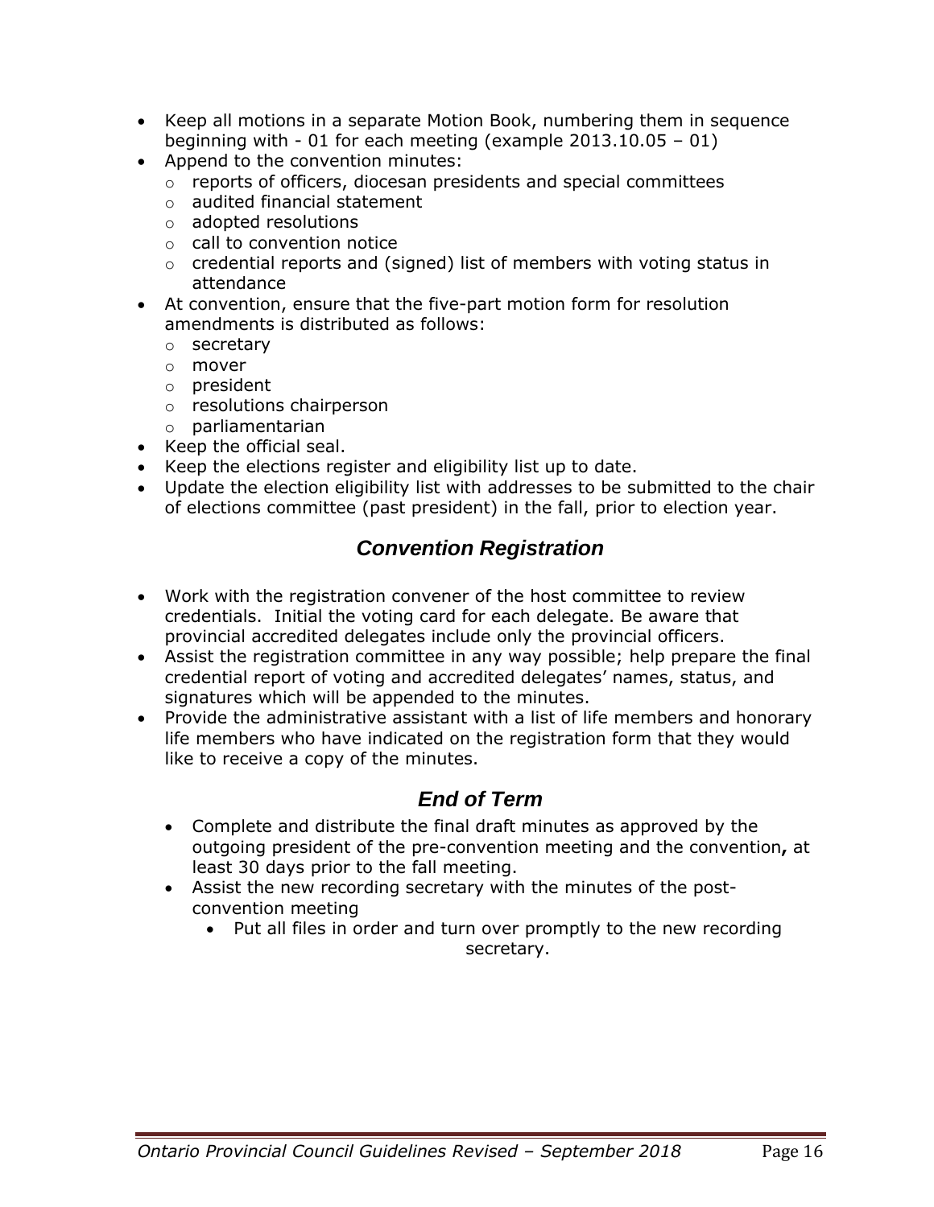- Keep all motions in a separate Motion Book, numbering them in sequence beginning with - 01 for each meeting (example 2013.10.05 – 01)
- Append to the convention minutes:
  - reports of officers, diocesan presidents and special committees
  - audited financial statement
  - adopted resolutions
  - call to convention notice
  - credential reports and (signed) list of members with voting status in attendance
- At convention, ensure that the five-part motion form for resolution amendments is distributed as follows:
  - secretary
  - mover
  - president
  - resolutions chairperson
  - parliamentarian
- Keep the official seal.
- Keep the elections register and eligibility list up to date.
- Update the election eligibility list with addresses to be submitted to the chair of elections committee (past president) in the fall, prior to election year.

## *Convention Registration*

- Work with the registration convener of the host committee to review credentials. Initial the voting card for each delegate. Be aware that provincial accredited delegates include only the provincial officers.
- Assist the registration committee in any way possible; help prepare the final credential report of voting and accredited delegates' names, status, and signatures which will be appended to the minutes.
- Provide the administrative assistant with a list of life members and honorary life members who have indicated on the registration form that they would like to receive a copy of the minutes.

## *End of Term*

- Complete and distribute the final draft minutes as approved by the outgoing president of the pre-convention meeting and the convention**,** at least 30 days prior to the fall meeting.
- Assist the new recording secretary with the minutes of the post-convention meeting
  - Put all files in order and turn over promptly to the new recording secretary.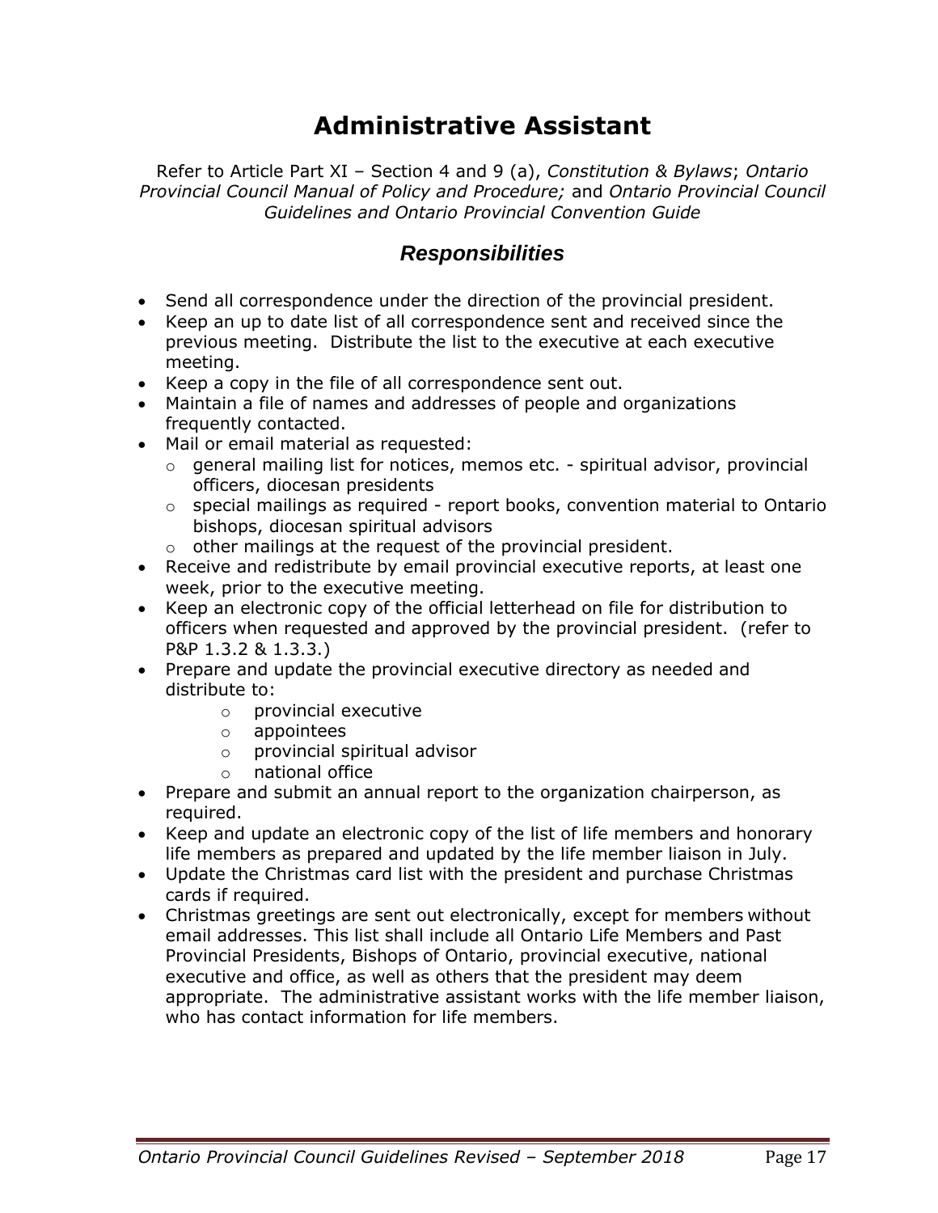# Administrative Assistant

Refer to Article Part XI – Section 4 and 9 (a), *Constitution & Bylaws*; *Ontario Provincial Council Manual of Policy and Procedure;* and *Ontario Provincial Council Guidelines and Ontario Provincial Convention Guide*

## *Responsibilities*

- Send all correspondence under the direction of the provincial president.
- Keep an up to date list of all correspondence sent and received since the previous meeting. Distribute the list to the executive at each executive meeting.
- Keep a copy in the file of all correspondence sent out.
- Maintain a file of names and addresses of people and organizations frequently contacted.
- Mail or email material as requested:
  - general mailing list for notices, memos etc. - spiritual advisor, provincial officers, diocesan presidents
  - special mailings as required - report books, convention material to Ontario bishops, diocesan spiritual advisors
  - other mailings at the request of the provincial president.
- Receive and redistribute by email provincial executive reports, at least one week, prior to the executive meeting.
- Keep an electronic copy of the official letterhead on file for distribution to officers when requested and approved by the provincial president. (refer to P&P 1.3.2 & 1.3.3.)
- Prepare and update the provincial executive directory as needed and distribute to:
  - provincial executive
  - appointees
  - provincial spiritual advisor
  - national office
- Prepare and submit an annual report to the organization chairperson, as required.
- Keep and update an electronic copy of the list of life members and honorary life members as prepared and updated by the life member liaison in July.
- Update the Christmas card list with the president and purchase Christmas cards if required.
- Christmas greetings are sent out electronically, except for members without email addresses. This list shall include all Ontario Life Members and Past Provincial Presidents, Bishops of Ontario, provincial executive, national executive and office, as well as others that the president may deem appropriate. The administrative assistant works with the life member liaison, who has contact information for life members.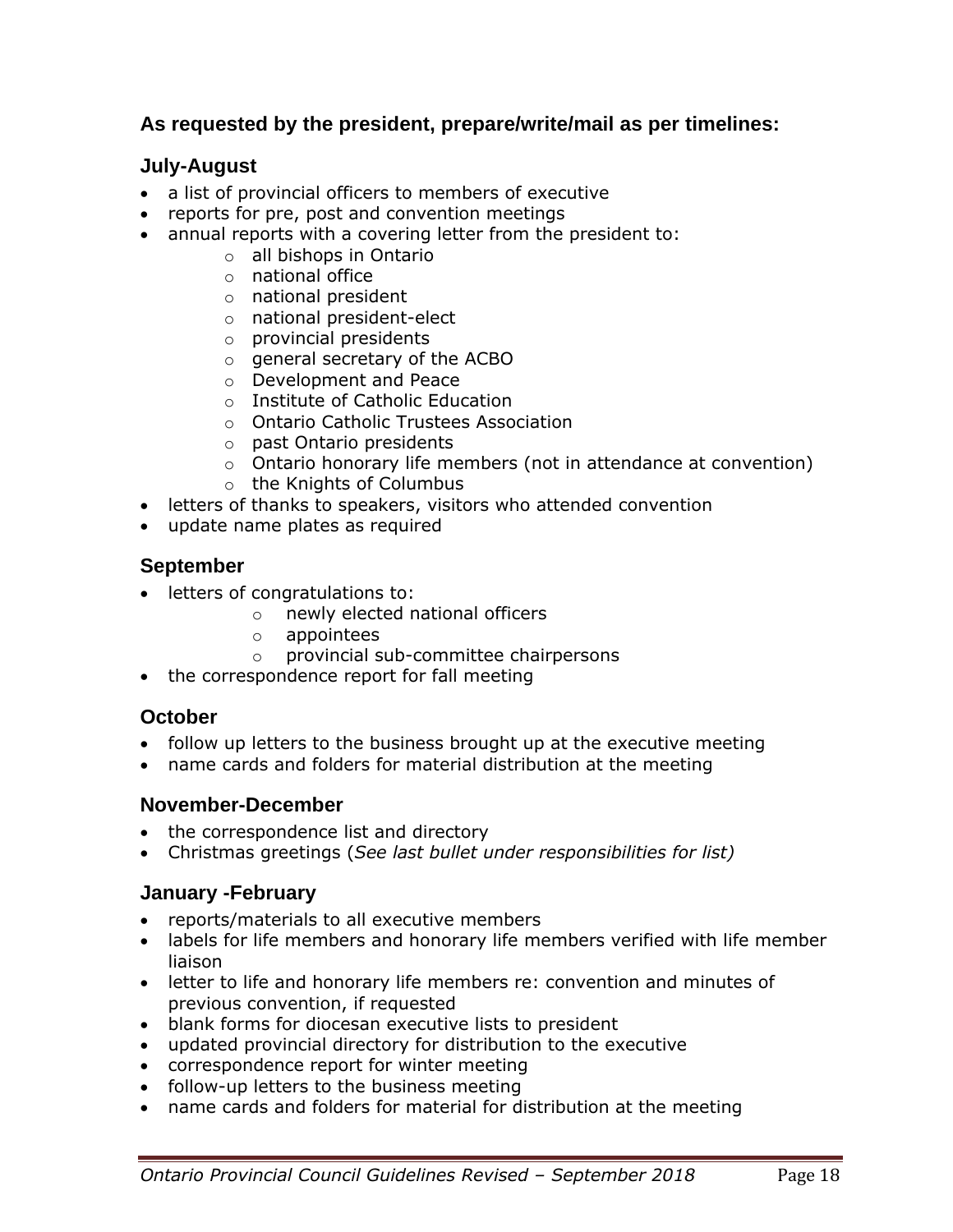### As requested by the president, prepare/write/mail as per timelines:

### July-August

- a list of provincial officers to members of executive
- reports for pre, post and convention meetings
- annual reports with a covering letter from the president to:
  - all bishops in Ontario
  - national office
  - national president
  - national president-elect
  - provincial presidents
  - general secretary of the ACBO
  - Development and Peace
  - Institute of Catholic Education
  - Ontario Catholic Trustees Association
  - past Ontario presidents
  - Ontario honorary life members (not in attendance at convention)
  - the Knights of Columbus
- letters of thanks to speakers, visitors who attended convention
- update name plates as required

### September

- letters of congratulations to:
  - newly elected national officers
  - appointees
  - provincial sub-committee chairpersons
- the correspondence report for fall meeting

### October

- follow up letters to the business brought up at the executive meeting
- name cards and folders for material distribution at the meeting

### November-December

- the correspondence list and directory
- Christmas greetings (*See last bullet under responsibilities for list)*

### January -February

- reports/materials to all executive members
- labels for life members and honorary life members verified with life member liaison
- letter to life and honorary life members re: convention and minutes of previous convention, if requested
- blank forms for diocesan executive lists to president
- updated provincial directory for distribution to the executive
- correspondence report for winter meeting
- follow-up letters to the business meeting
- name cards and folders for material for distribution at the meeting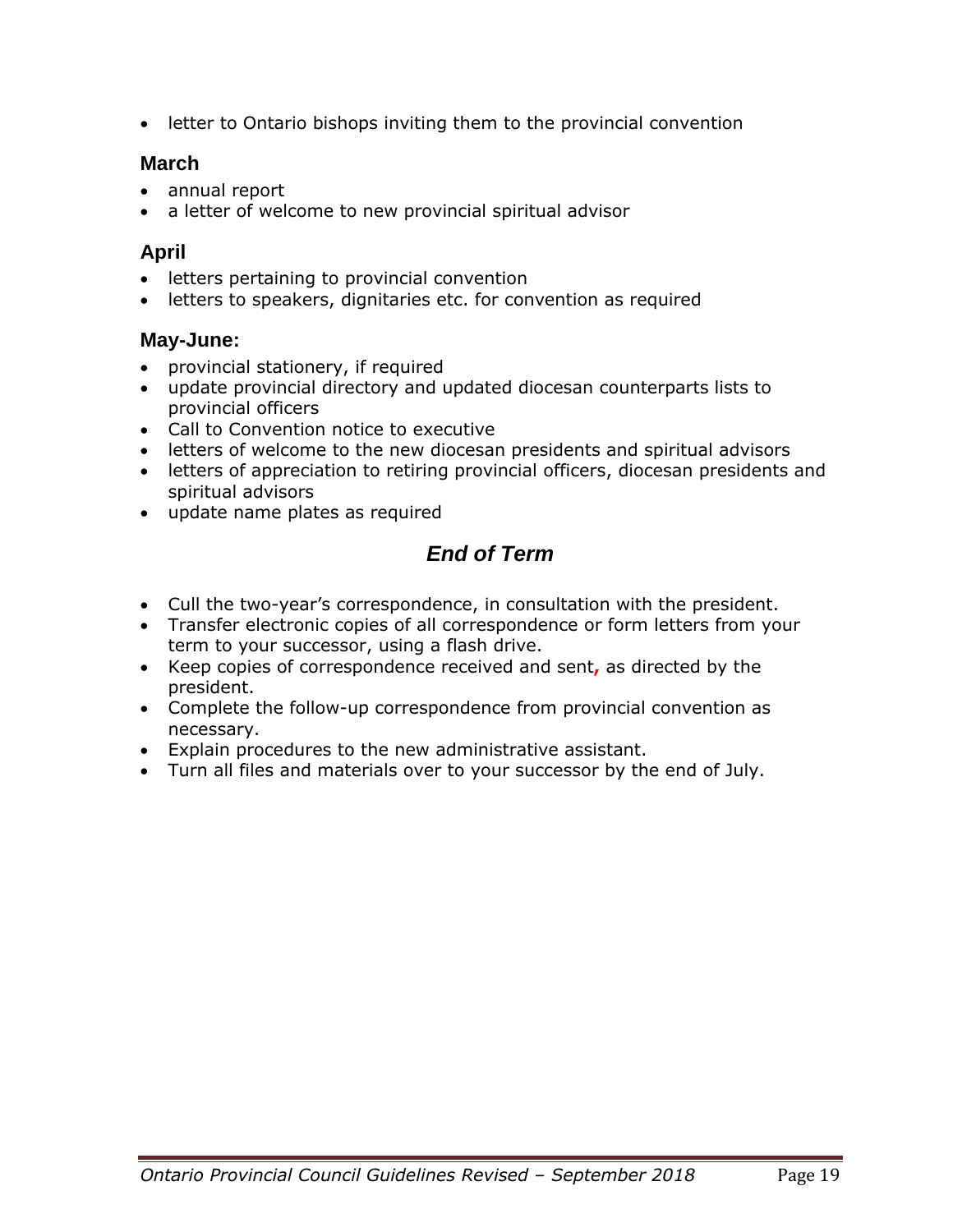- letter to Ontario bishops inviting them to the provincial convention

### March

- annual report
- a letter of welcome to new provincial spiritual advisor

### April

- letters pertaining to provincial convention
- letters to speakers, dignitaries etc. for convention as required

### May-June:

- provincial stationery, if required
- update provincial directory and updated diocesan counterparts lists to provincial officers
- Call to Convention notice to executive
- letters of welcome to the new diocesan presidents and spiritual advisors
- letters of appreciation to retiring provincial officers, diocesan presidents and spiritual advisors
- update name plates as required

## *End of Term*

- Cull the two-year's correspondence, in consultation with the president.
- Transfer electronic copies of all correspondence or form letters from your term to your successor, using a flash drive.
- Keep copies of correspondence received and sent, as directed by the president.
- Complete the follow-up correspondence from provincial convention as necessary.
- Explain procedures to the new administrative assistant.
- Turn all files and materials over to your successor by the end of July.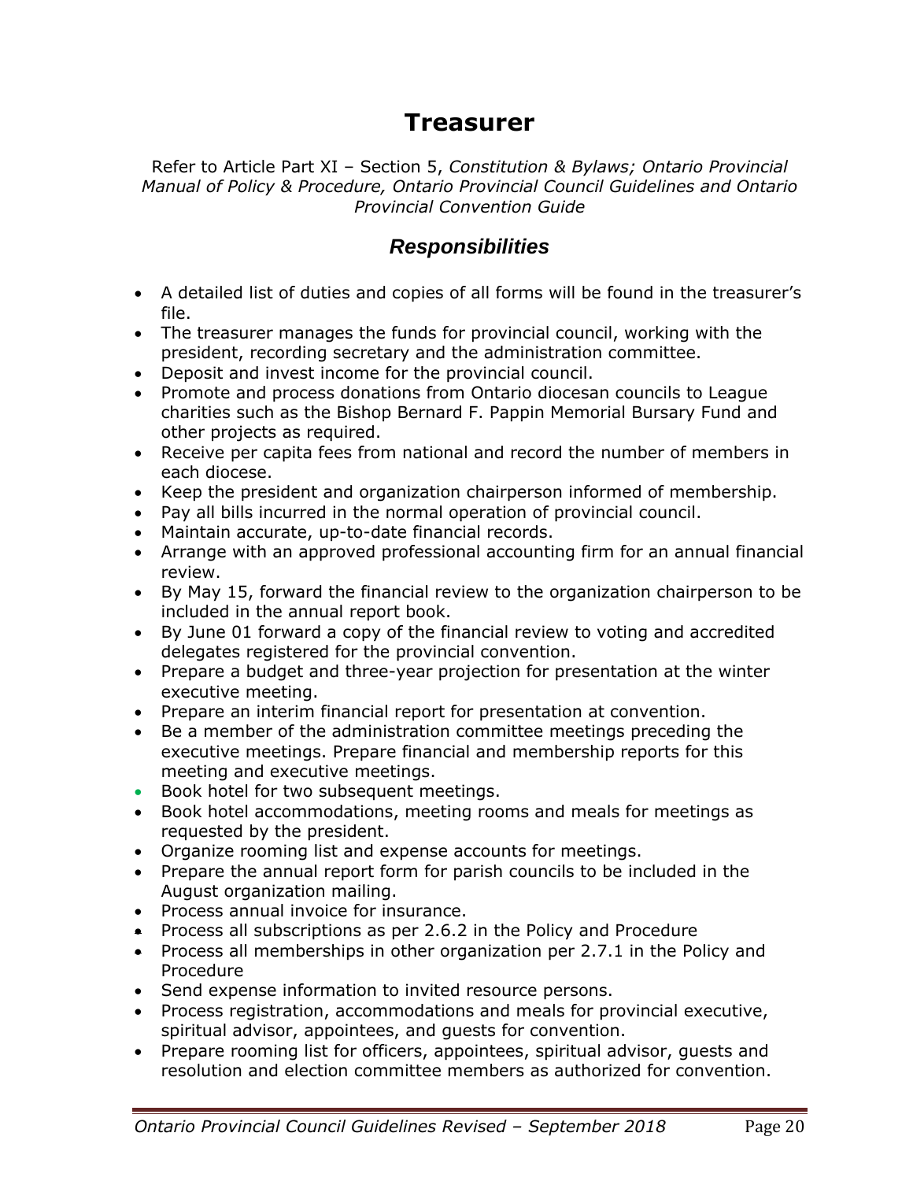# Treasurer

Refer to Article Part XI – Section 5, *Constitution & Bylaws; Ontario Provincial Manual of Policy & Procedure, Ontario Provincial Council Guidelines and Ontario Provincial Convention Guide*

## *Responsibilities*

- A detailed list of duties and copies of all forms will be found in the treasurer's file.
- The treasurer manages the funds for provincial council, working with the president, recording secretary and the administration committee.
- Deposit and invest income for the provincial council.
- Promote and process donations from Ontario diocesan councils to League charities such as the Bishop Bernard F. Pappin Memorial Bursary Fund and other projects as required.
- Receive per capita fees from national and record the number of members in each diocese.
- Keep the president and organization chairperson informed of membership.
- Pay all bills incurred in the normal operation of provincial council.
- Maintain accurate, up-to-date financial records.
- Arrange with an approved professional accounting firm for an annual financial review.
- By May 15, forward the financial review to the organization chairperson to be included in the annual report book.
- By June 01 forward a copy of the financial review to voting and accredited delegates registered for the provincial convention.
- Prepare a budget and three-year projection for presentation at the winter executive meeting.
- Prepare an interim financial report for presentation at convention.
- Be a member of the administration committee meetings preceding the executive meetings. Prepare financial and membership reports for this meeting and executive meetings.
- Book hotel for two subsequent meetings.
- Book hotel accommodations, meeting rooms and meals for meetings as requested by the president.
- Organize rooming list and expense accounts for meetings.
- Prepare the annual report form for parish councils to be included in the August organization mailing.
- Process annual invoice for insurance.
- Process all subscriptions as per 2.6.2 in the Policy and Procedure
- Process all memberships in other organization per 2.7.1 in the Policy and Procedure
- Send expense information to invited resource persons.
- Process registration, accommodations and meals for provincial executive, spiritual advisor, appointees, and guests for convention.
- Prepare rooming list for officers, appointees, spiritual advisor, guests and resolution and election committee members as authorized for convention.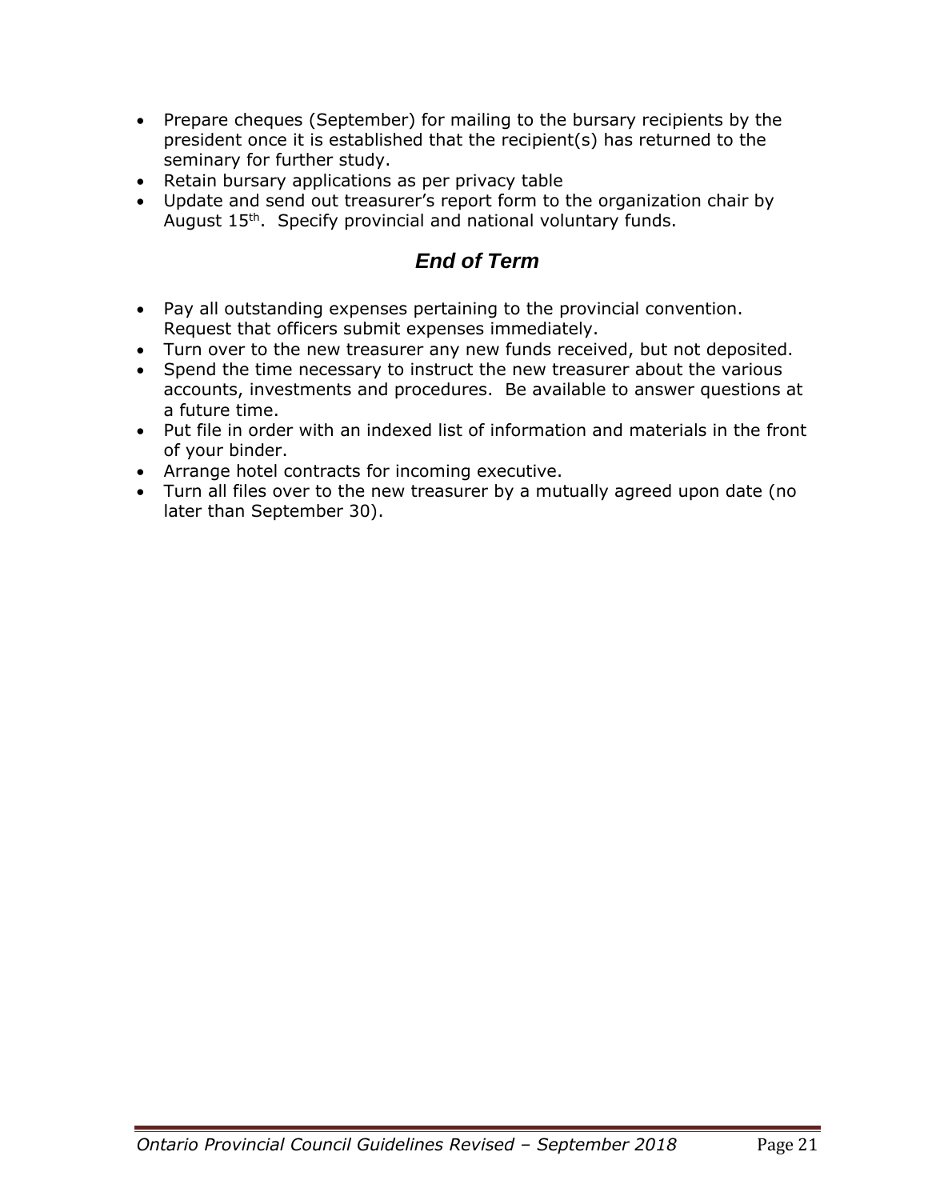- Prepare cheques (September) for mailing to the bursary recipients by the president once it is established that the recipient(s) has returned to the seminary for further study.
- Retain bursary applications as per privacy table
- Update and send out treasurer's report form to the organization chair by August 15th. Specify provincial and national voluntary funds.

## *End of Term*

- Pay all outstanding expenses pertaining to the provincial convention. Request that officers submit expenses immediately.
- Turn over to the new treasurer any new funds received, but not deposited.
- Spend the time necessary to instruct the new treasurer about the various accounts, investments and procedures. Be available to answer questions at a future time.
- Put file in order with an indexed list of information and materials in the front of your binder.
- Arrange hotel contracts for incoming executive.
- Turn all files over to the new treasurer by a mutually agreed upon date (no later than September 30).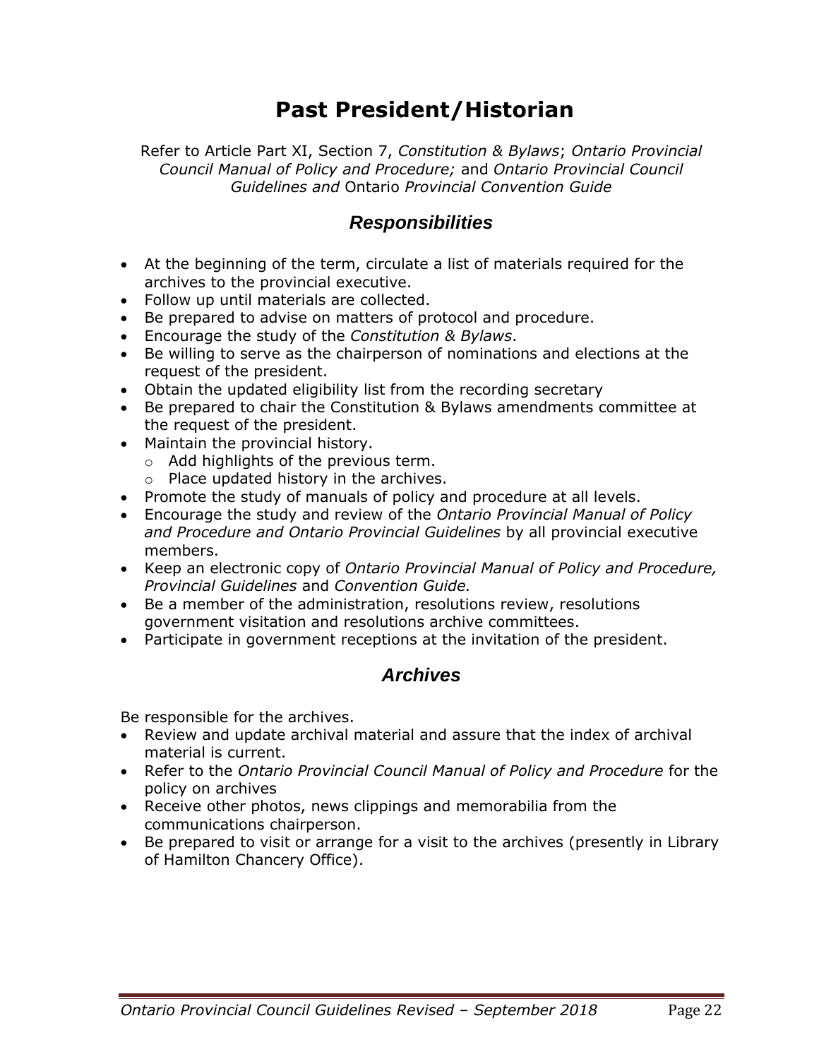# Past President/Historian

Refer to Article Part XI, Section 7, *Constitution & Bylaws*; *Ontario Provincial Council Manual of Policy and Procedure;* and *Ontario Provincial Council Guidelines and* Ontario *Provincial Convention Guide*

## *Responsibilities*

- At the beginning of the term, circulate a list of materials required for the archives to the provincial executive.
- Follow up until materials are collected.
- Be prepared to advise on matters of protocol and procedure.
- Encourage the study of the *Constitution & Bylaws*.
- Be willing to serve as the chairperson of nominations and elections at the request of the president.
- Obtain the updated eligibility list from the recording secretary
- Be prepared to chair the Constitution & Bylaws amendments committee at the request of the president.
- Maintain the provincial history.
  - Add highlights of the previous term.
  - Place updated history in the archives.
- Promote the study of manuals of policy and procedure at all levels.
- Encourage the study and review of the *Ontario Provincial Manual of Policy and Procedure and Ontario Provincial Guidelines* by all provincial executive members.
- Keep an electronic copy of *Ontario Provincial Manual of Policy and Procedure, Provincial Guidelines* and *Convention Guide.*
- Be a member of the administration, resolutions review, resolutions government visitation and resolutions archive committees.
- Participate in government receptions at the invitation of the president.

## *Archives*

Be responsible for the archives.

- Review and update archival material and assure that the index of archival material is current.
- Refer to the *Ontario Provincial Council Manual of Policy and Procedure* for the policy on archives
- Receive other photos, news clippings and memorabilia from the communications chairperson.
- Be prepared to visit or arrange for a visit to the archives (presently in Library of Hamilton Chancery Office).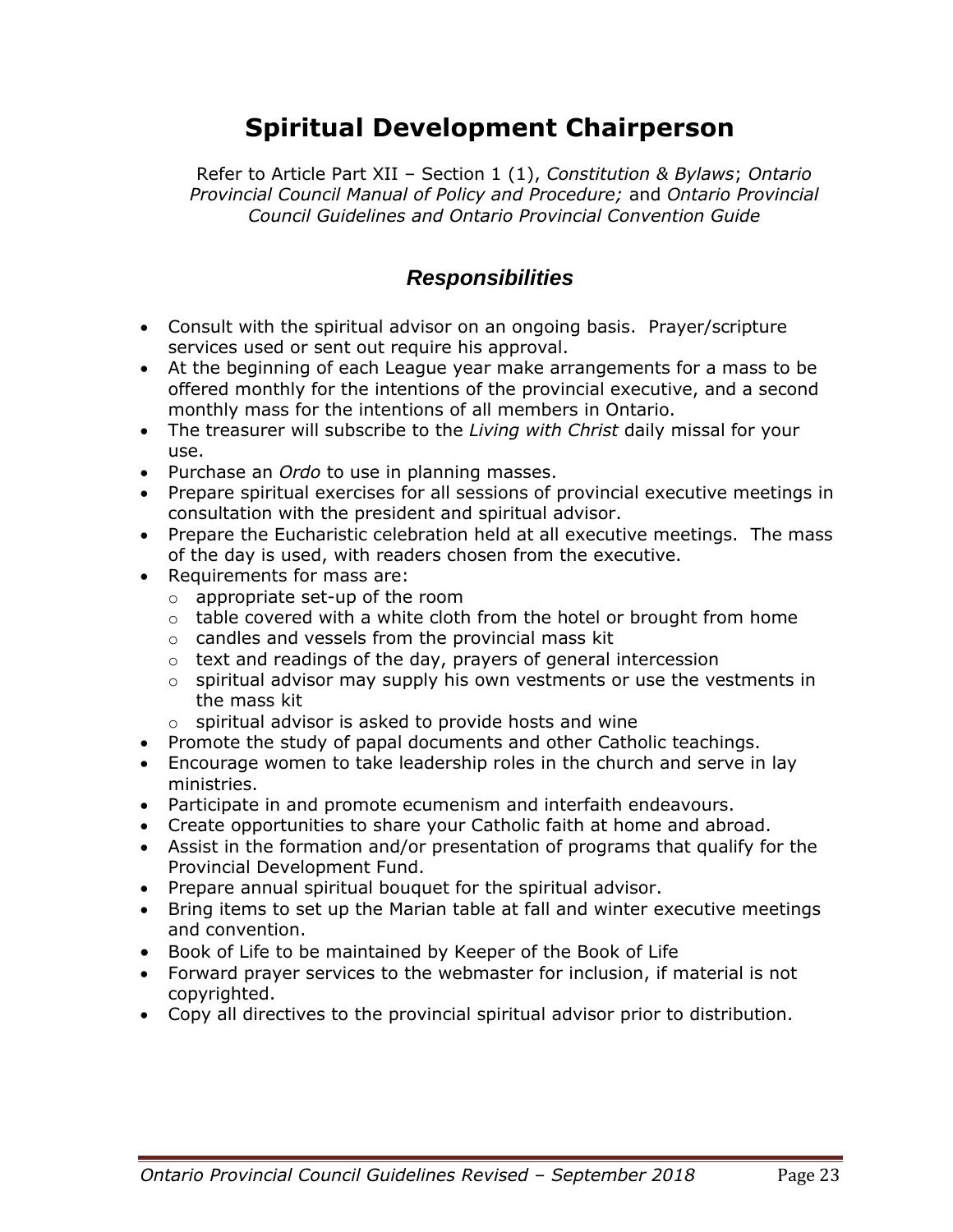# Spiritual Development Chairperson

Refer to Article Part XII – Section 1 (1), *Constitution & Bylaws*; *Ontario Provincial Council Manual of Policy and Procedure;* and *Ontario Provincial Council Guidelines and Ontario Provincial Convention Guide*

## *Responsibilities*

- Consult with the spiritual advisor on an ongoing basis. Prayer/scripture services used or sent out require his approval.
- At the beginning of each League year make arrangements for a mass to be offered monthly for the intentions of the provincial executive, and a second monthly mass for the intentions of all members in Ontario.
- The treasurer will subscribe to the *Living with Christ* daily missal for your use.
- Purchase an *Ordo* to use in planning masses.
- Prepare spiritual exercises for all sessions of provincial executive meetings in consultation with the president and spiritual advisor.
- Prepare the Eucharistic celebration held at all executive meetings. The mass of the day is used, with readers chosen from the executive.
- Requirements for mass are:
  - appropriate set-up of the room
  - table covered with a white cloth from the hotel or brought from home
  - candles and vessels from the provincial mass kit
  - text and readings of the day, prayers of general intercession
  - spiritual advisor may supply his own vestments or use the vestments in the mass kit
  - spiritual advisor is asked to provide hosts and wine
- Promote the study of papal documents and other Catholic teachings.
- Encourage women to take leadership roles in the church and serve in lay ministries.
- Participate in and promote ecumenism and interfaith endeavours.
- Create opportunities to share your Catholic faith at home and abroad.
- Assist in the formation and/or presentation of programs that qualify for the Provincial Development Fund.
- Prepare annual spiritual bouquet for the spiritual advisor.
- Bring items to set up the Marian table at fall and winter executive meetings and convention.
- Book of Life to be maintained by Keeper of the Book of Life
- Forward prayer services to the webmaster for inclusion, if material is not copyrighted.
- Copy all directives to the provincial spiritual advisor prior to distribution.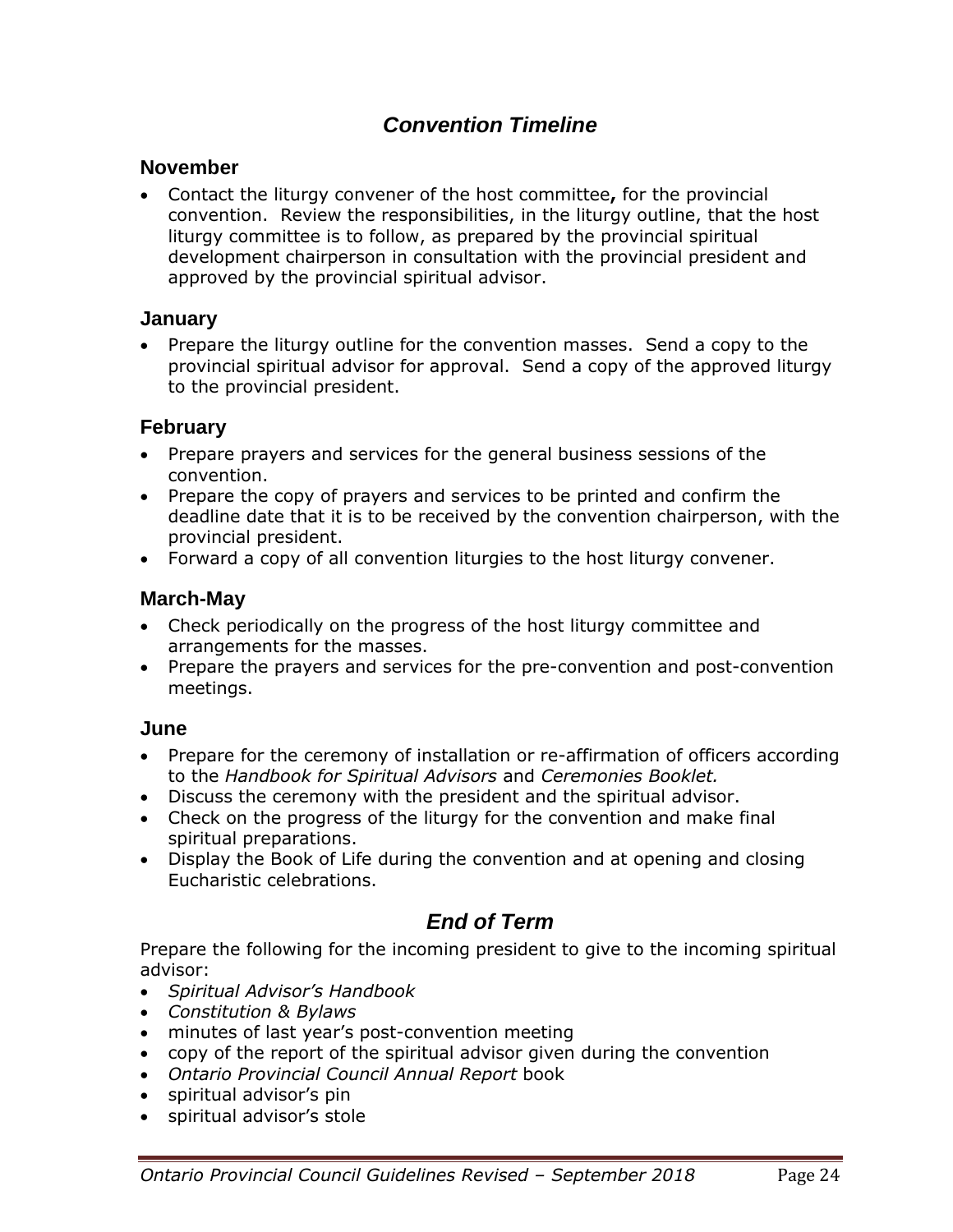## *Convention Timeline*

### November

- Contact the liturgy convener of the host committee**,** for the provincial convention. Review the responsibilities, in the liturgy outline, that the host liturgy committee is to follow, as prepared by the provincial spiritual development chairperson in consultation with the provincial president and approved by the provincial spiritual advisor.

### January

- Prepare the liturgy outline for the convention masses. Send a copy to the provincial spiritual advisor for approval. Send a copy of the approved liturgy to the provincial president.

### February

- Prepare prayers and services for the general business sessions of the convention.
- Prepare the copy of prayers and services to be printed and confirm the deadline date that it is to be received by the convention chairperson, with the provincial president.
- Forward a copy of all convention liturgies to the host liturgy convener.

### March-May

- Check periodically on the progress of the host liturgy committee and arrangements for the masses.
- Prepare the prayers and services for the pre-convention and post-convention meetings.

### June

- Prepare for the ceremony of installation or re-affirmation of officers according to the *Handbook for Spiritual Advisors* and *Ceremonies Booklet.*
- Discuss the ceremony with the president and the spiritual advisor.
- Check on the progress of the liturgy for the convention and make final spiritual preparations.
- Display the Book of Life during the convention and at opening and closing Eucharistic celebrations.

## *End of Term*

Prepare the following for the incoming president to give to the incoming spiritual advisor:

- *Spiritual Advisor's Handbook*
- *Constitution & Bylaws*
- minutes of last year's post-convention meeting
- copy of the report of the spiritual advisor given during the convention
- *Ontario Provincial Council Annual Report* book
- spiritual advisor's pin
- spiritual advisor's stole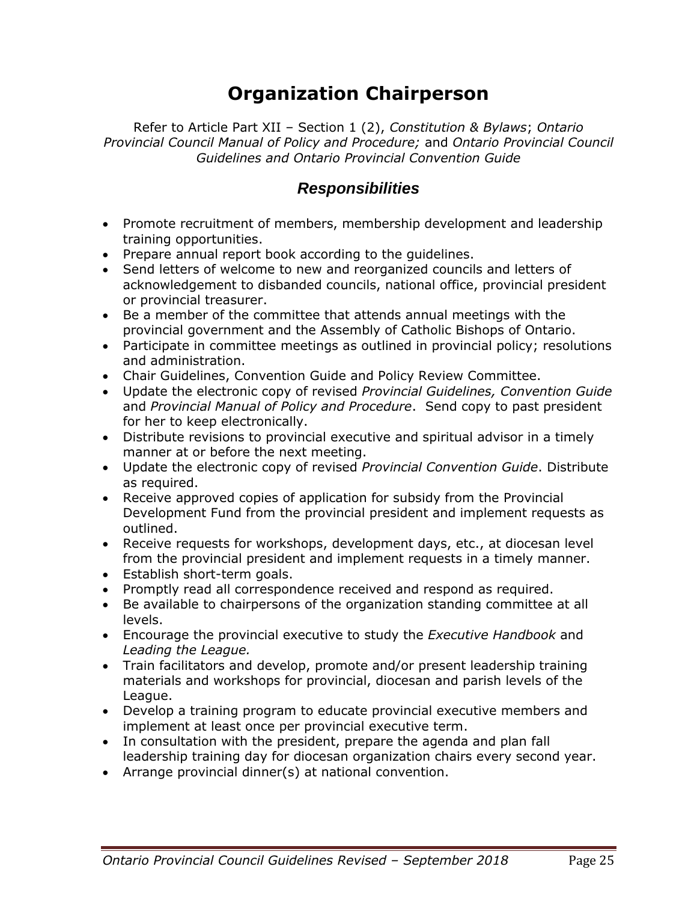# Organization Chairperson

Refer to Article Part XII – Section 1 (2), *Constitution & Bylaws*; *Ontario Provincial Council Manual of Policy and Procedure;* and *Ontario Provincial Council Guidelines and Ontario Provincial Convention Guide*

## *Responsibilities*

- Promote recruitment of members, membership development and leadership training opportunities.
- Prepare annual report book according to the guidelines.
- Send letters of welcome to new and reorganized councils and letters of acknowledgement to disbanded councils, national office, provincial president or provincial treasurer.
- Be a member of the committee that attends annual meetings with the provincial government and the Assembly of Catholic Bishops of Ontario.
- Participate in committee meetings as outlined in provincial policy; resolutions and administration.
- Chair Guidelines, Convention Guide and Policy Review Committee.
- Update the electronic copy of revised *Provincial Guidelines, Convention Guide* and *Provincial Manual of Policy and Procedure*. Send copy to past president for her to keep electronically.
- Distribute revisions to provincial executive and spiritual advisor in a timely manner at or before the next meeting.
- Update the electronic copy of revised *Provincial Convention Guide*. Distribute as required.
- Receive approved copies of application for subsidy from the Provincial Development Fund from the provincial president and implement requests as outlined.
- Receive requests for workshops, development days, etc., at diocesan level from the provincial president and implement requests in a timely manner.
- Establish short-term goals.
- Promptly read all correspondence received and respond as required.
- Be available to chairpersons of the organization standing committee at all levels.
- Encourage the provincial executive to study the *Executive Handbook* and *Leading the League.*
- Train facilitators and develop, promote and/or present leadership training materials and workshops for provincial, diocesan and parish levels of the League.
- Develop a training program to educate provincial executive members and implement at least once per provincial executive term.
- In consultation with the president, prepare the agenda and plan fall leadership training day for diocesan organization chairs every second year.
- Arrange provincial dinner(s) at national convention.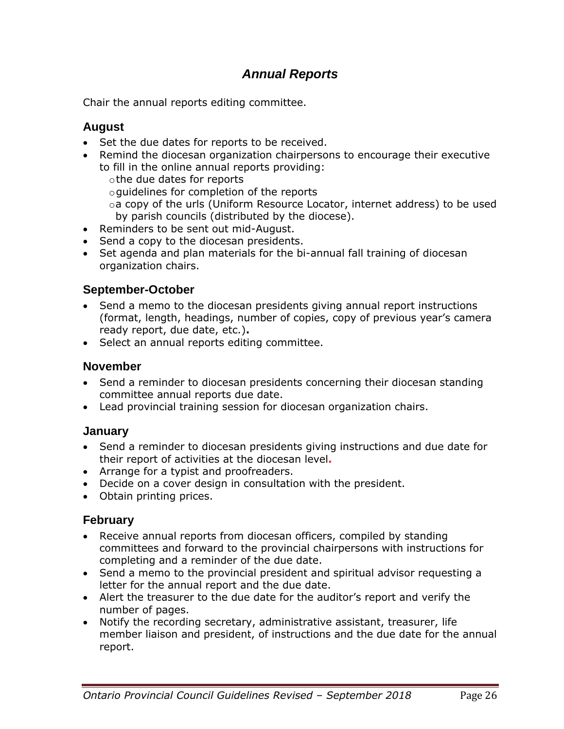## *Annual Reports*

Chair the annual reports editing committee.

### August

- Set the due dates for reports to be received.
- Remind the diocesan organization chairpersons to encourage their executive to fill in the online annual reports providing:
  - the due dates for reports
  - guidelines for completion of the reports
  - a copy of the urls (Uniform Resource Locator, internet address) to be used by parish councils (distributed by the diocese).
- Reminders to be sent out mid-August.
- Send a copy to the diocesan presidents.
- Set agenda and plan materials for the bi-annual fall training of diocesan organization chairs.

### September-October

- Send a memo to the diocesan presidents giving annual report instructions (format, length, headings, number of copies, copy of previous year's camera ready report, due date, etc.)**.**
- Select an annual reports editing committee.

### November

- Send a reminder to diocesan presidents concerning their diocesan standing committee annual reports due date.
- Lead provincial training session for diocesan organization chairs.

### January

- Send a reminder to diocesan presidents giving instructions and due date for their report of activities at the diocesan level**.**
- Arrange for a typist and proofreaders.
- Decide on a cover design in consultation with the president.
- Obtain printing prices.

### February

- Receive annual reports from diocesan officers, compiled by standing committees and forward to the provincial chairpersons with instructions for completing and a reminder of the due date.
- Send a memo to the provincial president and spiritual advisor requesting a letter for the annual report and the due date.
- Alert the treasurer to the due date for the auditor's report and verify the number of pages.
- Notify the recording secretary, administrative assistant, treasurer, life member liaison and president, of instructions and the due date for the annual report.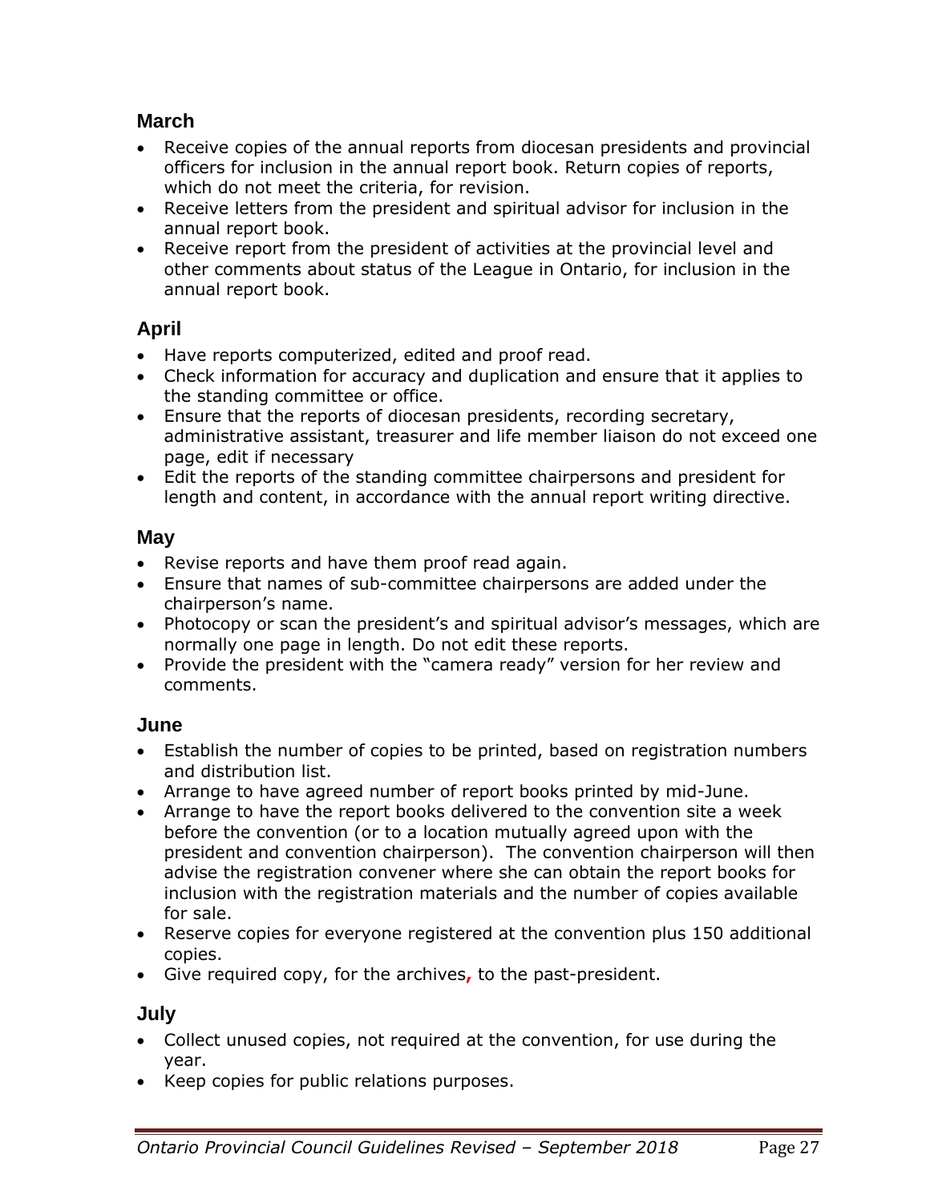### March

- Receive copies of the annual reports from diocesan presidents and provincial officers for inclusion in the annual report book. Return copies of reports, which do not meet the criteria, for revision.
- Receive letters from the president and spiritual advisor for inclusion in the annual report book.
- Receive report from the president of activities at the provincial level and other comments about status of the League in Ontario, for inclusion in the annual report book.

### April

- Have reports computerized, edited and proof read.
- Check information for accuracy and duplication and ensure that it applies to the standing committee or office.
- Ensure that the reports of diocesan presidents, recording secretary, administrative assistant, treasurer and life member liaison do not exceed one page, edit if necessary
- Edit the reports of the standing committee chairpersons and president for length and content, in accordance with the annual report writing directive.

### May

- Revise reports and have them proof read again.
- Ensure that names of sub-committee chairpersons are added under the chairperson's name.
- Photocopy or scan the president's and spiritual advisor's messages, which are normally one page in length. Do not edit these reports.
- Provide the president with the "camera ready" version for her review and comments.

### June

- Establish the number of copies to be printed, based on registration numbers and distribution list.
- Arrange to have agreed number of report books printed by mid-June.
- Arrange to have the report books delivered to the convention site a week before the convention (or to a location mutually agreed upon with the president and convention chairperson). The convention chairperson will then advise the registration convener where she can obtain the report books for inclusion with the registration materials and the number of copies available for sale.
- Reserve copies for everyone registered at the convention plus 150 additional copies.
- Give required copy, for the archives, to the past-president.

### July

- Collect unused copies, not required at the convention, for use during the year.
- Keep copies for public relations purposes.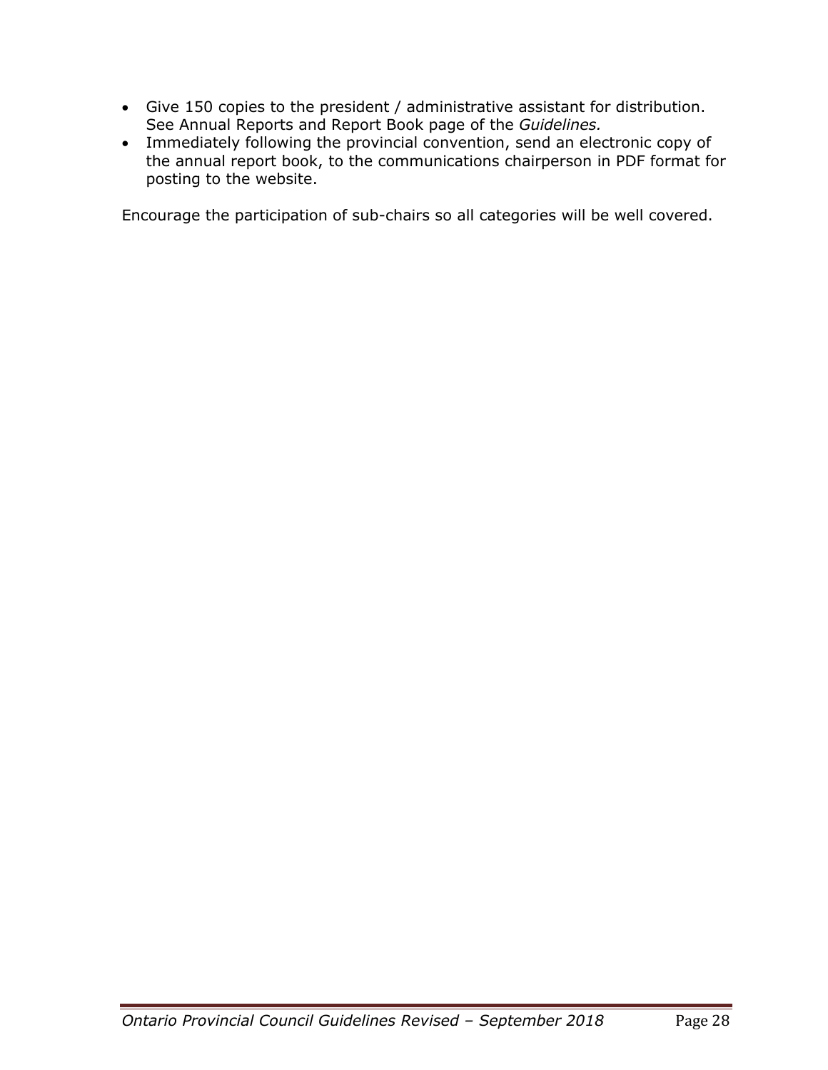- Give 150 copies to the president / administrative assistant for distribution. See Annual Reports and Report Book page of the *Guidelines.*
- Immediately following the provincial convention, send an electronic copy of the annual report book, to the communications chairperson in PDF format for posting to the website.

Encourage the participation of sub-chairs so all categories will be well covered.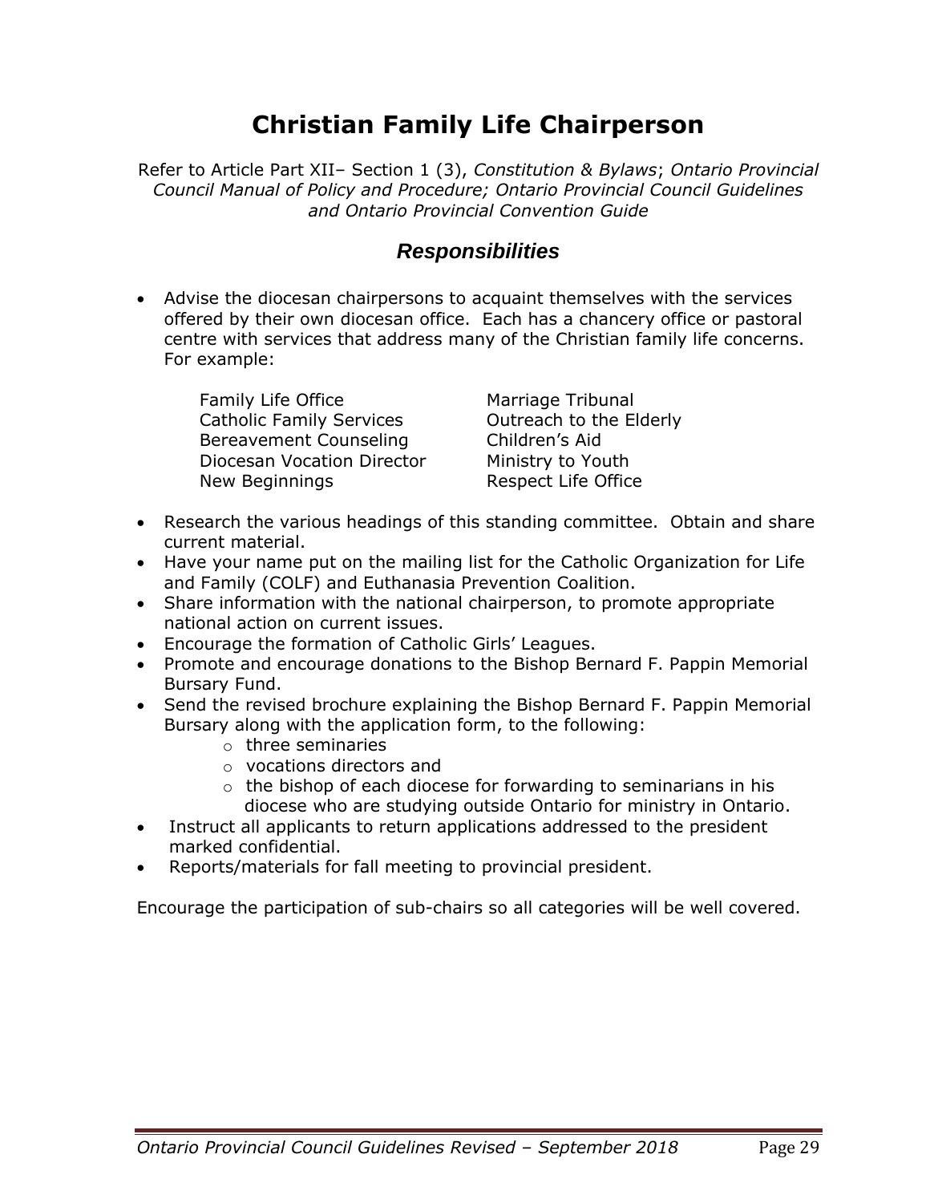# Christian Family Life Chairperson

Refer to Article Part XII– Section 1 (3), *Constitution & Bylaws*; *Ontario Provincial Council Manual of Policy and Procedure; Ontario Provincial Council Guidelines and Ontario Provincial Convention Guide*

## *Responsibilities*

- Advise the diocesan chairpersons to acquaint themselves with the services offered by their own diocesan office. Each has a chancery office or pastoral centre with services that address many of the Christian family life concerns. For example:

| | |
|---|---|
| Family Life Office | Marriage Tribunal |
| Catholic Family Services | Outreach to the Elderly |
| Bereavement Counseling | Children's Aid |
| Diocesan Vocation Director | Ministry to Youth |
| New Beginnings | Respect Life Office |

- Research the various headings of this standing committee. Obtain and share current material.
- Have your name put on the mailing list for the Catholic Organization for Life and Family (COLF) and Euthanasia Prevention Coalition.
- Share information with the national chairperson, to promote appropriate national action on current issues.
- Encourage the formation of Catholic Girls' Leagues.
- Promote and encourage donations to the Bishop Bernard F. Pappin Memorial Bursary Fund.
- Send the revised brochure explaining the Bishop Bernard F. Pappin Memorial Bursary along with the application form, to the following:
  - three seminaries
  - vocations directors and
  - the bishop of each diocese for forwarding to seminarians in his diocese who are studying outside Ontario for ministry in Ontario.
- Instruct all applicants to return applications addressed to the president marked confidential.
- Reports/materials for fall meeting to provincial president.

Encourage the participation of sub-chairs so all categories will be well covered.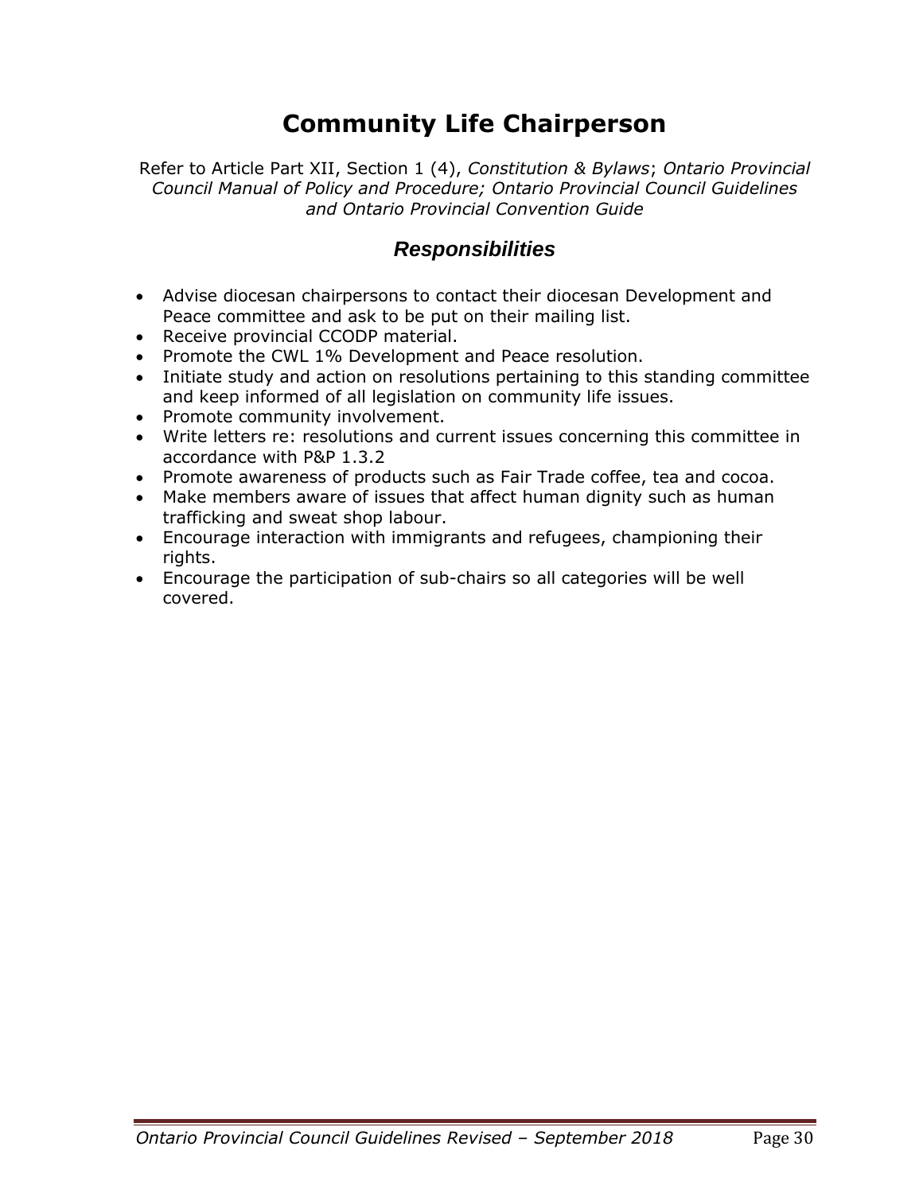# Community Life Chairperson

Refer to Article Part XII, Section 1 (4), *Constitution & Bylaws*; *Ontario Provincial Council Manual of Policy and Procedure; Ontario Provincial Council Guidelines and Ontario Provincial Convention Guide*

## *Responsibilities*

- Advise diocesan chairpersons to contact their diocesan Development and Peace committee and ask to be put on their mailing list.
- Receive provincial CCODP material.
- Promote the CWL 1% Development and Peace resolution.
- Initiate study and action on resolutions pertaining to this standing committee and keep informed of all legislation on community life issues.
- Promote community involvement.
- Write letters re: resolutions and current issues concerning this committee in accordance with P&P 1.3.2
- Promote awareness of products such as Fair Trade coffee, tea and cocoa.
- Make members aware of issues that affect human dignity such as human trafficking and sweat shop labour.
- Encourage interaction with immigrants and refugees, championing their rights.
- Encourage the participation of sub-chairs so all categories will be well covered.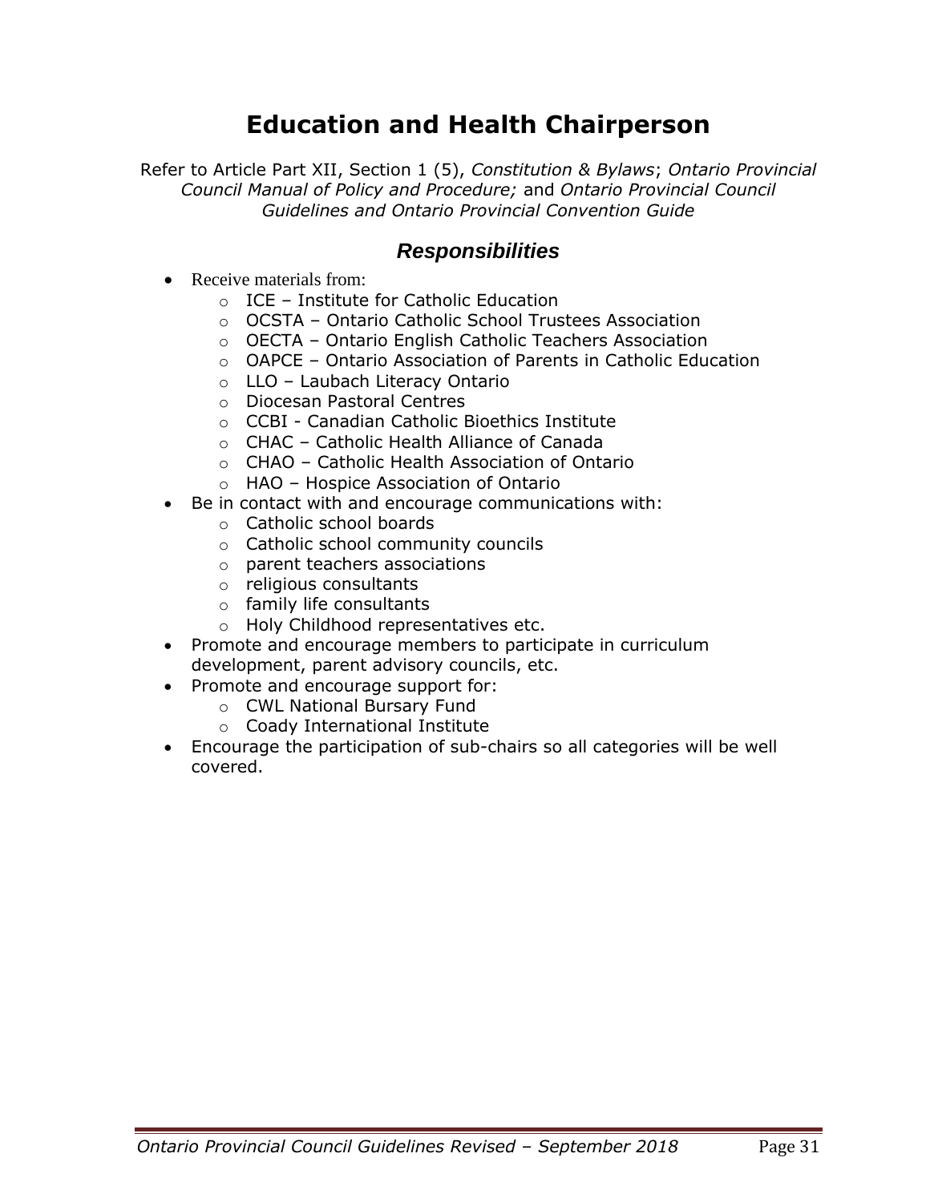# Education and Health Chairperson

Refer to Article Part XII, Section 1 (5), *Constitution & Bylaws*; *Ontario Provincial Council Manual of Policy and Procedure;* and *Ontario Provincial Council Guidelines and Ontario Provincial Convention Guide*

## *Responsibilities*

- Receive materials from:
  - ICE – Institute for Catholic Education
  - OCSTA – Ontario Catholic School Trustees Association
  - OECTA – Ontario English Catholic Teachers Association
  - OAPCE – Ontario Association of Parents in Catholic Education
  - LLO – Laubach Literacy Ontario
  - Diocesan Pastoral Centres
  - CCBI - Canadian Catholic Bioethics Institute
  - CHAC – Catholic Health Alliance of Canada
  - CHAO – Catholic Health Association of Ontario
  - HAO – Hospice Association of Ontario
- Be in contact with and encourage communications with:
  - Catholic school boards
  - Catholic school community councils
  - parent teachers associations
  - religious consultants
  - family life consultants
  - Holy Childhood representatives etc.
- Promote and encourage members to participate in curriculum development, parent advisory councils, etc.
- Promote and encourage support for:
  - CWL National Bursary Fund
  - Coady International Institute
- Encourage the participation of sub-chairs so all categories will be well covered.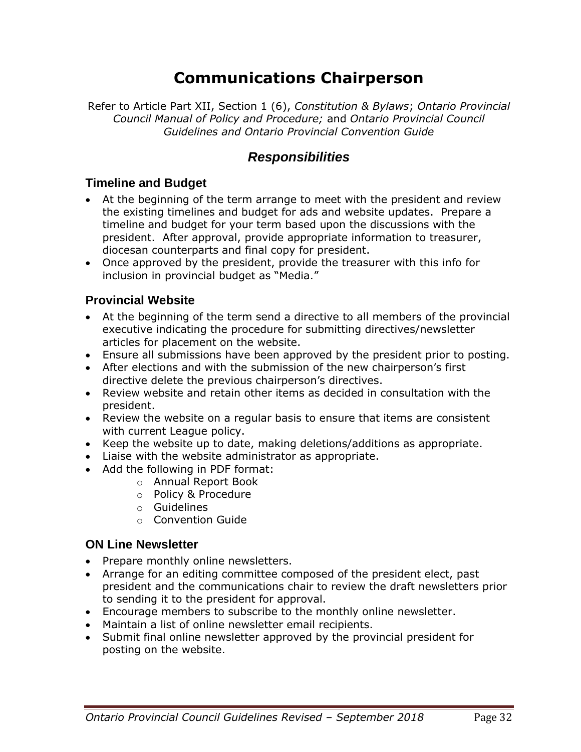# Communications Chairperson

Refer to Article Part XII, Section 1 (6), *Constitution & Bylaws*; *Ontario Provincial Council Manual of Policy and Procedure;* and *Ontario Provincial Council Guidelines and Ontario Provincial Convention Guide*

## *Responsibilities*

### Timeline and Budget

- At the beginning of the term arrange to meet with the president and review the existing timelines and budget for ads and website updates. Prepare a timeline and budget for your term based upon the discussions with the president. After approval, provide appropriate information to treasurer, diocesan counterparts and final copy for president.
- Once approved by the president, provide the treasurer with this info for inclusion in provincial budget as "Media."

### Provincial Website

- At the beginning of the term send a directive to all members of the provincial executive indicating the procedure for submitting directives/newsletter articles for placement on the website.
- Ensure all submissions have been approved by the president prior to posting.
- After elections and with the submission of the new chairperson's first directive delete the previous chairperson's directives.
- Review website and retain other items as decided in consultation with the president.
- Review the website on a regular basis to ensure that items are consistent with current League policy.
- Keep the website up to date, making deletions/additions as appropriate.
- Liaise with the website administrator as appropriate.
- Add the following in PDF format:
  - Annual Report Book
  - Policy & Procedure
  - Guidelines
  - Convention Guide

### ON Line Newsletter

- Prepare monthly online newsletters.
- Arrange for an editing committee composed of the president elect, past president and the communications chair to review the draft newsletters prior to sending it to the president for approval.
- Encourage members to subscribe to the monthly online newsletter.
- Maintain a list of online newsletter email recipients.
- Submit final online newsletter approved by the provincial president for posting on the website.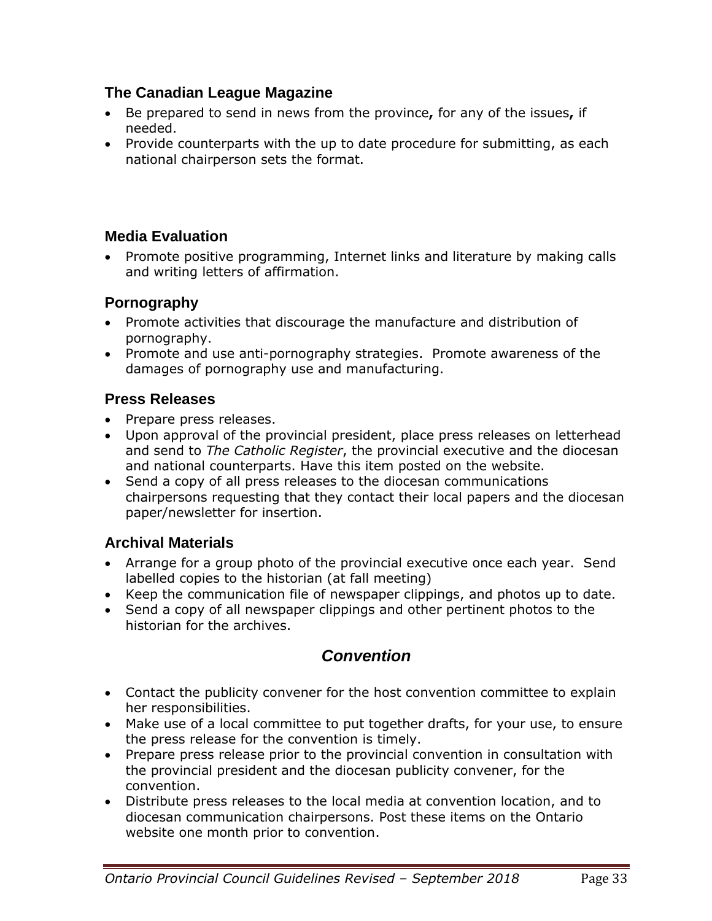### The Canadian League Magazine

- Be prepared to send in news from the province**,** for any of the issues**,** if needed.
- Provide counterparts with the up to date procedure for submitting, as each national chairperson sets the format.

### Media Evaluation

- Promote positive programming, Internet links and literature by making calls and writing letters of affirmation.

### Pornography

- Promote activities that discourage the manufacture and distribution of pornography.
- Promote and use anti-pornography strategies. Promote awareness of the damages of pornography use and manufacturing.

### Press Releases

- Prepare press releases.
- Upon approval of the provincial president, place press releases on letterhead and send to *The Catholic Register*, the provincial executive and the diocesan and national counterparts. Have this item posted on the website.
- Send a copy of all press releases to the diocesan communications chairpersons requesting that they contact their local papers and the diocesan paper/newsletter for insertion.

### Archival Materials

- Arrange for a group photo of the provincial executive once each year. Send labelled copies to the historian (at fall meeting)
- Keep the communication file of newspaper clippings, and photos up to date.
- Send a copy of all newspaper clippings and other pertinent photos to the historian for the archives.

## *Convention*

- Contact the publicity convener for the host convention committee to explain her responsibilities.
- Make use of a local committee to put together drafts, for your use, to ensure the press release for the convention is timely.
- Prepare press release prior to the provincial convention in consultation with the provincial president and the diocesan publicity convener, for the convention.
- Distribute press releases to the local media at convention location, and to diocesan communication chairpersons. Post these items on the Ontario website one month prior to convention.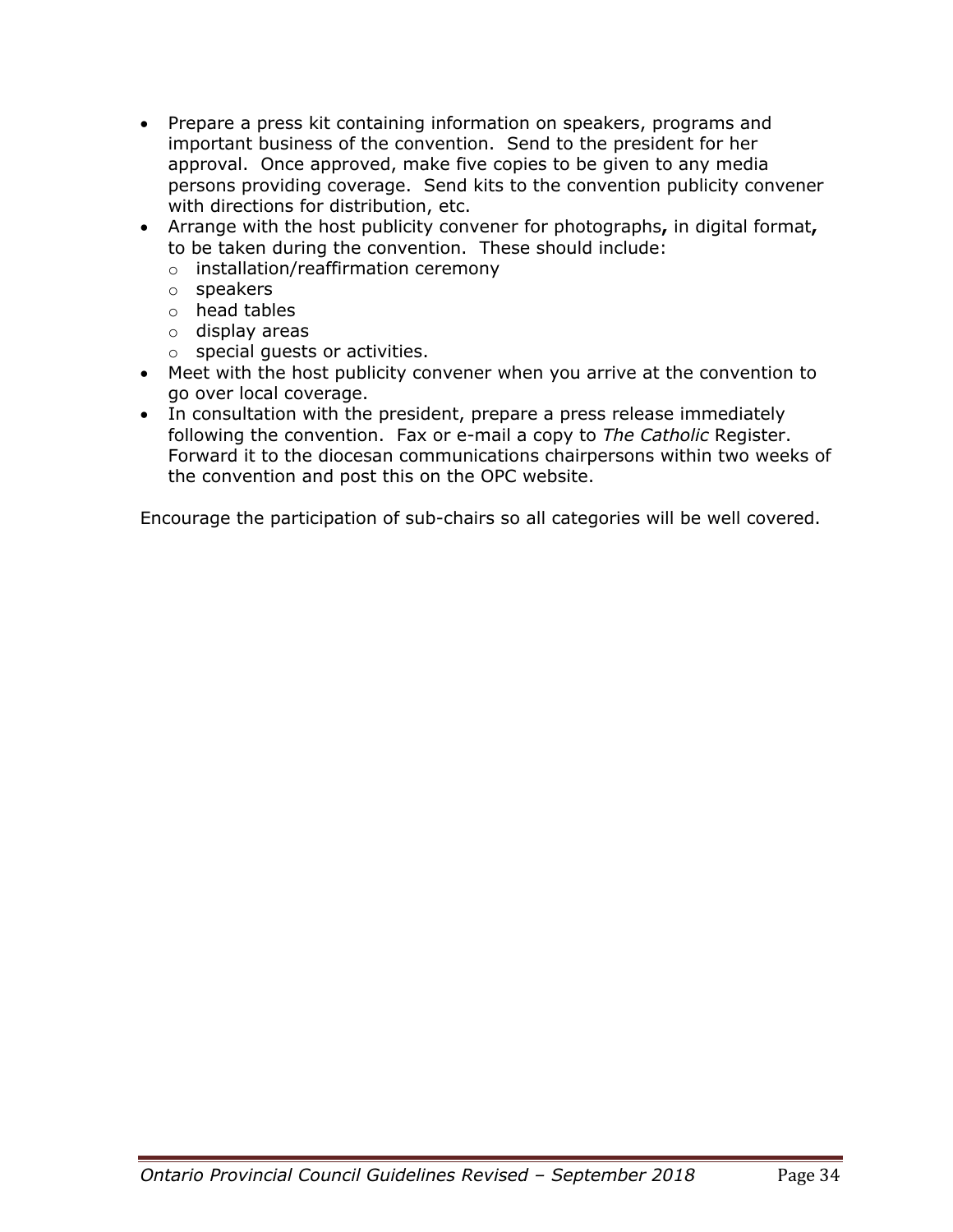- Prepare a press kit containing information on speakers, programs and important business of the convention. Send to the president for her approval. Once approved, make five copies to be given to any media persons providing coverage. Send kits to the convention publicity convener with directions for distribution, etc.
- Arrange with the host publicity convener for photographs**,** in digital format**,** to be taken during the convention. These should include:
  - installation/reaffirmation ceremony
  - speakers
  - head tables
  - display areas
  - special guests or activities.
- Meet with the host publicity convener when you arrive at the convention to go over local coverage.
- In consultation with the president, prepare a press release immediately following the convention. Fax or e-mail a copy to *The Catholic* Register. Forward it to the diocesan communications chairpersons within two weeks of the convention and post this on the OPC website.

Encourage the participation of sub-chairs so all categories will be well covered.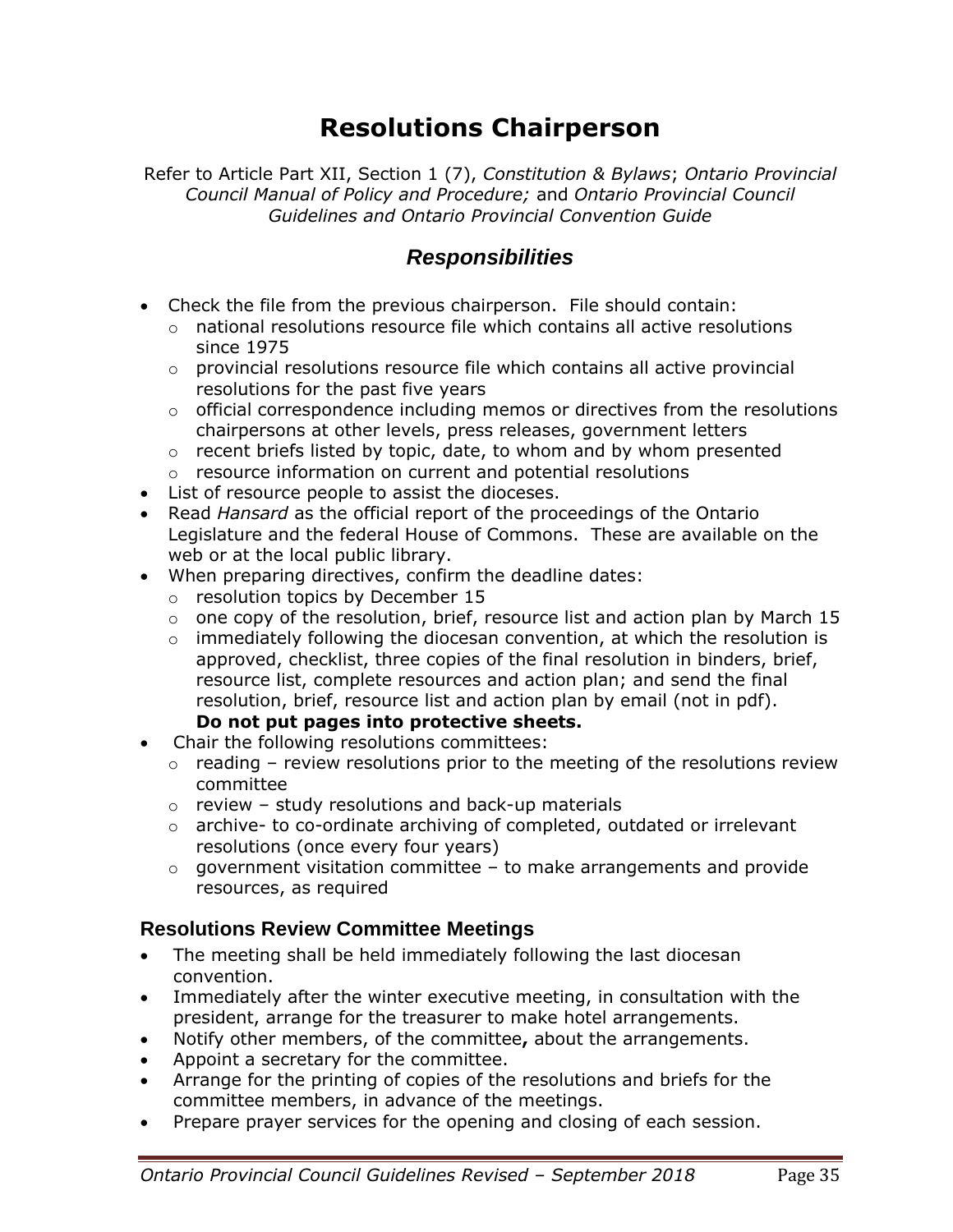# Resolutions Chairperson

Refer to Article Part XII, Section 1 (7), *Constitution & Bylaws*; *Ontario Provincial Council Manual of Policy and Procedure;* and *Ontario Provincial Council Guidelines and Ontario Provincial Convention Guide*

## *Responsibilities*

- Check the file from the previous chairperson. File should contain:
  - national resolutions resource file which contains all active resolutions since 1975
  - provincial resolutions resource file which contains all active provincial resolutions for the past five years
  - official correspondence including memos or directives from the resolutions chairpersons at other levels, press releases, government letters
  - recent briefs listed by topic, date, to whom and by whom presented
  - resource information on current and potential resolutions
- List of resource people to assist the dioceses.
- Read *Hansard* as the official report of the proceedings of the Ontario Legislature and the federal House of Commons. These are available on the web or at the local public library.
- When preparing directives, confirm the deadline dates:
  - resolution topics by December 15
  - one copy of the resolution, brief, resource list and action plan by March 15
  - immediately following the diocesan convention, at which the resolution is approved, checklist, three copies of the final resolution in binders, brief, resource list, complete resources and action plan; and send the final resolution, brief, resource list and action plan by email (not in pdf). **Do not put pages into protective sheets.**
- Chair the following resolutions committees:
  - reading – review resolutions prior to the meeting of the resolutions review committee
  - review – study resolutions and back-up materials
  - archive- to co-ordinate archiving of completed, outdated or irrelevant resolutions (once every four years)
  - government visitation committee – to make arrangements and provide resources, as required

### Resolutions Review Committee Meetings

- The meeting shall be held immediately following the last diocesan convention.
- Immediately after the winter executive meeting, in consultation with the president, arrange for the treasurer to make hotel arrangements.
- Notify other members, of the committee**,** about the arrangements.
- Appoint a secretary for the committee.
- Arrange for the printing of copies of the resolutions and briefs for the committee members, in advance of the meetings.
- Prepare prayer services for the opening and closing of each session.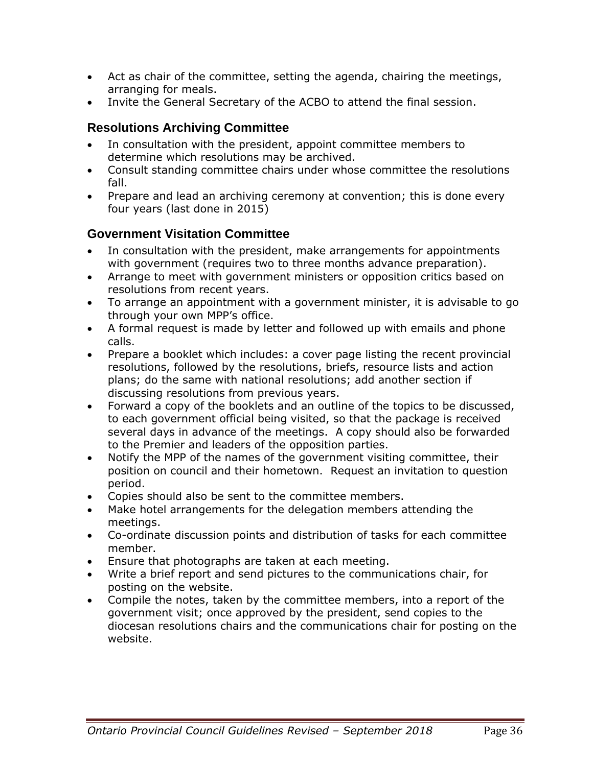- Act as chair of the committee, setting the agenda, chairing the meetings, arranging for meals.
- Invite the General Secretary of the ACBO to attend the final session.

### Resolutions Archiving Committee

- In consultation with the president, appoint committee members to determine which resolutions may be archived.
- Consult standing committee chairs under whose committee the resolutions fall.
- Prepare and lead an archiving ceremony at convention; this is done every four years (last done in 2015)

### Government Visitation Committee

- In consultation with the president, make arrangements for appointments with government (requires two to three months advance preparation).
- Arrange to meet with government ministers or opposition critics based on resolutions from recent years.
- To arrange an appointment with a government minister, it is advisable to go through your own MPP's office.
- A formal request is made by letter and followed up with emails and phone calls.
- Prepare a booklet which includes: a cover page listing the recent provincial resolutions, followed by the resolutions, briefs, resource lists and action plans; do the same with national resolutions; add another section if discussing resolutions from previous years.
- Forward a copy of the booklets and an outline of the topics to be discussed, to each government official being visited, so that the package is received several days in advance of the meetings. A copy should also be forwarded to the Premier and leaders of the opposition parties.
- Notify the MPP of the names of the government visiting committee, their position on council and their hometown. Request an invitation to question period.
- Copies should also be sent to the committee members.
- Make hotel arrangements for the delegation members attending the meetings.
- Co-ordinate discussion points and distribution of tasks for each committee member.
- Ensure that photographs are taken at each meeting.
- Write a brief report and send pictures to the communications chair, for posting on the website.
- Compile the notes, taken by the committee members, into a report of the government visit; once approved by the president, send copies to the diocesan resolutions chairs and the communications chair for posting on the website.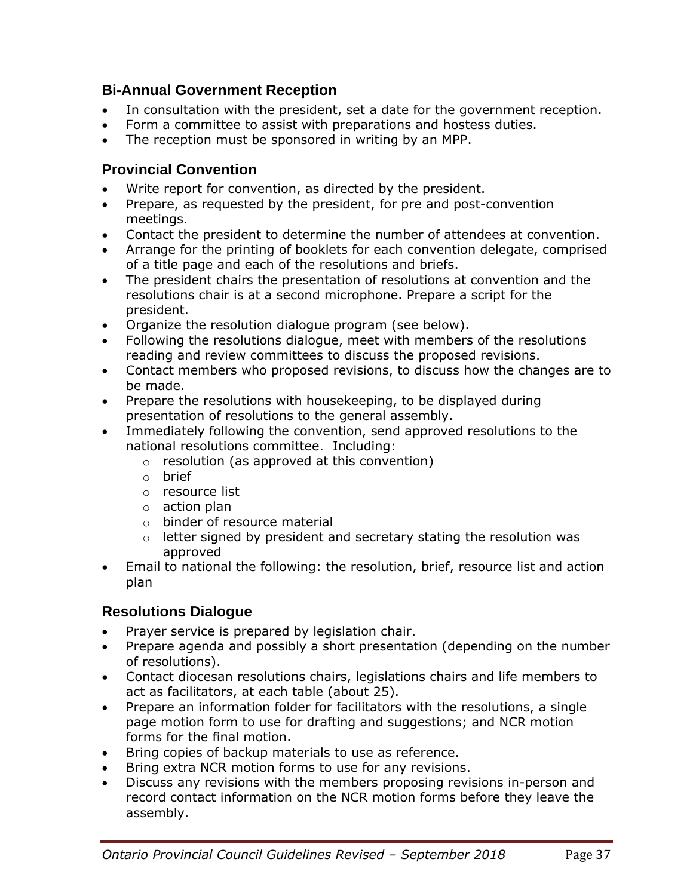## Bi-Annual Government Reception

- In consultation with the president, set a date for the government reception.
- Form a committee to assist with preparations and hostess duties.
- The reception must be sponsored in writing by an MPP.

## Provincial Convention

- Write report for convention, as directed by the president.
- Prepare, as requested by the president, for pre and post-convention meetings.
- Contact the president to determine the number of attendees at convention.
- Arrange for the printing of booklets for each convention delegate, comprised of a title page and each of the resolutions and briefs.
- The president chairs the presentation of resolutions at convention and the resolutions chair is at a second microphone. Prepare a script for the president.
- Organize the resolution dialogue program (see below).
- Following the resolutions dialogue, meet with members of the resolutions reading and review committees to discuss the proposed revisions.
- Contact members who proposed revisions, to discuss how the changes are to be made.
- Prepare the resolutions with housekeeping, to be displayed during presentation of resolutions to the general assembly.
- Immediately following the convention, send approved resolutions to the national resolutions committee. Including:
  - resolution (as approved at this convention)
  - brief
  - resource list
  - action plan
  - binder of resource material
  - letter signed by president and secretary stating the resolution was approved
- Email to national the following: the resolution, brief, resource list and action plan

## Resolutions Dialogue

- Prayer service is prepared by legislation chair.
- Prepare agenda and possibly a short presentation (depending on the number of resolutions).
- Contact diocesan resolutions chairs, legislations chairs and life members to act as facilitators, at each table (about 25).
- Prepare an information folder for facilitators with the resolutions, a single page motion form to use for drafting and suggestions; and NCR motion forms for the final motion.
- Bring copies of backup materials to use as reference.
- Bring extra NCR motion forms to use for any revisions.
- Discuss any revisions with the members proposing revisions in-person and record contact information on the NCR motion forms before they leave the assembly.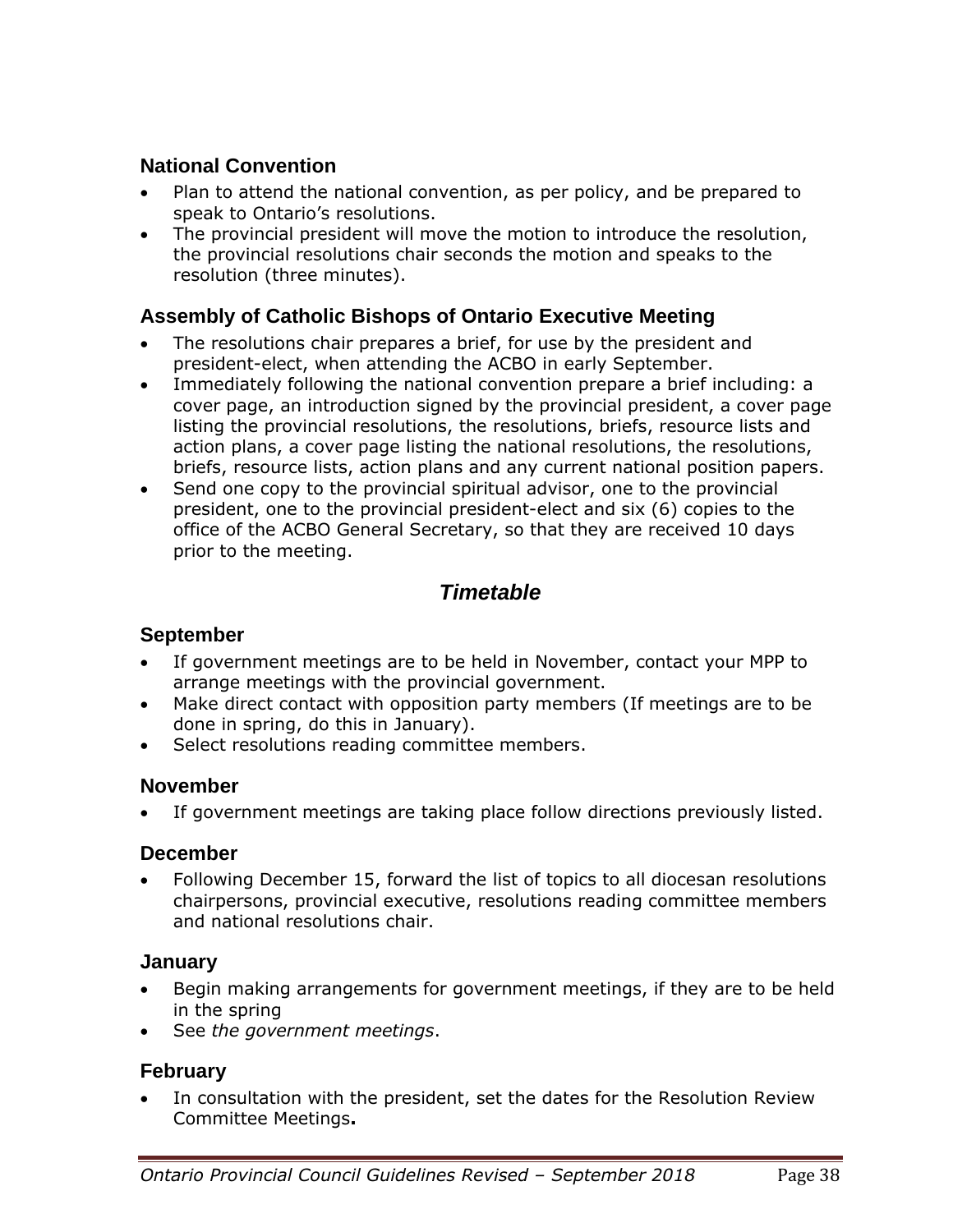### National Convention

- Plan to attend the national convention, as per policy, and be prepared to speak to Ontario's resolutions.
- The provincial president will move the motion to introduce the resolution, the provincial resolutions chair seconds the motion and speaks to the resolution (three minutes).

### Assembly of Catholic Bishops of Ontario Executive Meeting

- The resolutions chair prepares a brief, for use by the president and president-elect, when attending the ACBO in early September.
- Immediately following the national convention prepare a brief including: a cover page, an introduction signed by the provincial president, a cover page listing the provincial resolutions, the resolutions, briefs, resource lists and action plans, a cover page listing the national resolutions, the resolutions, briefs, resource lists, action plans and any current national position papers.
- Send one copy to the provincial spiritual advisor, one to the provincial president, one to the provincial president-elect and six (6) copies to the office of the ACBO General Secretary, so that they are received 10 days prior to the meeting.

## *Timetable*

### September

- If government meetings are to be held in November, contact your MPP to arrange meetings with the provincial government.
- Make direct contact with opposition party members (If meetings are to be done in spring, do this in January).
- Select resolutions reading committee members.

### November

- If government meetings are taking place follow directions previously listed.

### December

- Following December 15, forward the list of topics to all diocesan resolutions chairpersons, provincial executive, resolutions reading committee members and national resolutions chair.

### January

- Begin making arrangements for government meetings, if they are to be held in the spring
- See *the government meetings*.

### February

- In consultation with the president, set the dates for the Resolution Review Committee Meetings**.**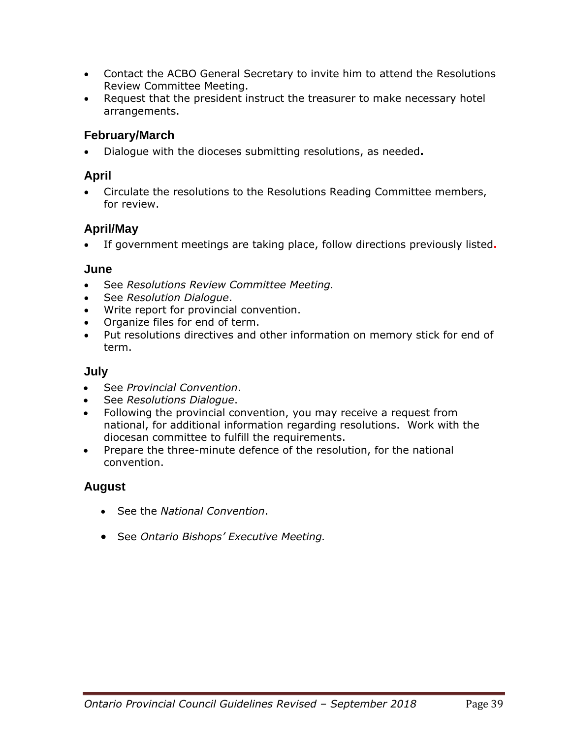- Contact the ACBO General Secretary to invite him to attend the Resolutions Review Committee Meeting.
- Request that the president instruct the treasurer to make necessary hotel arrangements.

### February/March

- Dialogue with the dioceses submitting resolutions, as needed**.**

### April

- Circulate the resolutions to the Resolutions Reading Committee members, for review.

### April/May

- If government meetings are taking place, follow directions previously listed**.**

### June

- See *Resolutions Review Committee Meeting.*
- See *Resolution Dialogue*.
- Write report for provincial convention.
- Organize files for end of term.
- Put resolutions directives and other information on memory stick for end of term.

### July

- See *Provincial Convention*.
- See *Resolutions Dialogue*.
- Following the provincial convention, you may receive a request from national, for additional information regarding resolutions. Work with the diocesan committee to fulfill the requirements.
- Prepare the three-minute defence of the resolution, for the national convention.

### August

- See the *National Convention*.
- See *Ontario Bishops' Executive Meeting.*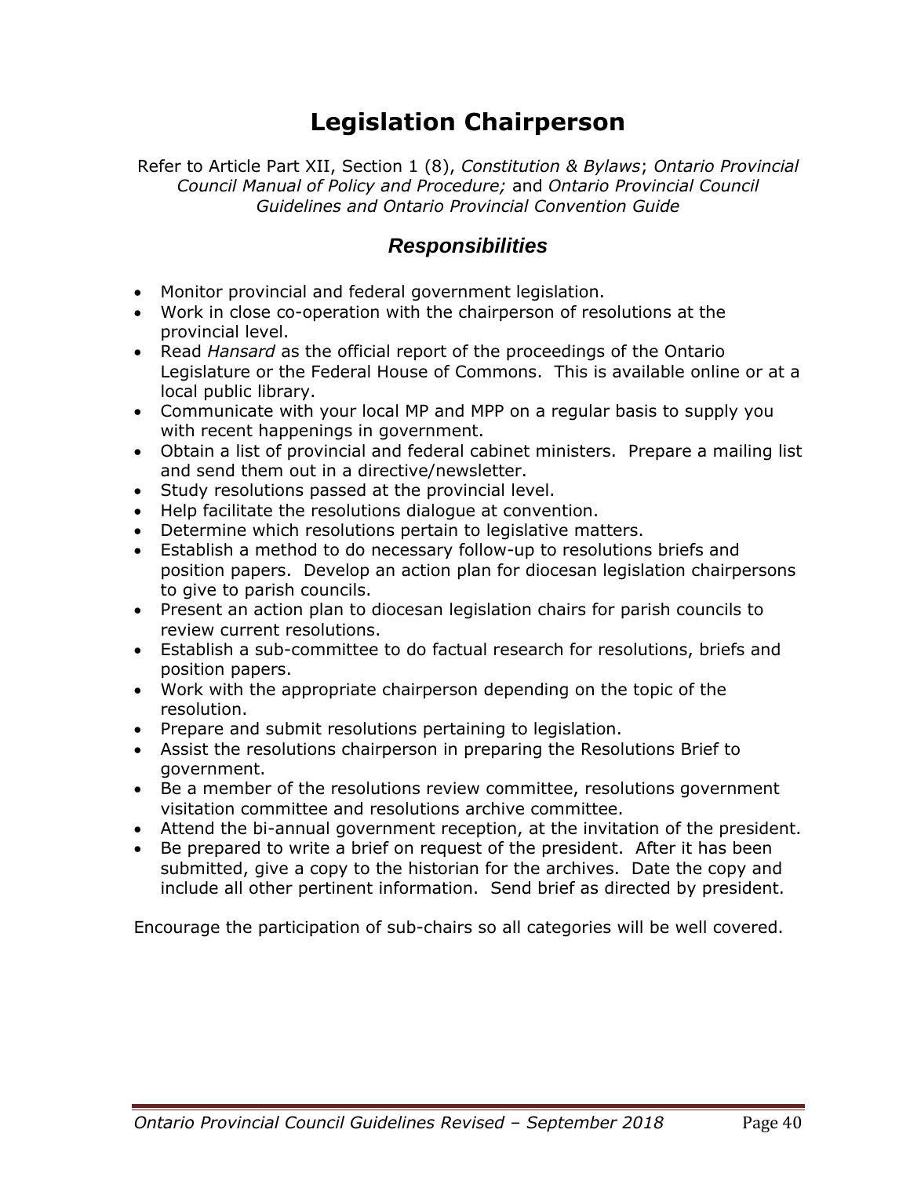# Legislation Chairperson

Refer to Article Part XII, Section 1 (8), *Constitution & Bylaws*; *Ontario Provincial Council Manual of Policy and Procedure;* and *Ontario Provincial Council Guidelines and Ontario Provincial Convention Guide*

## *Responsibilities*

- Monitor provincial and federal government legislation.
- Work in close co-operation with the chairperson of resolutions at the provincial level.
- Read *Hansard* as the official report of the proceedings of the Ontario Legislature or the Federal House of Commons. This is available online or at a local public library.
- Communicate with your local MP and MPP on a regular basis to supply you with recent happenings in government.
- Obtain a list of provincial and federal cabinet ministers. Prepare a mailing list and send them out in a directive/newsletter.
- Study resolutions passed at the provincial level.
- Help facilitate the resolutions dialogue at convention.
- Determine which resolutions pertain to legislative matters.
- Establish a method to do necessary follow-up to resolutions briefs and position papers. Develop an action plan for diocesan legislation chairpersons to give to parish councils.
- Present an action plan to diocesan legislation chairs for parish councils to review current resolutions.
- Establish a sub-committee to do factual research for resolutions, briefs and position papers.
- Work with the appropriate chairperson depending on the topic of the resolution.
- Prepare and submit resolutions pertaining to legislation.
- Assist the resolutions chairperson in preparing the Resolutions Brief to government.
- Be a member of the resolutions review committee, resolutions government visitation committee and resolutions archive committee.
- Attend the bi-annual government reception, at the invitation of the president.
- Be prepared to write a brief on request of the president. After it has been submitted, give a copy to the historian for the archives. Date the copy and include all other pertinent information. Send brief as directed by president.

Encourage the participation of sub-chairs so all categories will be well covered.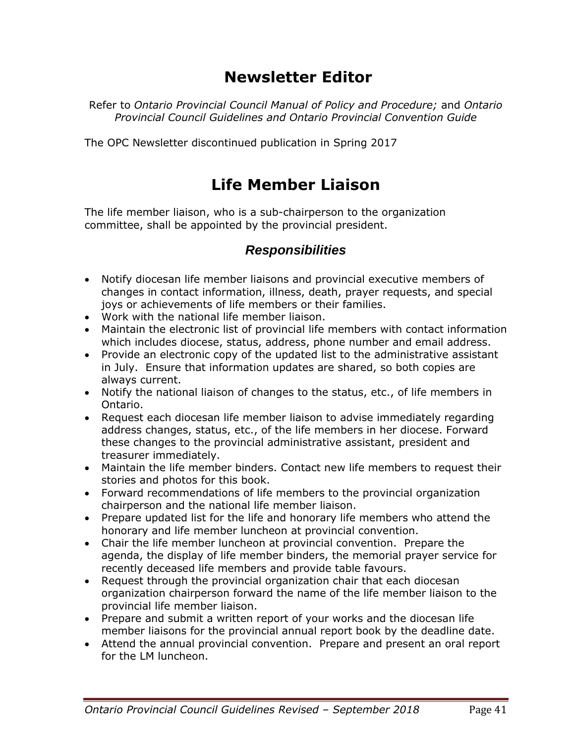# Newsletter Editor

Refer to *Ontario Provincial Council Manual of Policy and Procedure;* and *Ontario Provincial Council Guidelines and Ontario Provincial Convention Guide*

The OPC Newsletter discontinued publication in Spring 2017

# Life Member Liaison

The life member liaison, who is a sub-chairperson to the organization committee, shall be appointed by the provincial president.

### *Responsibilities*

- Notify diocesan life member liaisons and provincial executive members of changes in contact information, illness, death, prayer requests, and special joys or achievements of life members or their families.
- Work with the national life member liaison.
- Maintain the electronic list of provincial life members with contact information which includes diocese, status, address, phone number and email address.
- Provide an electronic copy of the updated list to the administrative assistant in July. Ensure that information updates are shared, so both copies are always current.
- Notify the national liaison of changes to the status, etc., of life members in Ontario.
- Request each diocesan life member liaison to advise immediately regarding address changes, status, etc., of the life members in her diocese. Forward these changes to the provincial administrative assistant, president and treasurer immediately.
- Maintain the life member binders. Contact new life members to request their stories and photos for this book.
- Forward recommendations of life members to the provincial organization chairperson and the national life member liaison.
- Prepare updated list for the life and honorary life members who attend the honorary and life member luncheon at provincial convention.
- Chair the life member luncheon at provincial convention. Prepare the agenda, the display of life member binders, the memorial prayer service for recently deceased life members and provide table favours.
- Request through the provincial organization chair that each diocesan organization chairperson forward the name of the life member liaison to the provincial life member liaison.
- Prepare and submit a written report of your works and the diocesan life member liaisons for the provincial annual report book by the deadline date.
- Attend the annual provincial convention. Prepare and present an oral report for the LM luncheon.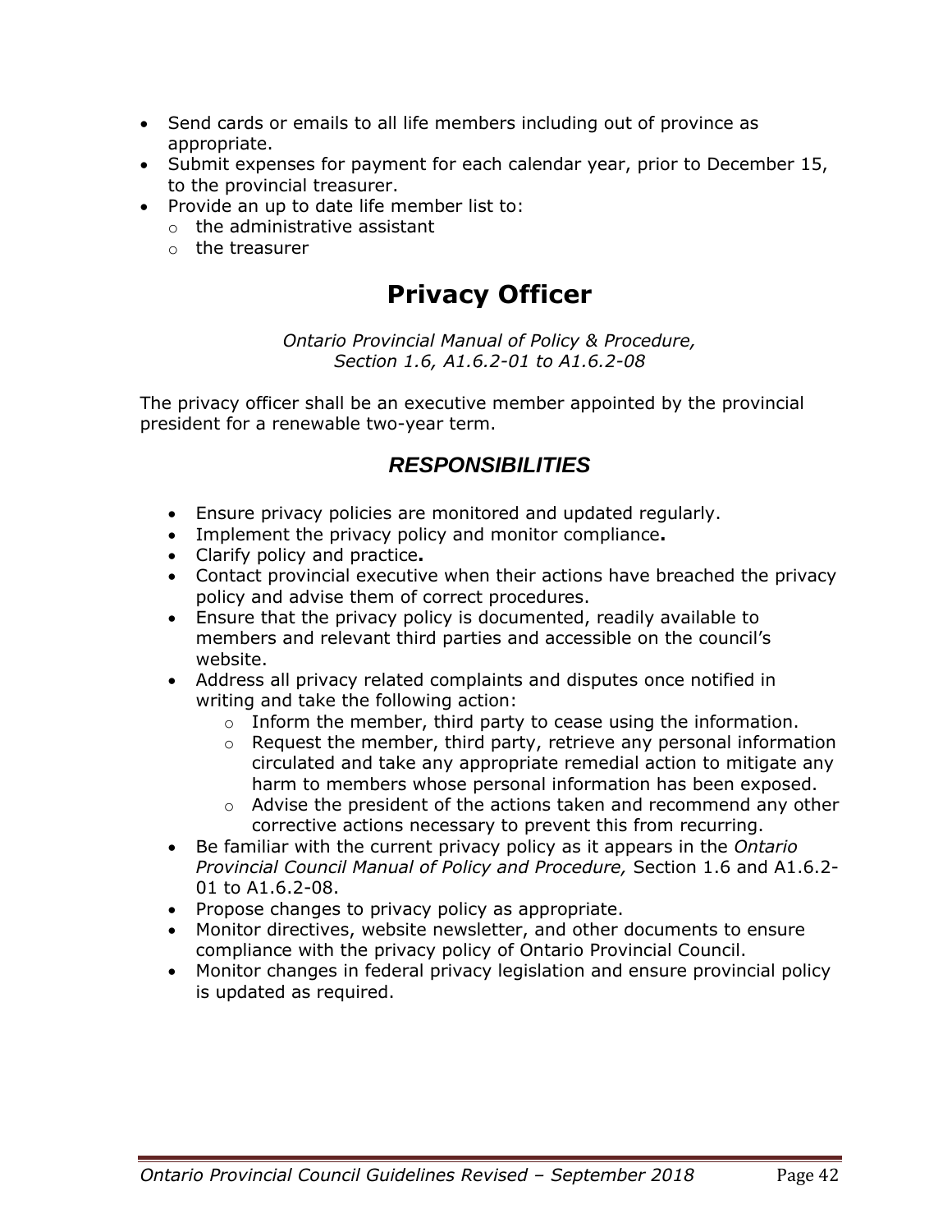- Send cards or emails to all life members including out of province as appropriate.
- Submit expenses for payment for each calendar year, prior to December 15, to the provincial treasurer.
- Provide an up to date life member list to:
  - the administrative assistant
  - the treasurer

# Privacy Officer

*Ontario Provincial Manual of Policy & Procedure, Section 1.6, A1.6.2-01 to A1.6.2-08*

The privacy officer shall be an executive member appointed by the provincial president for a renewable two-year term.

## *RESPONSIBILITIES*

- Ensure privacy policies are monitored and updated regularly.
- Implement the privacy policy and monitor compliance**.**
- Clarify policy and practice**.**
- Contact provincial executive when their actions have breached the privacy policy and advise them of correct procedures.
- Ensure that the privacy policy is documented, readily available to members and relevant third parties and accessible on the council's website.
- Address all privacy related complaints and disputes once notified in writing and take the following action:
  - Inform the member, third party to cease using the information.
  - Request the member, third party, retrieve any personal information circulated and take any appropriate remedial action to mitigate any harm to members whose personal information has been exposed.
  - Advise the president of the actions taken and recommend any other corrective actions necessary to prevent this from recurring.
- Be familiar with the current privacy policy as it appears in the *Ontario Provincial Council Manual of Policy and Procedure,* Section 1.6 and A1.6.2-01 to A1.6.2-08.
- Propose changes to privacy policy as appropriate.
- Monitor directives, website newsletter, and other documents to ensure compliance with the privacy policy of Ontario Provincial Council.
- Monitor changes in federal privacy legislation and ensure provincial policy is updated as required.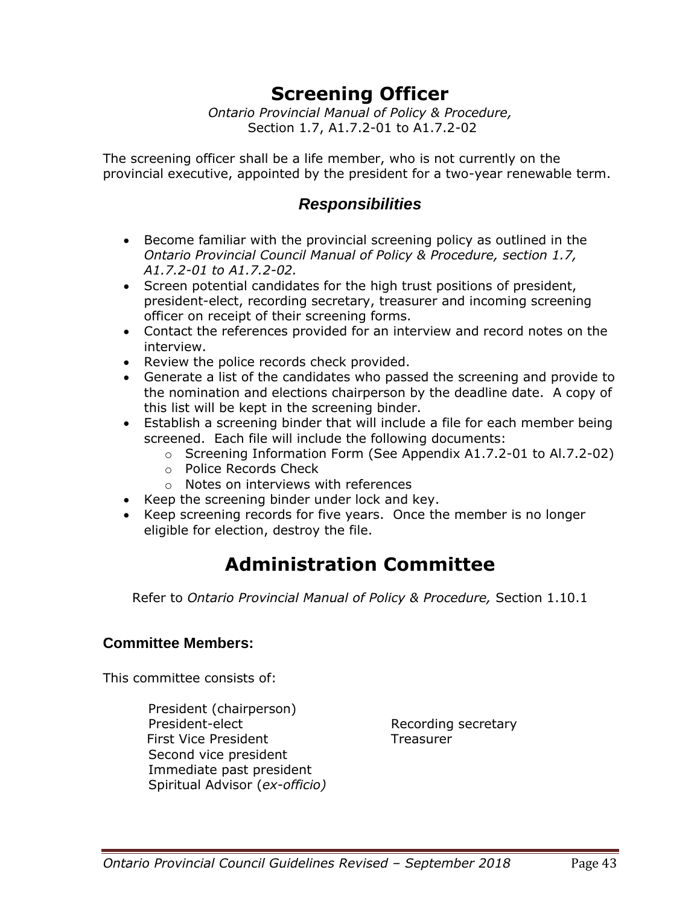# Screening Officer

*Ontario Provincial Manual of Policy & Procedure,*
Section 1.7, A1.7.2-01 to A1.7.2-02

The screening officer shall be a life member, who is not currently on the provincial executive, appointed by the president for a two-year renewable term.

## *Responsibilities*

- Become familiar with the provincial screening policy as outlined in the *Ontario Provincial Council Manual of Policy & Procedure, section 1.7, A1.7.2-01 to A1.7.2-02.*
- Screen potential candidates for the high trust positions of president, president-elect, recording secretary, treasurer and incoming screening officer on receipt of their screening forms.
- Contact the references provided for an interview and record notes on the interview.
- Review the police records check provided.
- Generate a list of the candidates who passed the screening and provide to the nomination and elections chairperson by the deadline date. A copy of this list will be kept in the screening binder.
- Establish a screening binder that will include a file for each member being screened. Each file will include the following documents:
  - Screening Information Form (See Appendix A1.7.2-01 to Al.7.2-02)
  - Police Records Check
  - Notes on interviews with references
- Keep the screening binder under lock and key.
- Keep screening records for five years. Once the member is no longer eligible for election, destroy the file.

# Administration Committee

Refer to *Ontario Provincial Manual of Policy & Procedure,* Section 1.10.1

### Committee Members:

This committee consists of:

- President (chairperson)
- President-elect
- First Vice President
- Second vice president
- Immediate past president
- Spiritual Advisor (*ex-officio)*
- Recording secretary
- Treasurer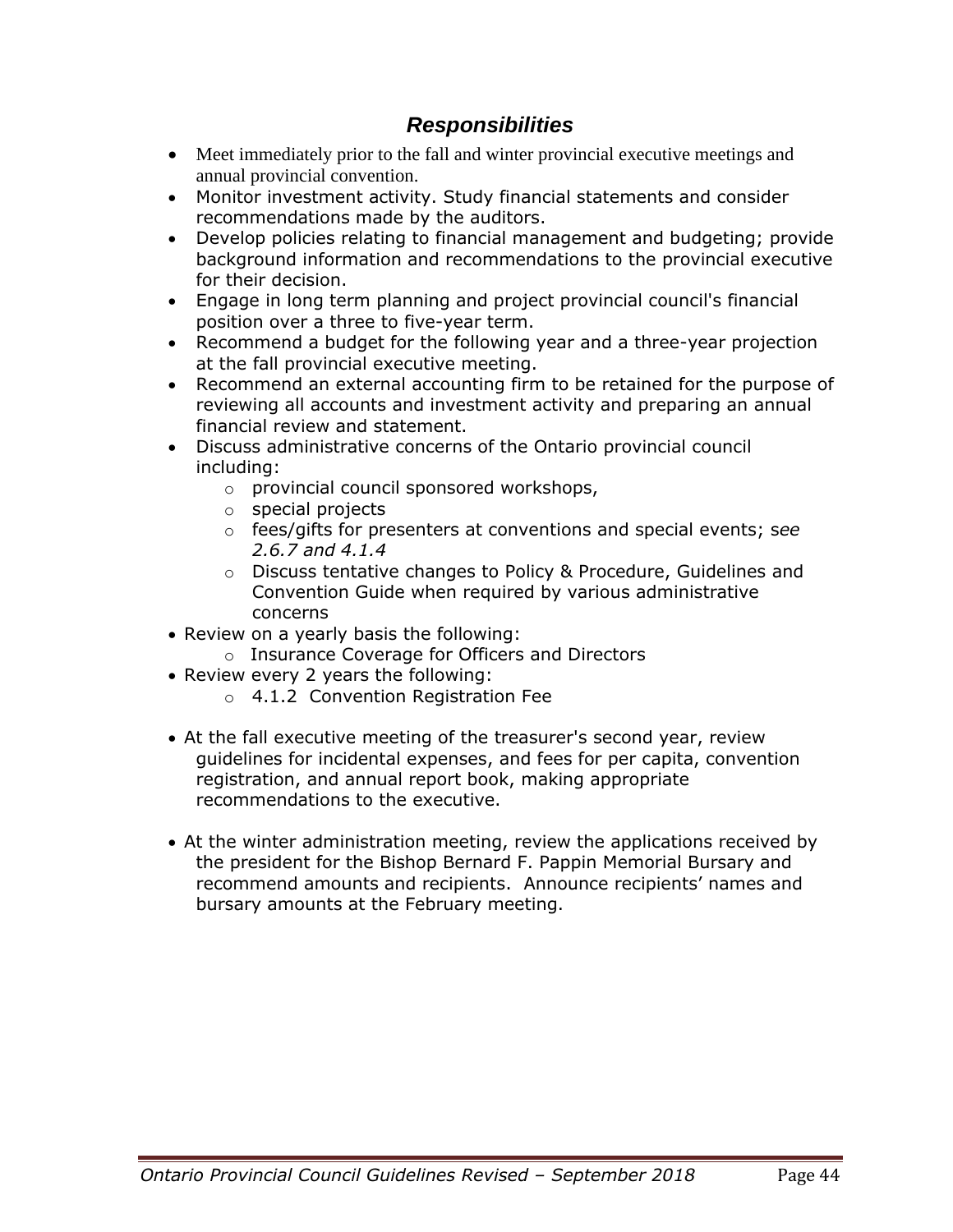### *Responsibilities*

- Meet immediately prior to the fall and winter provincial executive meetings and annual provincial convention.
- Monitor investment activity. Study financial statements and consider recommendations made by the auditors.
- Develop policies relating to financial management and budgeting; provide background information and recommendations to the provincial executive for their decision.
- Engage in long term planning and project provincial council's financial position over a three to five-year term.
- Recommend a budget for the following year and a three-year projection at the fall provincial executive meeting.
- Recommend an external accounting firm to be retained for the purpose of reviewing all accounts and investment activity and preparing an annual financial review and statement.
- Discuss administrative concerns of the Ontario provincial council including:
  - provincial council sponsored workshops,
  - special projects
  - fees/gifts for presenters at conventions and special events; *see 2.6.7 and 4.1.4*
  - Discuss tentative changes to Policy & Procedure, Guidelines and Convention Guide when required by various administrative concerns
- Review on a yearly basis the following:
  - Insurance Coverage for Officers and Directors
- Review every 2 years the following:
  - 4.1.2 Convention Registration Fee
- At the fall executive meeting of the treasurer's second year, review guidelines for incidental expenses, and fees for per capita, convention registration, and annual report book, making appropriate recommendations to the executive.
- At the winter administration meeting, review the applications received by the president for the Bishop Bernard F. Pappin Memorial Bursary and recommend amounts and recipients. Announce recipients' names and bursary amounts at the February meeting.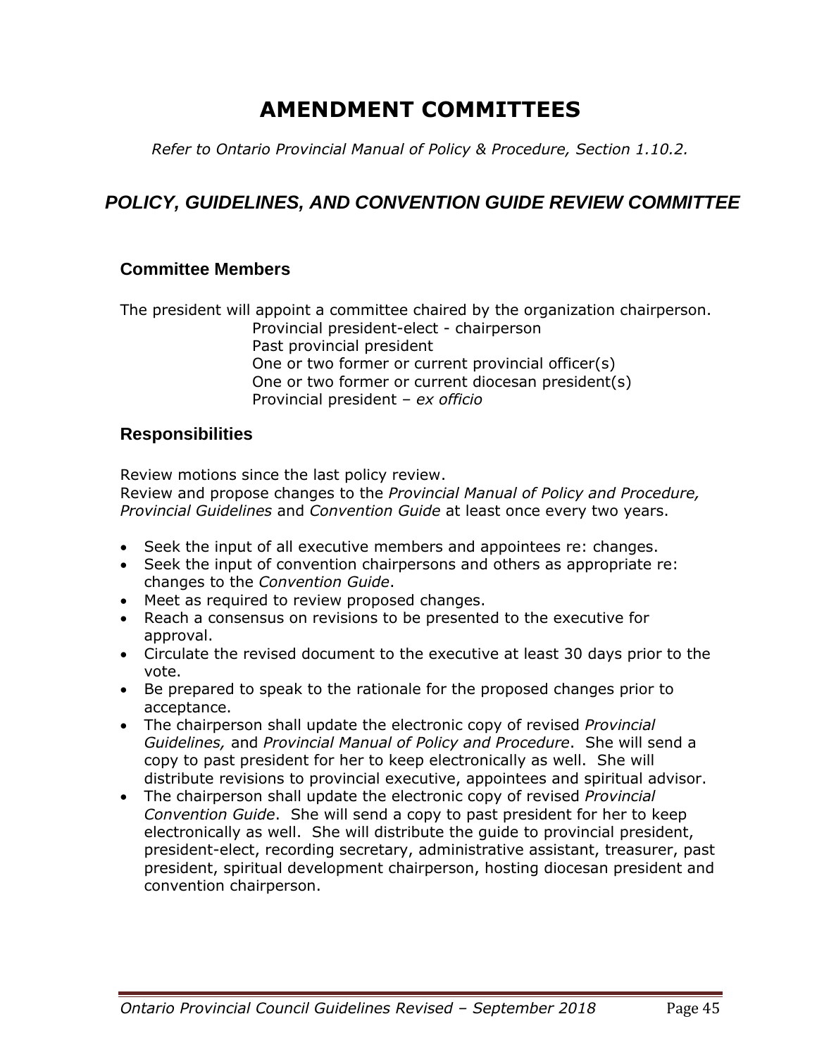# AMENDMENT COMMITTEES

*Refer to Ontario Provincial Manual of Policy & Procedure, Section 1.10.2.*

## *POLICY, GUIDELINES, AND CONVENTION GUIDE REVIEW COMMITTEE*

### Committee Members

The president will appoint a committee chaired by the organization chairperson.

Provincial president-elect - chairperson
Past provincial president
One or two former or current provincial officer(s)
One or two former or current diocesan president(s)
Provincial president – *ex officio*

### Responsibilities

Review motions since the last policy review.
Review and propose changes to the *Provincial Manual of Policy and Procedure, Provincial Guidelines* and *Convention Guide* at least once every two years.

- Seek the input of all executive members and appointees re: changes.
- Seek the input of convention chairpersons and others as appropriate re: changes to the *Convention Guide*.
- Meet as required to review proposed changes.
- Reach a consensus on revisions to be presented to the executive for approval.
- Circulate the revised document to the executive at least 30 days prior to the vote.
- Be prepared to speak to the rationale for the proposed changes prior to acceptance.
- The chairperson shall update the electronic copy of revised *Provincial Guidelines,* and *Provincial Manual of Policy and Procedure*. She will send a copy to past president for her to keep electronically as well. She will distribute revisions to provincial executive, appointees and spiritual advisor.
- The chairperson shall update the electronic copy of revised *Provincial Convention Guide*. She will send a copy to past president for her to keep electronically as well. She will distribute the guide to provincial president, president-elect, recording secretary, administrative assistant, treasurer, past president, spiritual development chairperson, hosting diocesan president and convention chairperson.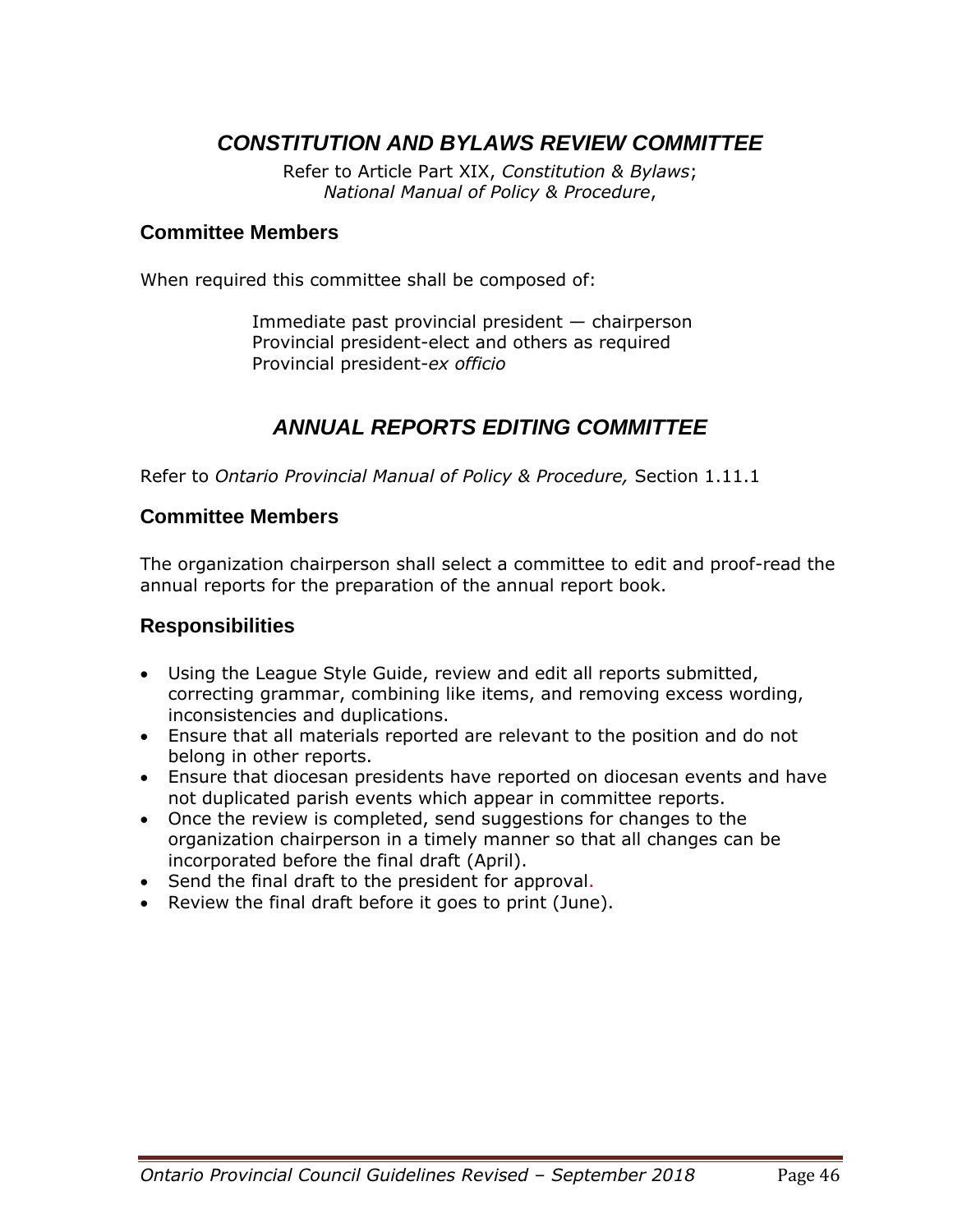## *CONSTITUTION AND BYLAWS REVIEW COMMITTEE*

Refer to Article Part XIX, *Constitution & Bylaws*;
*National Manual of Policy & Procedure*,

### Committee Members

When required this committee shall be composed of:

Immediate past provincial president — chairperson
Provincial president-elect and others as required
Provincial president-*ex officio*

## *ANNUAL REPORTS EDITING COMMITTEE*

Refer to *Ontario Provincial Manual of Policy & Procedure,* Section 1.11.1

### Committee Members

The organization chairperson shall select a committee to edit and proof-read the annual reports for the preparation of the annual report book.

### Responsibilities

- Using the League Style Guide, review and edit all reports submitted, correcting grammar, combining like items, and removing excess wording, inconsistencies and duplications.
- Ensure that all materials reported are relevant to the position and do not belong in other reports.
- Ensure that diocesan presidents have reported on diocesan events and have not duplicated parish events which appear in committee reports.
- Once the review is completed, send suggestions for changes to the organization chairperson in a timely manner so that all changes can be incorporated before the final draft (April).
- Send the final draft to the president for approval.
- Review the final draft before it goes to print (June).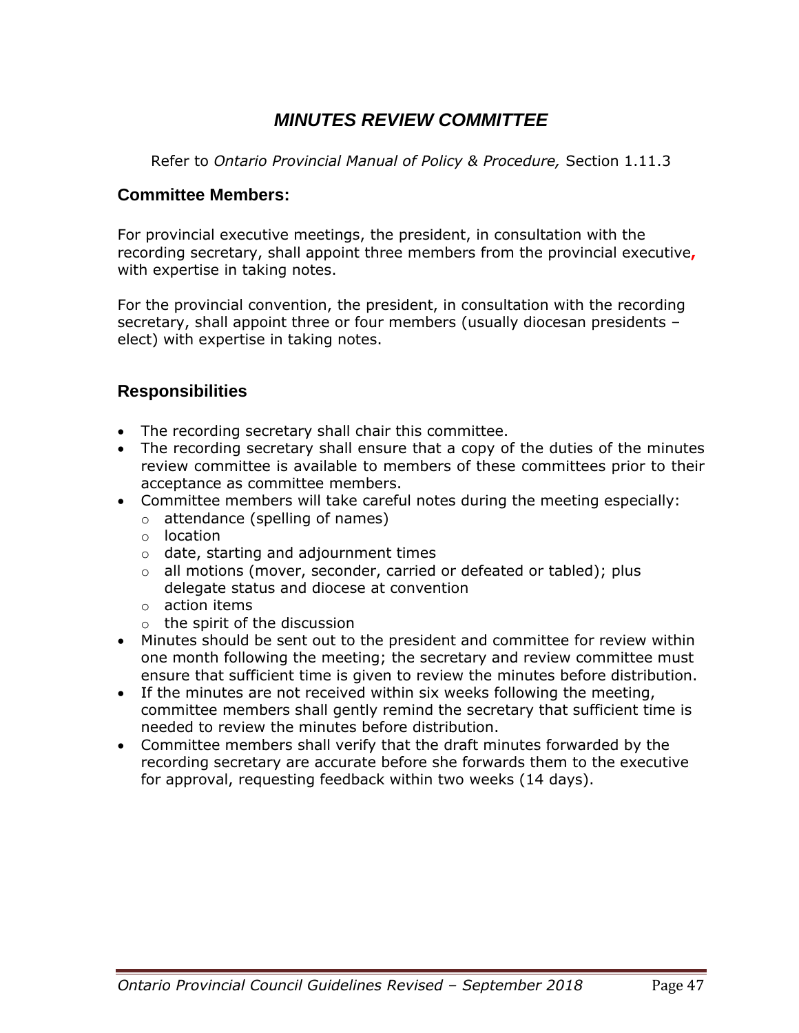# *MINUTES REVIEW COMMITTEE*

Refer to *Ontario Provincial Manual of Policy & Procedure,* Section 1.11.3

## Committee Members:

For provincial executive meetings, the president, in consultation with the recording secretary, shall appoint three members from the provincial executive, with expertise in taking notes.

For the provincial convention, the president, in consultation with the recording secretary, shall appoint three or four members (usually diocesan presidents – elect) with expertise in taking notes.

## Responsibilities

- The recording secretary shall chair this committee.
- The recording secretary shall ensure that a copy of the duties of the minutes review committee is available to members of these committees prior to their acceptance as committee members.
- Committee members will take careful notes during the meeting especially:
  - attendance (spelling of names)
  - location
  - date, starting and adjournment times
  - all motions (mover, seconder, carried or defeated or tabled); plus delegate status and diocese at convention
  - action items
  - the spirit of the discussion
- Minutes should be sent out to the president and committee for review within one month following the meeting; the secretary and review committee must ensure that sufficient time is given to review the minutes before distribution.
- If the minutes are not received within six weeks following the meeting, committee members shall gently remind the secretary that sufficient time is needed to review the minutes before distribution.
- Committee members shall verify that the draft minutes forwarded by the recording secretary are accurate before she forwards them to the executive for approval, requesting feedback within two weeks (14 days).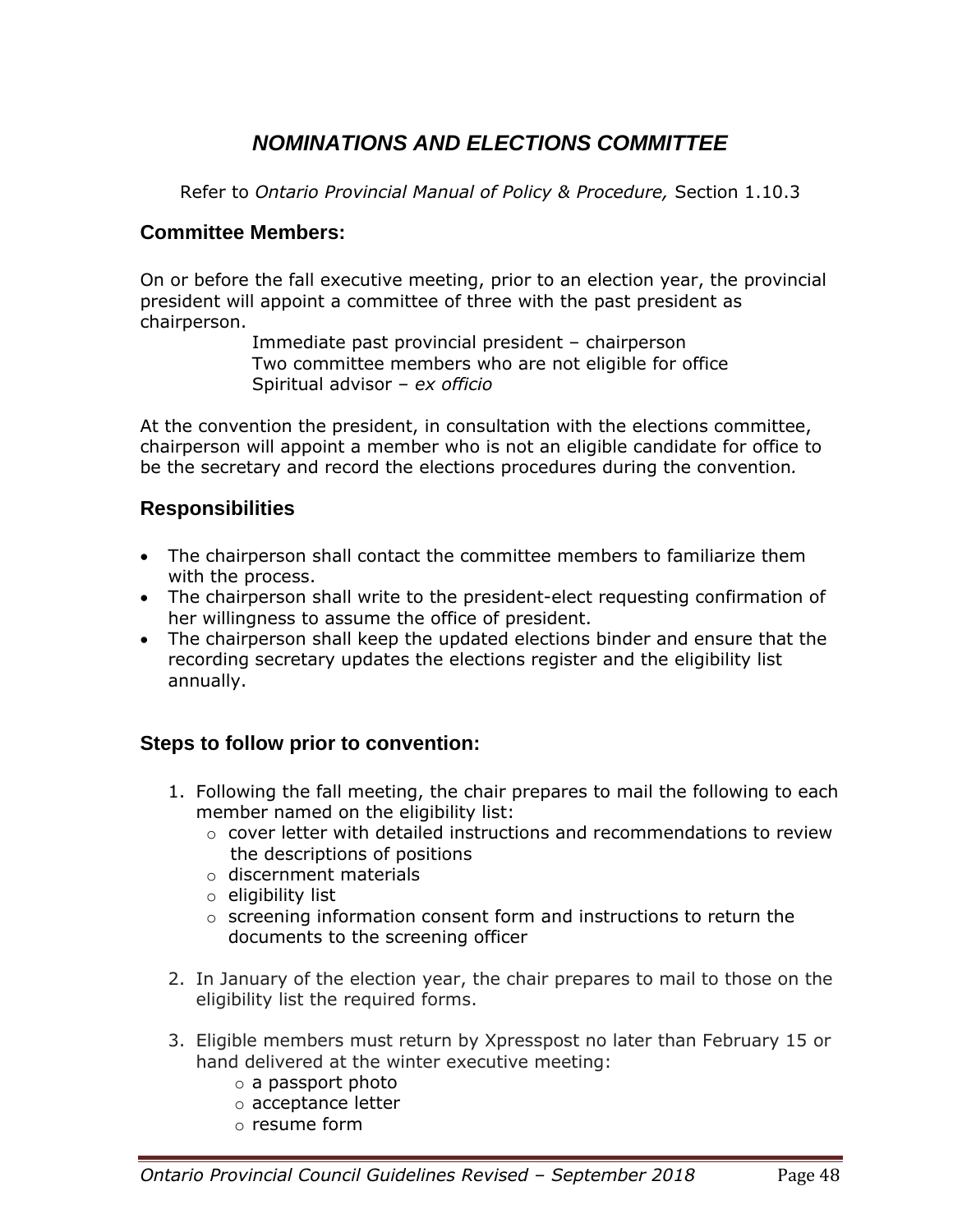# ***NOMINATIONS AND ELECTIONS COMMITTEE***

Refer to *Ontario Provincial Manual of Policy & Procedure,* Section 1.10.3

## Committee Members:

On or before the fall executive meeting, prior to an election year, the provincial president will appoint a committee of three with the past president as chairperson.

Immediate past provincial president – chairperson
Two committee members who are not eligible for office
Spiritual advisor – *ex officio*

At the convention the president, in consultation with the elections committee, chairperson will appoint a member who is not an eligible candidate for office to be the secretary and record the elections procedures during the convention.

## Responsibilities

- The chairperson shall contact the committee members to familiarize them with the process.
- The chairperson shall write to the president-elect requesting confirmation of her willingness to assume the office of president.
- The chairperson shall keep the updated elections binder and ensure that the recording secretary updates the elections register and the eligibility list annually.

## Steps to follow prior to convention:

1. Following the fall meeting, the chair prepares to mail the following to each member named on the eligibility list:
   - cover letter with detailed instructions and recommendations to review the descriptions of positions
   - discernment materials
   - eligibility list
   - screening information consent form and instructions to return the documents to the screening officer

2. In January of the election year, the chair prepares to mail to those on the eligibility list the required forms.

3. Eligible members must return by Xpresspost no later than February 15 or hand delivered at the winter executive meeting:
   - a passport photo
   - acceptance letter
   - resume form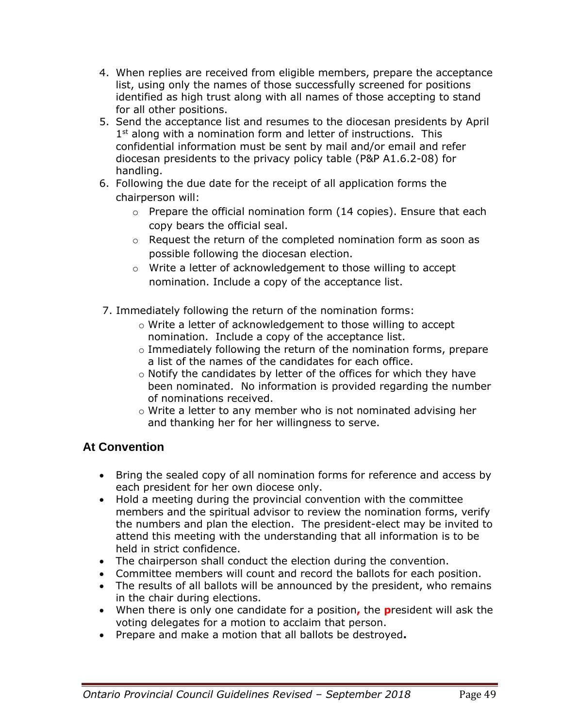4. When replies are received from eligible members, prepare the acceptance list, using only the names of those successfully screened for positions identified as high trust along with all names of those accepting to stand for all other positions.
5. Send the acceptance list and resumes to the diocesan presidents by April 1st along with a nomination form and letter of instructions. This confidential information must be sent by mail and/or email and refer diocesan presidents to the privacy policy table (P&P A1.6.2-08) for handling.
6. Following the due date for the receipt of all application forms the chairperson will:
   - Prepare the official nomination form (14 copies). Ensure that each copy bears the official seal.
   - Request the return of the completed nomination form as soon as possible following the diocesan election.
   - Write a letter of acknowledgement to those willing to accept nomination. Include a copy of the acceptance list.
7. Immediately following the return of the nomination forms:
   - Write a letter of acknowledgement to those willing to accept nomination. Include a copy of the acceptance list.
   - Immediately following the return of the nomination forms, prepare a list of the names of the candidates for each office.
   - Notify the candidates by letter of the offices for which they have been nominated. No information is provided regarding the number of nominations received.
   - Write a letter to any member who is not nominated advising her and thanking her for her willingness to serve.

## At Convention

- Bring the sealed copy of all nomination forms for reference and access by each president for her own diocese only.
- Hold a meeting during the provincial convention with the committee members and the spiritual advisor to review the nomination forms, verify the numbers and plan the election. The president-elect may be invited to attend this meeting with the understanding that all information is to be held in strict confidence.
- The chairperson shall conduct the election during the convention.
- Committee members will count and record the ballots for each position.
- The results of all ballots will be announced by the president, who remains in the chair during elections.
- When there is only one candidate for a position, the **p**resident will ask the voting delegates for a motion to acclaim that person.
- Prepare and make a motion that all ballots be destroyed**.**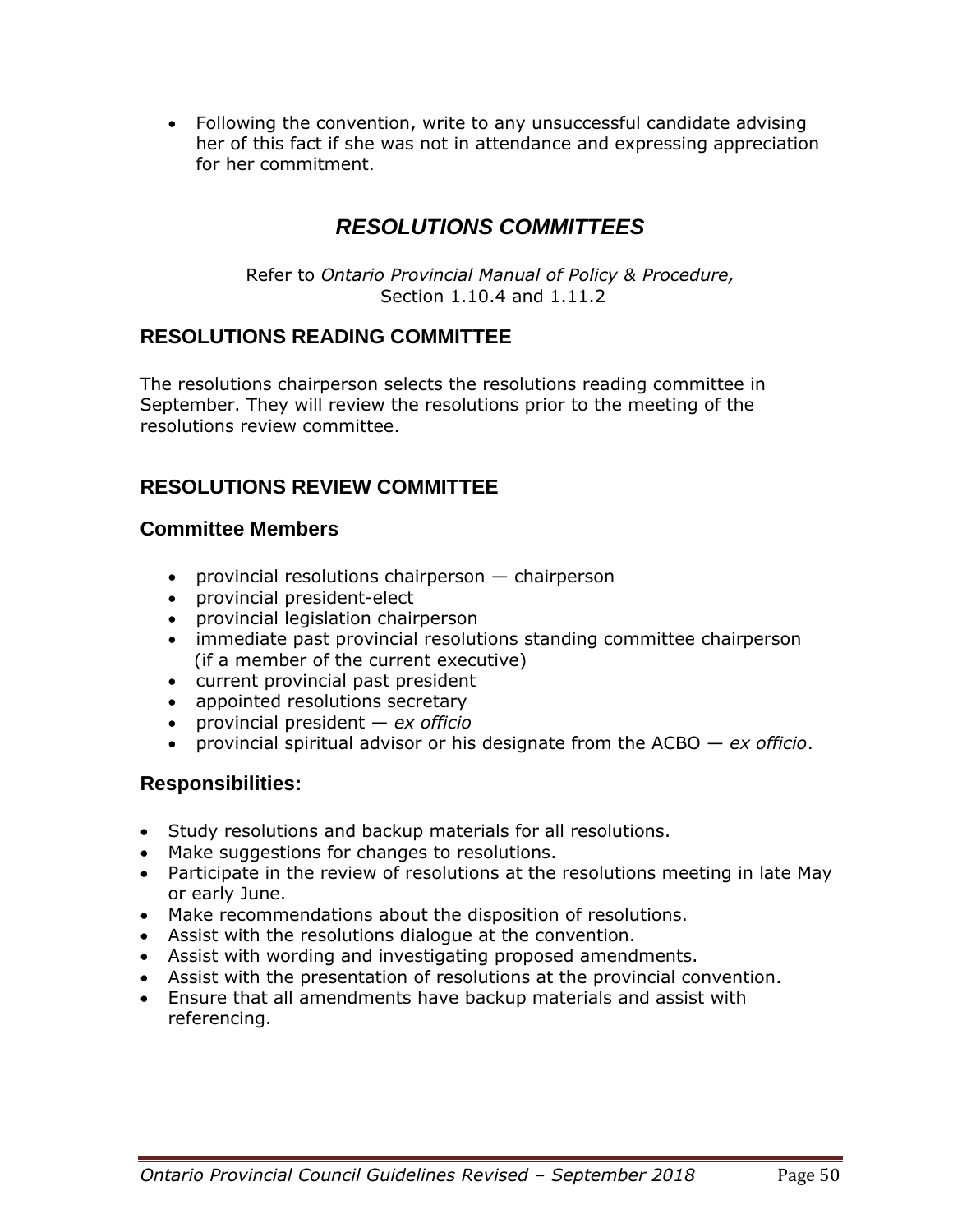- Following the convention, write to any unsuccessful candidate advising her of this fact if she was not in attendance and expressing appreciation for her commitment.

# *RESOLUTIONS COMMITTEES*

Refer to *Ontario Provincial Manual of Policy & Procedure,* Section 1.10.4 and 1.11.2

## RESOLUTIONS READING COMMITTEE

The resolutions chairperson selects the resolutions reading committee in September. They will review the resolutions prior to the meeting of the resolutions review committee.

## RESOLUTIONS REVIEW COMMITTEE

### Committee Members

- provincial resolutions chairperson — chairperson
- provincial president-elect
- provincial legislation chairperson
- immediate past provincial resolutions standing committee chairperson (if a member of the current executive)
- current provincial past president
- appointed resolutions secretary
- provincial president — *ex officio*
- provincial spiritual advisor or his designate from the ACBO — *ex officio*.

### Responsibilities:

- Study resolutions and backup materials for all resolutions.
- Make suggestions for changes to resolutions.
- Participate in the review of resolutions at the resolutions meeting in late May or early June.
- Make recommendations about the disposition of resolutions.
- Assist with the resolutions dialogue at the convention.
- Assist with wording and investigating proposed amendments.
- Assist with the presentation of resolutions at the provincial convention.
- Ensure that all amendments have backup materials and assist with referencing.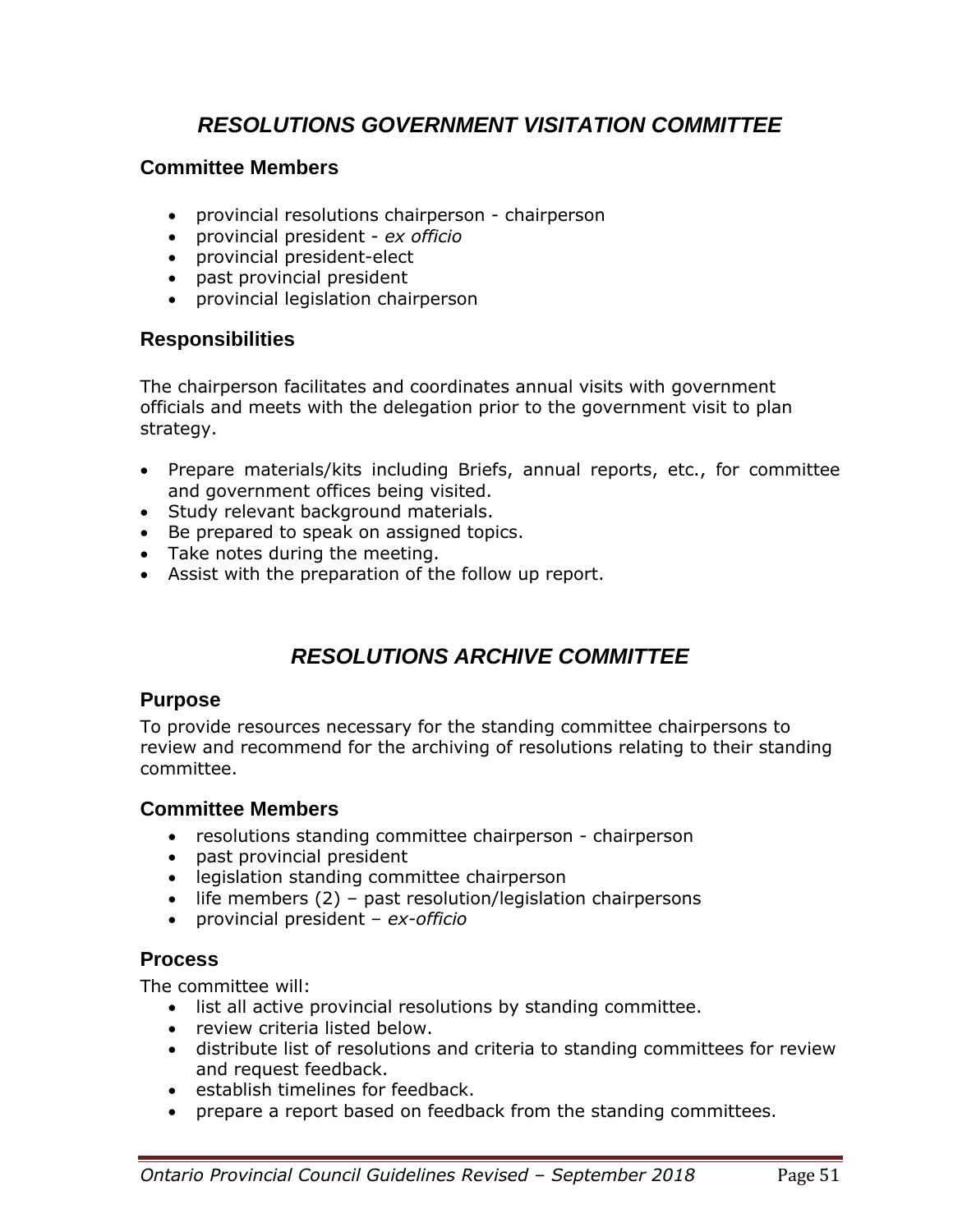## *RESOLUTIONS GOVERNMENT VISITATION COMMITTEE*

### Committee Members

- provincial resolutions chairperson - chairperson
- provincial president - *ex officio*
- provincial president-elect
- past provincial president
- provincial legislation chairperson

### Responsibilities

The chairperson facilitates and coordinates annual visits with government officials and meets with the delegation prior to the government visit to plan strategy.

- Prepare materials/kits including Briefs, annual reports, etc., for committee and government offices being visited.
- Study relevant background materials.
- Be prepared to speak on assigned topics.
- Take notes during the meeting.
- Assist with the preparation of the follow up report.

## *RESOLUTIONS ARCHIVE COMMITTEE*

### Purpose

To provide resources necessary for the standing committee chairpersons to review and recommend for the archiving of resolutions relating to their standing committee.

### Committee Members

- resolutions standing committee chairperson - chairperson
- past provincial president
- legislation standing committee chairperson
- life members (2) – past resolution/legislation chairpersons
- provincial president – *ex-officio*

### Process

The committee will:

- list all active provincial resolutions by standing committee.
- review criteria listed below.
- distribute list of resolutions and criteria to standing committees for review and request feedback.
- establish timelines for feedback.
- prepare a report based on feedback from the standing committees.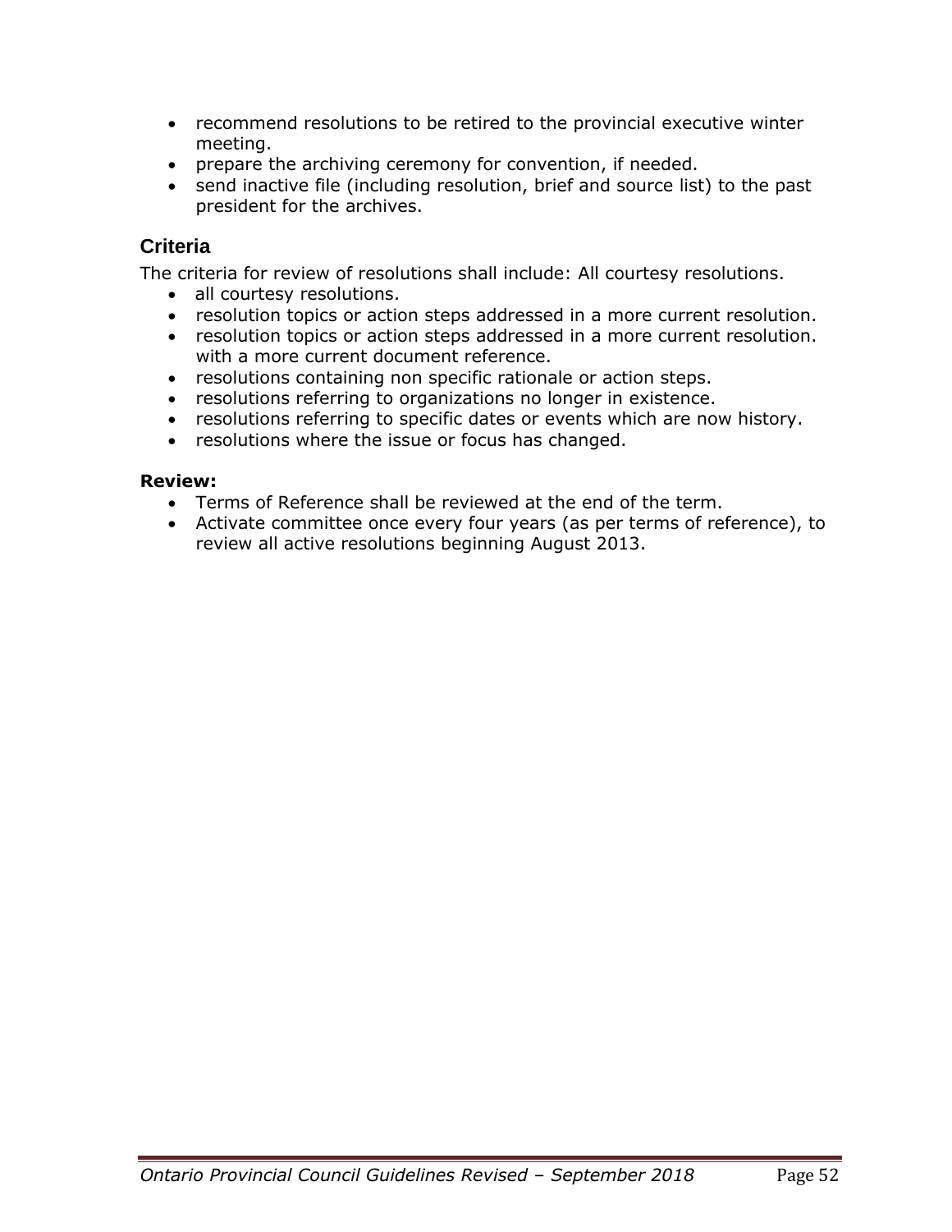- recommend resolutions to be retired to the provincial executive winter meeting.
- prepare the archiving ceremony for convention, if needed.
- send inactive file (including resolution, brief and source list) to the past president for the archives.

## Criteria

The criteria for review of resolutions shall include: All courtesy resolutions.

- all courtesy resolutions.
- resolution topics or action steps addressed in a more current resolution.
- resolution topics or action steps addressed in a more current resolution. with a more current document reference.
- resolutions containing non specific rationale or action steps.
- resolutions referring to organizations no longer in existence.
- resolutions referring to specific dates or events which are now history.
- resolutions where the issue or focus has changed.

**Review:**

- Terms of Reference shall be reviewed at the end of the term.
- Activate committee once every four years (as per terms of reference), to review all active resolutions beginning August 2013.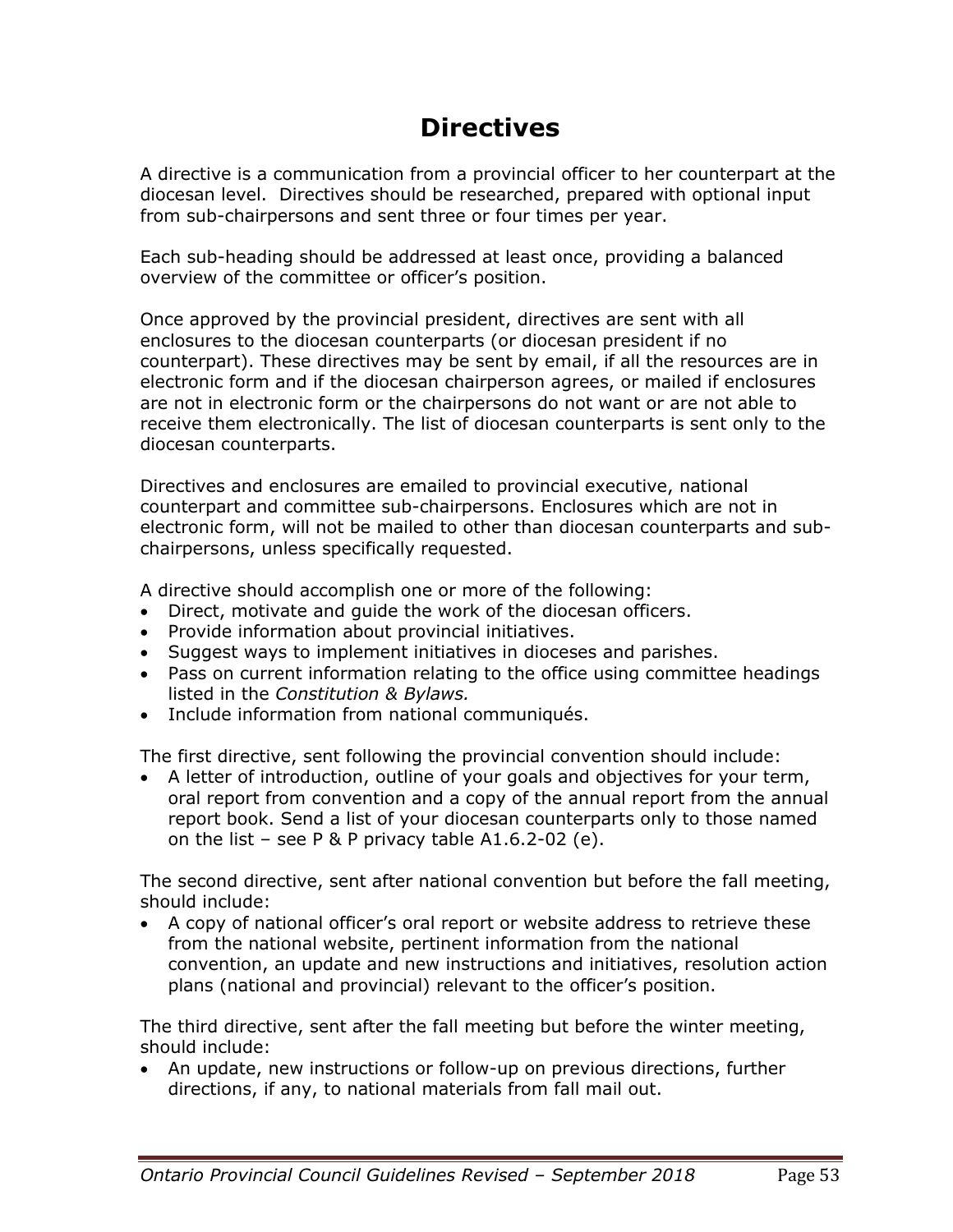# Directives

A directive is a communication from a provincial officer to her counterpart at the diocesan level. Directives should be researched, prepared with optional input from sub-chairpersons and sent three or four times per year.

Each sub-heading should be addressed at least once, providing a balanced overview of the committee or officer's position.

Once approved by the provincial president, directives are sent with all enclosures to the diocesan counterparts (or diocesan president if no counterpart). These directives may be sent by email, if all the resources are in electronic form and if the diocesan chairperson agrees, or mailed if enclosures are not in electronic form or the chairpersons do not want or are not able to receive them electronically. The list of diocesan counterparts is sent only to the diocesan counterparts.

Directives and enclosures are emailed to provincial executive, national counterpart and committee sub-chairpersons. Enclosures which are not in electronic form, will not be mailed to other than diocesan counterparts and sub-chairpersons, unless specifically requested.

A directive should accomplish one or more of the following:

- Direct, motivate and guide the work of the diocesan officers.
- Provide information about provincial initiatives.
- Suggest ways to implement initiatives in dioceses and parishes.
- Pass on current information relating to the office using committee headings listed in the *Constitution & Bylaws.*
- Include information from national communiqués.

The first directive, sent following the provincial convention should include:

- A letter of introduction, outline of your goals and objectives for your term, oral report from convention and a copy of the annual report from the annual report book. Send a list of your diocesan counterparts only to those named on the list – see P & P privacy table A1.6.2-02 (e).

The second directive, sent after national convention but before the fall meeting, should include:

- A copy of national officer's oral report or website address to retrieve these from the national website, pertinent information from the national convention, an update and new instructions and initiatives, resolution action plans (national and provincial) relevant to the officer's position.

The third directive, sent after the fall meeting but before the winter meeting, should include:

- An update, new instructions or follow-up on previous directions, further directions, if any, to national materials from fall mail out.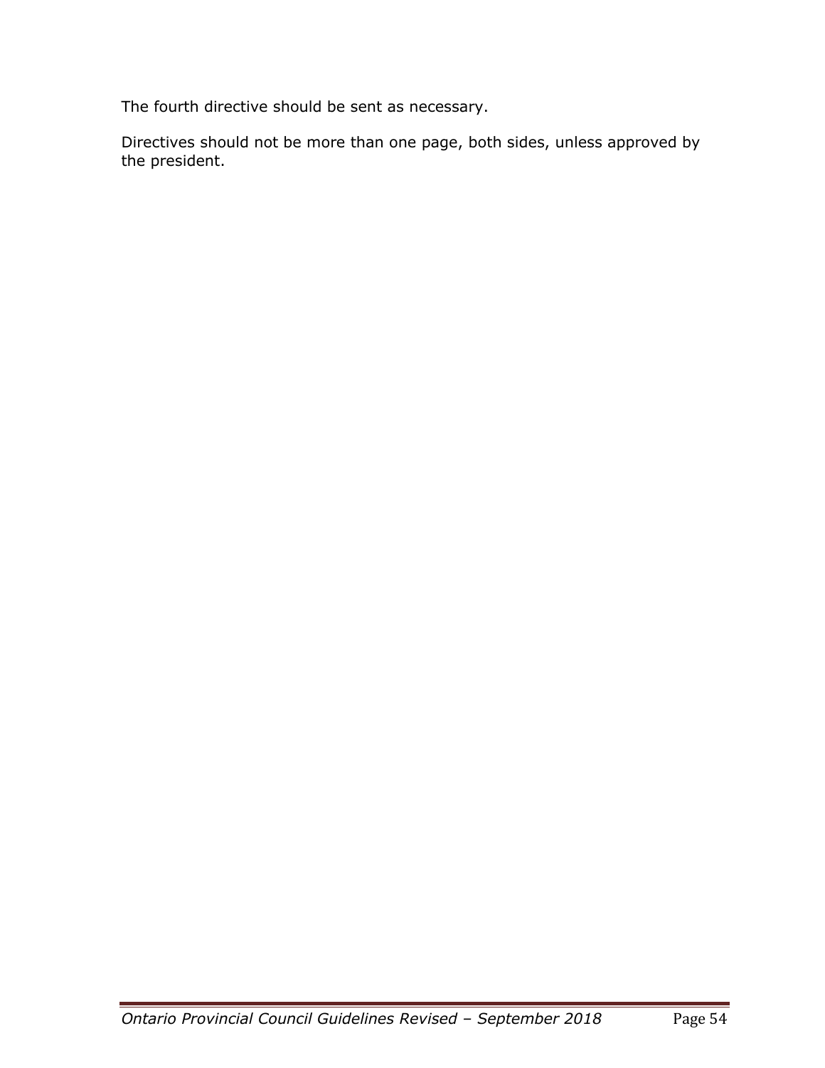The fourth directive should be sent as necessary.

Directives should not be more than one page, both sides, unless approved by the president.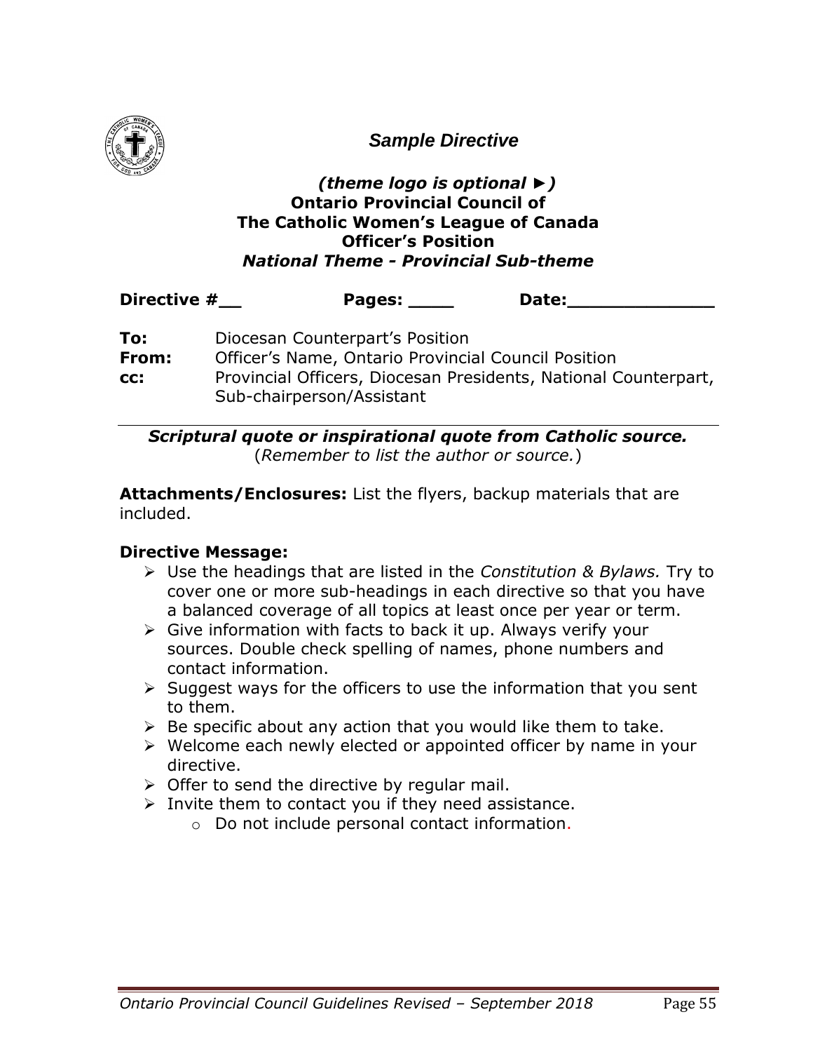## *Sample Directive*

***(theme logo is optional ►)***
**Ontario Provincial Council of**
**The Catholic Women's League of Canada**
**Officer's Position**
***National Theme - Provincial Sub-theme***

**Directive #__** **Pages: ____** **Date:_____________**

**To:** Diocesan Counterpart's Position
**From:** Officer's Name, Ontario Provincial Council Position
**cc:** Provincial Officers, Diocesan Presidents, National Counterpart, Sub-chairperson/Assistant

---

***Scriptural quote or inspirational quote from Catholic source.***
(*Remember to list the author or source.*)

**Attachments/Enclosures:** List the flyers, backup materials that are included.

**Directive Message:**

- Use the headings that are listed in the *Constitution & Bylaws.* Try to cover one or more sub-headings in each directive so that you have a balanced coverage of all topics at least once per year or term.
- Give information with facts to back it up. Always verify your sources. Double check spelling of names, phone numbers and contact information.
- Suggest ways for the officers to use the information that you sent to them.
- Be specific about any action that you would like them to take.
- Welcome each newly elected or appointed officer by name in your directive.
- Offer to send the directive by regular mail.
- Invite them to contact you if they need assistance.
    - Do not include personal contact information.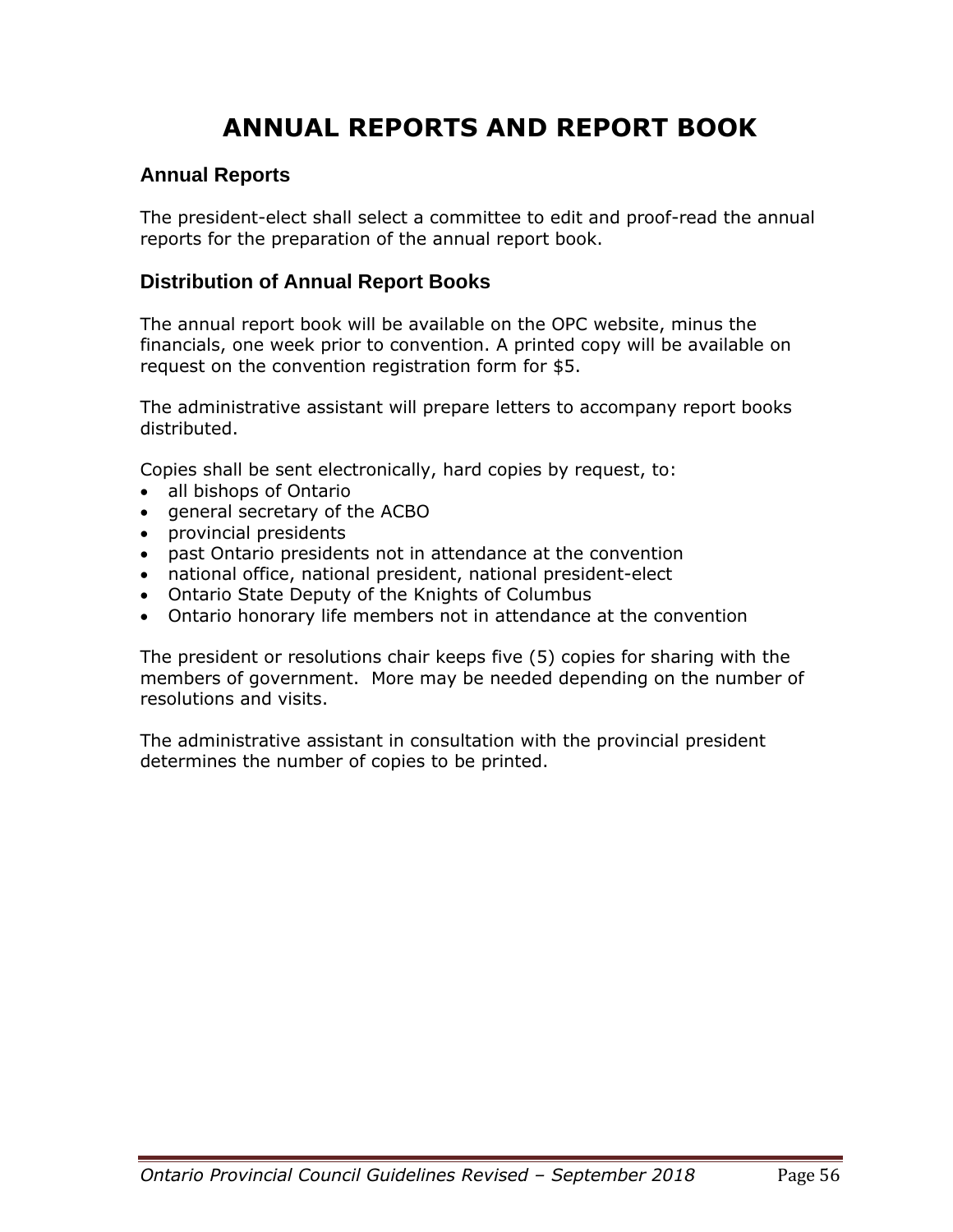# ANNUAL REPORTS AND REPORT BOOK

## Annual Reports

The president-elect shall select a committee to edit and proof-read the annual reports for the preparation of the annual report book.

## Distribution of Annual Report Books

The annual report book will be available on the OPC website, minus the financials, one week prior to convention. A printed copy will be available on request on the convention registration form for $5.

The administrative assistant will prepare letters to accompany report books distributed.

Copies shall be sent electronically, hard copies by request, to:

- all bishops of Ontario
- general secretary of the ACBO
- provincial presidents
- past Ontario presidents not in attendance at the convention
- national office, national president, national president-elect
- Ontario State Deputy of the Knights of Columbus
- Ontario honorary life members not in attendance at the convention

The president or resolutions chair keeps five (5) copies for sharing with the members of government. More may be needed depending on the number of resolutions and visits.

The administrative assistant in consultation with the provincial president determines the number of copies to be printed.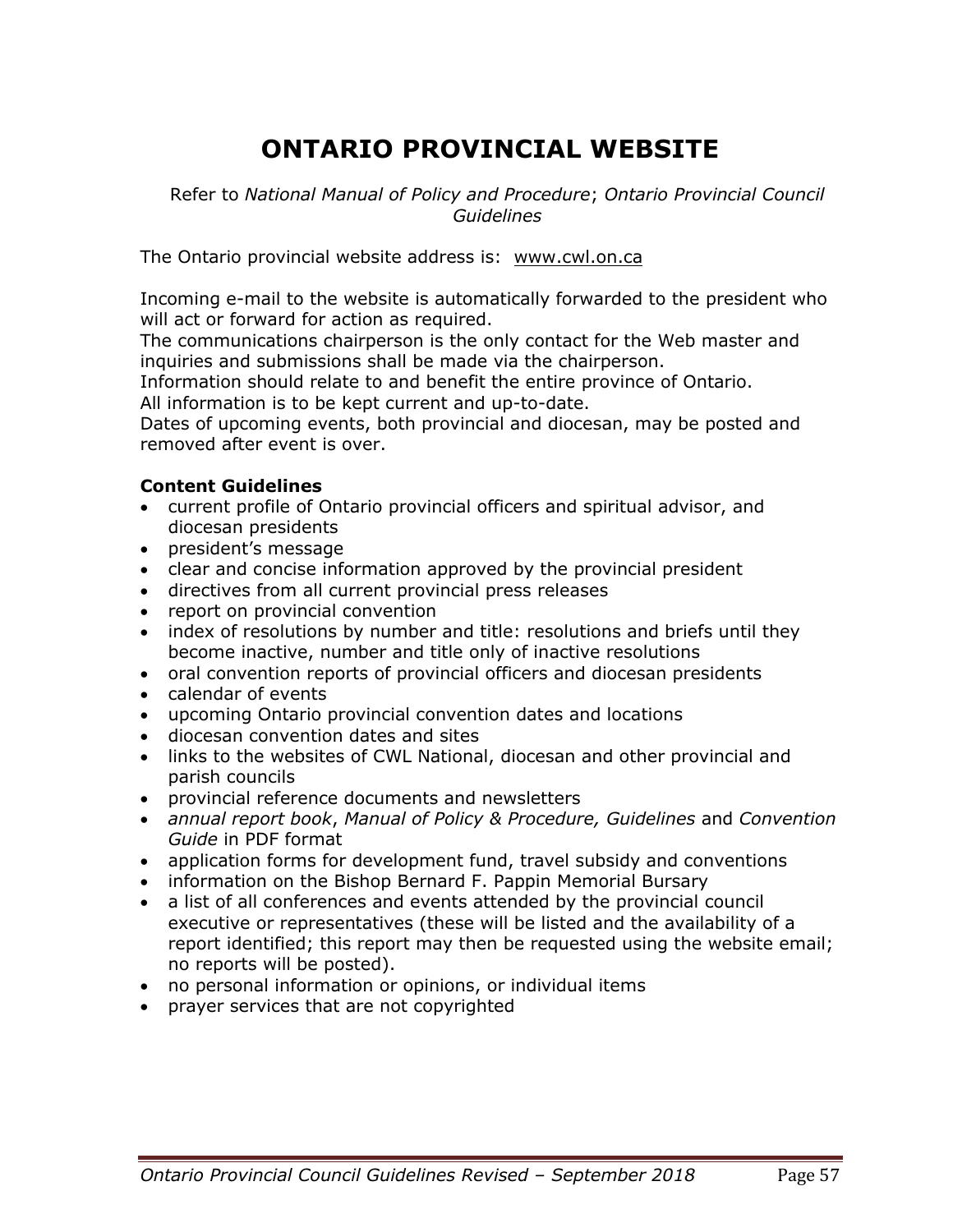# ONTARIO PROVINCIAL WEBSITE

Refer to *National Manual of Policy and Procedure*; *Ontario Provincial Council Guidelines*

The Ontario provincial website address is: www.cwl.on.ca

Incoming e-mail to the website is automatically forwarded to the president who will act or forward for action as required.
The communications chairperson is the only contact for the Web master and inquiries and submissions shall be made via the chairperson.
Information should relate to and benefit the entire province of Ontario.
All information is to be kept current and up-to-date.
Dates of upcoming events, both provincial and diocesan, may be posted and removed after event is over.

**Content Guidelines**

- current profile of Ontario provincial officers and spiritual advisor, and diocesan presidents
- president's message
- clear and concise information approved by the provincial president
- directives from all current provincial press releases
- report on provincial convention
- index of resolutions by number and title: resolutions and briefs until they become inactive, number and title only of inactive resolutions
- oral convention reports of provincial officers and diocesan presidents
- calendar of events
- upcoming Ontario provincial convention dates and locations
- diocesan convention dates and sites
- links to the websites of CWL National, diocesan and other provincial and parish councils
- provincial reference documents and newsletters
- *annual report book*, *Manual of Policy & Procedure, Guidelines* and *Convention Guide* in PDF format
- application forms for development fund, travel subsidy and conventions
- information on the Bishop Bernard F. Pappin Memorial Bursary
- a list of all conferences and events attended by the provincial council executive or representatives (these will be listed and the availability of a report identified; this report may then be requested using the website email; no reports will be posted).
- no personal information or opinions, or individual items
- prayer services that are not copyrighted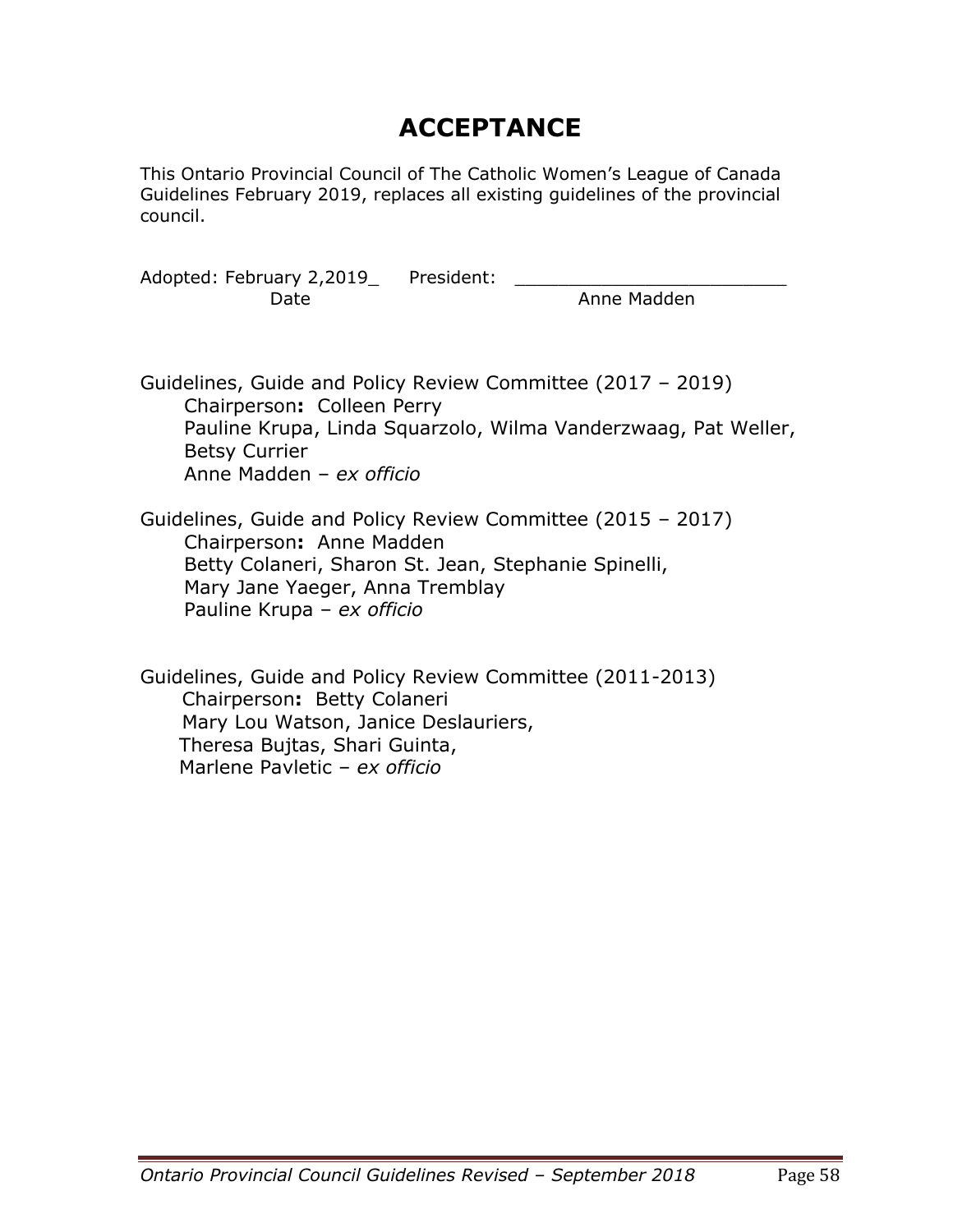# ACCEPTANCE

This Ontario Provincial Council of The Catholic Women's League of Canada Guidelines February 2019, replaces all existing guidelines of the provincial council.

Adopted: February 2,2019_ President: ________________________
Date Anne Madden

Guidelines, Guide and Policy Review Committee (2017 – 2019)
Chairperson**:** Colleen Perry
Pauline Krupa, Linda Squarzolo, Wilma Vanderzwaag, Pat Weller, Betsy Currier
Anne Madden – *ex officio*

Guidelines, Guide and Policy Review Committee (2015 – 2017)
Chairperson**:** Anne Madden
Betty Colaneri, Sharon St. Jean, Stephanie Spinelli, Mary Jane Yaeger, Anna Tremblay
Pauline Krupa – *ex officio*

Guidelines, Guide and Policy Review Committee (2011-2013)
Chairperson**:** Betty Colaneri
Mary Lou Watson, Janice Deslauriers, Theresa Bujtas, Shari Guinta,
Marlene Pavletic – *ex officio*